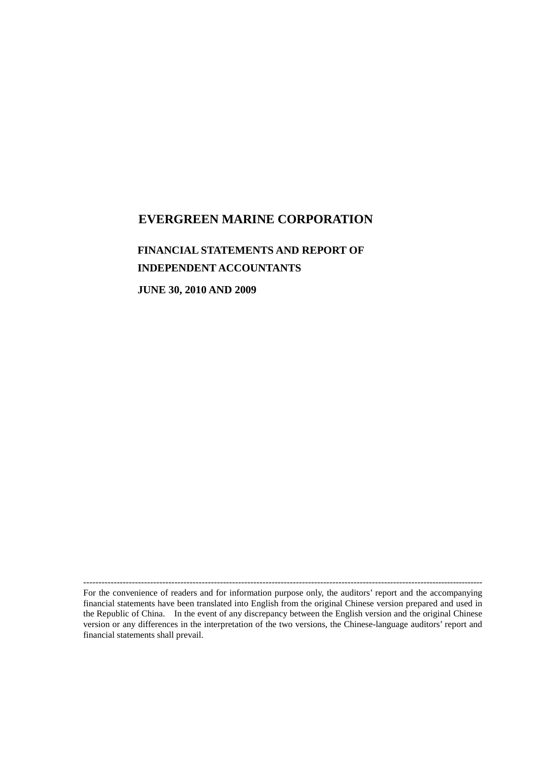# EVERGREEN MARINE CORPORATION

## FINANCIAL STATEMENTS AND REPORT OF INDEPENDENT ACCOUNTANTS

## JUNE 30, 2010 AND 2009

---

For the convenience of readers and for information purpose only, the auditors' report and the accompanying financial statements have been translated into English from the original Chinese version prepared and used in the Republic of China. In the event of any discrepancy between the English version and the original Chinese version or any differences in the interpretation of the two versions, the Chinese-language auditors' report and financial statements shall prevail.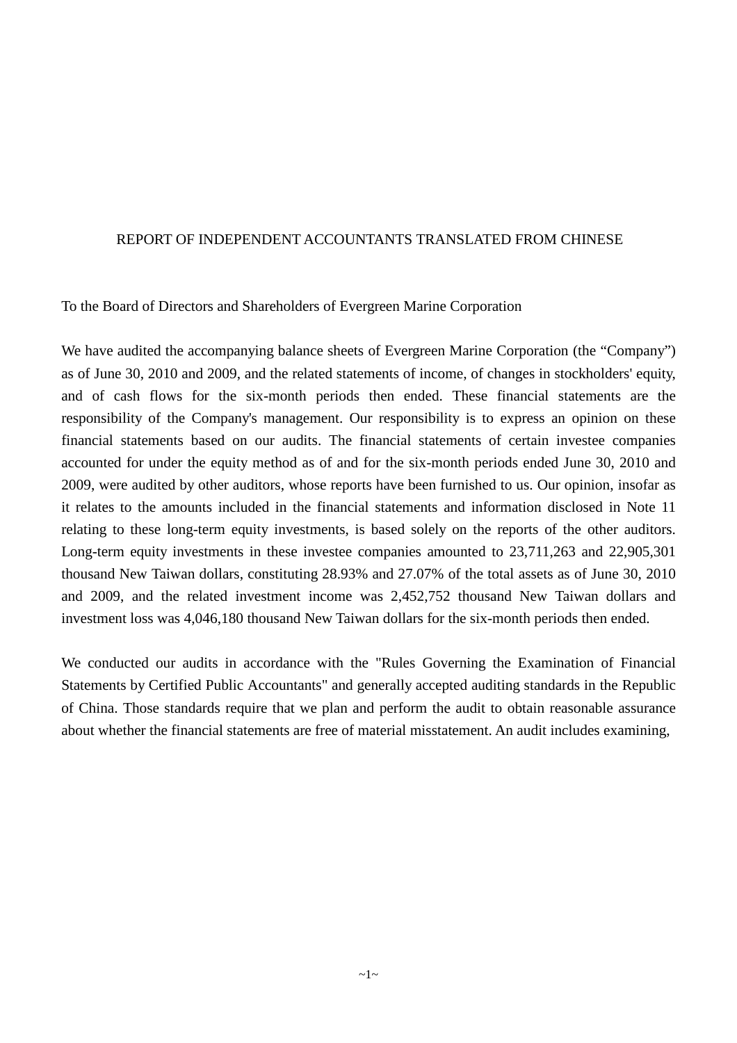REPORT OF INDEPENDENT ACCOUNTANTS TRANSLATED FROM CHINESE

To the Board of Directors and Shareholders of Evergreen Marine Corporation

We have audited the accompanying balance sheets of Evergreen Marine Corporation (the "Company") as of June 30, 2010 and 2009, and the related statements of income, of changes in stockholders' equity, and of cash flows for the six-month periods then ended. These financial statements are the responsibility of the Company's management. Our responsibility is to express an opinion on these financial statements based on our audits. The financial statements of certain investee companies accounted for under the equity method as of and for the six-month periods ended June 30, 2010 and 2009, were audited by other auditors, whose reports have been furnished to us. Our opinion, insofar as it relates to the amounts included in the financial statements and information disclosed in Note 11 relating to these long-term equity investments, is based solely on the reports of the other auditors. Long-term equity investments in these investee companies amounted to 23,711,263 and 22,905,301 thousand New Taiwan dollars, constituting 28.93% and 27.07% of the total assets as of June 30, 2010 and 2009, and the related investment income was 2,452,752 thousand New Taiwan dollars and investment loss was 4,046,180 thousand New Taiwan dollars for the six-month periods then ended.

We conducted our audits in accordance with the "Rules Governing the Examination of Financial Statements by Certified Public Accountants" and generally accepted auditing standards in the Republic of China. Those standards require that we plan and perform the audit to obtain reasonable assurance about whether the financial statements are free of material misstatement. An audit includes examining,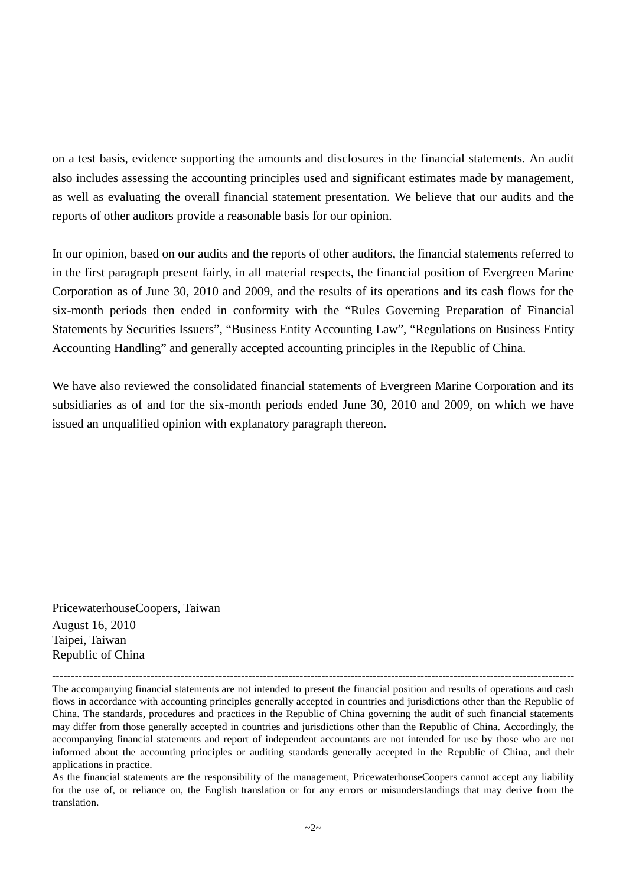on a test basis, evidence supporting the amounts and disclosures in the financial statements. An audit also includes assessing the accounting principles used and significant estimates made by management, as well as evaluating the overall financial statement presentation. We believe that our audits and the reports of other auditors provide a reasonable basis for our opinion.

In our opinion, based on our audits and the reports of other auditors, the financial statements referred to in the first paragraph present fairly, in all material respects, the financial position of Evergreen Marine Corporation as of June 30, 2010 and 2009, and the results of its operations and its cash flows for the six-month periods then ended in conformity with the "Rules Governing Preparation of Financial Statements by Securities Issuers", "Business Entity Accounting Law", "Regulations on Business Entity Accounting Handling" and generally accepted accounting principles in the Republic of China.

We have also reviewed the consolidated financial statements of Evergreen Marine Corporation and its subsidiaries as of and for the six-month periods ended June 30, 2010 and 2009, on which we have issued an unqualified opinion with explanatory paragraph thereon.

PricewaterhouseCoopers, Taiwan
August 16, 2010
Taipei, Taiwan
Republic of China

---

The accompanying financial statements are not intended to present the financial position and results of operations and cash flows in accordance with accounting principles generally accepted in countries and jurisdictions other than the Republic of China. The standards, procedures and practices in the Republic of China governing the audit of such financial statements may differ from those generally accepted in countries and jurisdictions other than the Republic of China. Accordingly, the accompanying financial statements and report of independent accountants are not intended for use by those who are not informed about the accounting principles or auditing standards generally accepted in the Republic of China, and their applications in practice.

As the financial statements are the responsibility of the management, PricewaterhouseCoopers cannot accept any liability for the use of, or reliance on, the English translation or for any errors or misunderstandings that may derive from the translation.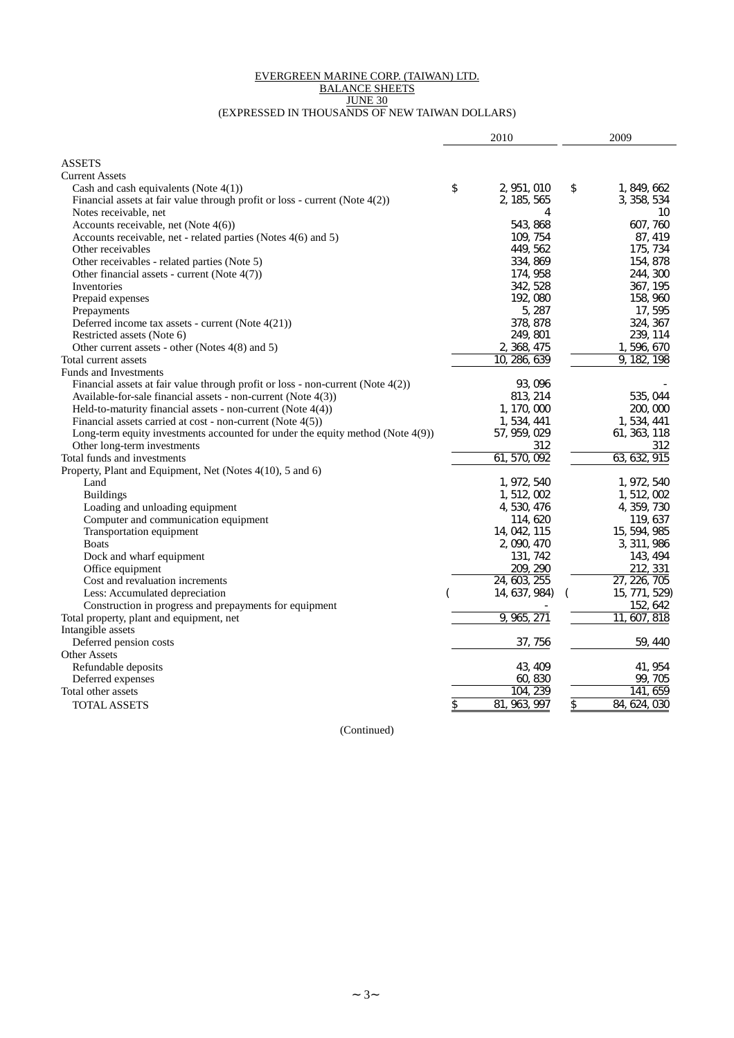EVERGREEN MARINE CORP. (TAIWAN) LTD.
BALANCE SHEETS
JUNE 30
(EXPRESSED IN THOUSANDS OF NEW TAIWAN DOLLARS)

| | 2010 | 2009 |
|---|---|---|
| **ASSETS** | | |
| Current Assets | | |
| Cash and cash equivalents (Note 4(1)) | $ 2,951,010 | $ 1,849,662 |
| Financial assets at fair value through profit or loss - current (Note 4(2)) | 2,185,565 | 3,358,534 |
| Notes receivable, net | 4 | 10 |
| Accounts receivable, net (Note 4(6)) | 543,868 | 607,760 |
| Accounts receivable, net - related parties (Notes 4(6) and 5) | 109,754 | 87,419 |
| Other receivables | 449,562 | 175,734 |
| Other receivables - related parties (Note 5) | 334,869 | 154,878 |
| Other financial assets - current (Note 4(7)) | 174,958 | 244,300 |
| Inventories | 342,528 | 367,195 |
| Prepaid expenses | 192,080 | 158,960 |
| Prepayments | 5,287 | 17,595 |
| Deferred income tax assets - current (Note 4(21)) | 378,878 | 324,367 |
| Restricted assets (Note 6) | 249,801 | 239,114 |
| Other current assets - other (Notes 4(8) and 5) | 2,368,475 | 1,596,670 |
| Total current assets | 10,286,639 | 9,182,198 |
| Funds and Investments | | |
| Financial assets at fair value through profit or loss - non-current (Note 4(2)) | 93,096 | - |
| Available-for-sale financial assets - non-current (Note 4(3)) | 813,214 | 535,044 |
| Held-to-maturity financial assets - non-current (Note 4(4)) | 1,170,000 | 200,000 |
| Financial assets carried at cost - non-current (Note 4(5)) | 1,534,441 | 1,534,441 |
| Long-term equity investments accounted for under the equity method (Note 4(9)) | 57,959,029 | 61,363,118 |
| Other long-term investments | 312 | 312 |
| Total funds and investments | 61,570,092 | 63,632,915 |
| Property, Plant and Equipment, Net (Notes 4(10), 5 and 6) | | |
| Land | 1,972,540 | 1,972,540 |
| Buildings | 1,512,002 | 1,512,002 |
| Loading and unloading equipment | 4,530,476 | 4,359,730 |
| Computer and communication equipment | 114,620 | 119,637 |
| Transportation equipment | 14,042,115 | 15,594,985 |
| Boats | 2,090,470 | 3,311,986 |
| Dock and wharf equipment | 131,742 | 143,494 |
| Office equipment | 209,290 | 212,331 |
| Cost and revaluation increments | 24,603,255 | 27,226,705 |
| Less: Accumulated depreciation | ( 14,637,984) | ( 15,771,529) |
| Construction in progress and prepayments for equipment | - | 152,642 |
| Total property, plant and equipment, net | 9,965,271 | 11,607,818 |
| Intangible assets | | |
| Deferred pension costs | 37,756 | 59,440 |
| Other Assets | | |
| Refundable deposits | 43,409 | 41,954 |
| Deferred expenses | 60,830 | 99,705 |
| Total other assets | 104,239 | 141,659 |
| TOTAL ASSETS | $ 81,963,997 | $ 84,624,030 |

(Continued)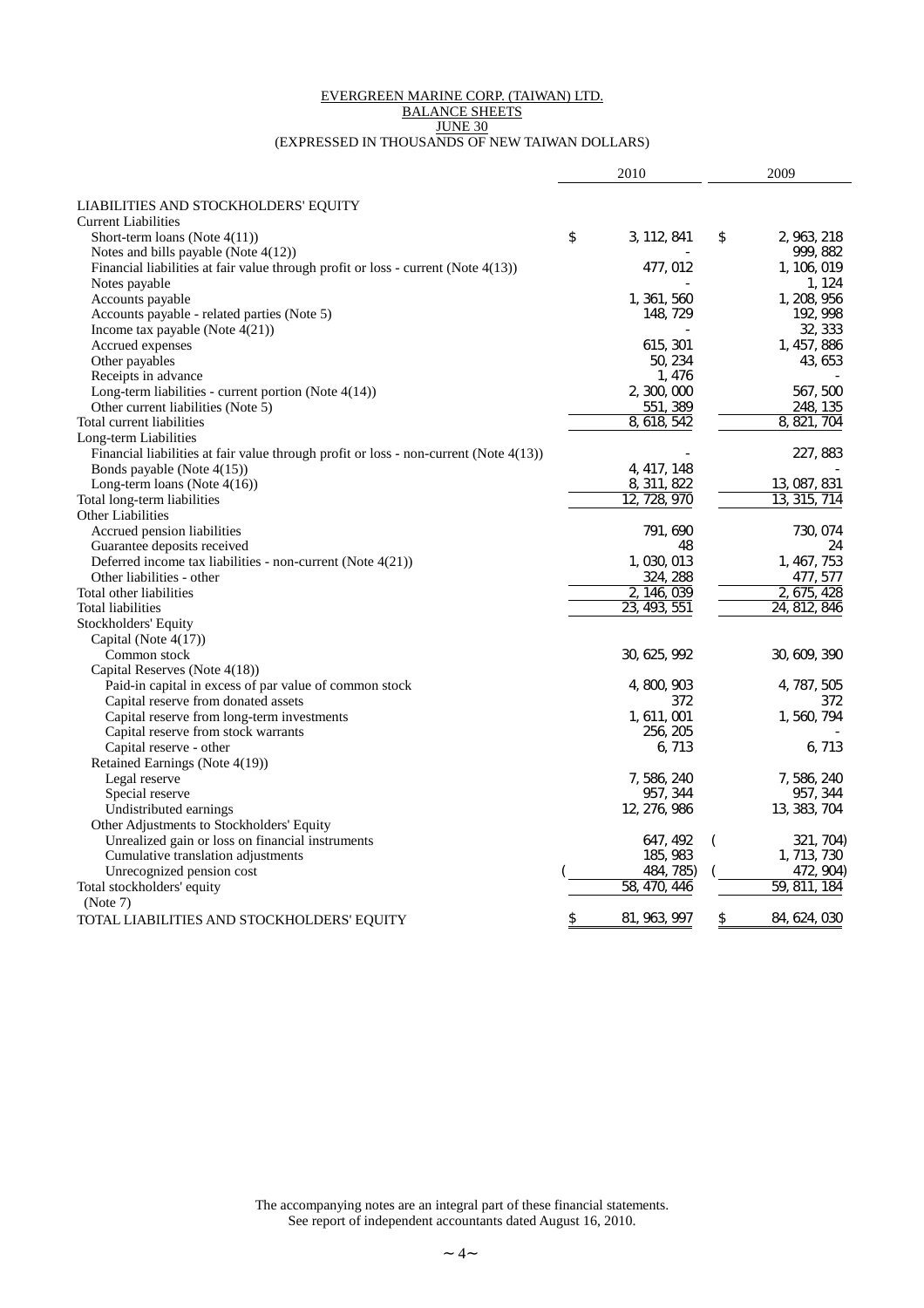EVERGREEN MARINE CORP. (TAIWAN) LTD.
BALANCE SHEETS
JUNE 30
(EXPRESSED IN THOUSANDS OF NEW TAIWAN DOLLARS)

| | 2010 | 2009 |
|---|---|---|
| LIABILITIES AND STOCKHOLDERS' EQUITY | | |
| Current Liabilities | | |
| Short-term loans (Note 4(11)) | $ 3,112,841 | $ 2,963,218 |
| Notes and bills payable (Note 4(12)) | - | 999,882 |
| Financial liabilities at fair value through profit or loss - current (Note 4(13)) | 477,012 | 1,106,019 |
| Notes payable | - | 1,124 |
| Accounts payable | 1,361,560 | 1,208,956 |
| Accounts payable - related parties (Note 5) | 148,729 | 192,998 |
| Income tax payable (Note 4(21)) | - | 32,333 |
| Accrued expenses | 615,301 | 1,457,886 |
| Other payables | 50,234 | 43,653 |
| Receipts in advance | 1,476 | - |
| Long-term liabilities - current portion (Note 4(14)) | 2,300,000 | 567,500 |
| Other current liabilities (Note 5) | 551,389 | 248,135 |
| Total current liabilities | 8,618,542 | 8,821,704 |
| Long-term Liabilities | | |
| Financial liabilities at fair value through profit or loss - non-current (Note 4(13)) | - | 227,883 |
| Bonds payable (Note 4(15)) | 4,417,148 | - |
| Long-term loans (Note 4(16)) | 8,311,822 | 13,087,831 |
| Total long-term liabilities | 12,728,970 | 13,315,714 |
| Other Liabilities | | |
| Accrued pension liabilities | 791,690 | 730,074 |
| Guarantee deposits received | 48 | 24 |
| Deferred income tax liabilities - non-current (Note 4(21)) | 1,030,013 | 1,467,753 |
| Other liabilities - other | 324,288 | 477,577 |
| Total other liabilities | 2,146,039 | 2,675,428 |
| Total liabilities | 23,493,551 | 24,812,846 |
| Stockholders' Equity | | |
| Capital (Note 4(17)) | | |
| Common stock | 30,625,992 | 30,609,390 |
| Capital Reserves (Note 4(18)) | | |
| Paid-in capital in excess of par value of common stock | 4,800,903 | 4,787,505 |
| Capital reserve from donated assets | 372 | 372 |
| Capital reserve from long-term investments | 1,611,001 | 1,560,794 |
| Capital reserve from stock warrants | 256,205 | - |
| Capital reserve - other | 6,713 | 6,713 |
| Retained Earnings (Note 4(19)) | | |
| Legal reserve | 7,586,240 | 7,586,240 |
| Special reserve | 957,344 | 957,344 |
| Undistributed earnings | 12,276,986 | 13,383,704 |
| Other Adjustments to Stockholders' Equity | | |
| Unrealized gain or loss on financial instruments | 647,492 | ( 321,704) |
| Cumulative translation adjustments | 185,983 | 1,713,730 |
| Unrecognized pension cost | ( 484,785) | ( 472,904) |
| Total stockholders' equity | 58,470,446 | 59,811,184 |
| (Note 7) | | |
| TOTAL LIABILITIES AND STOCKHOLDERS' EQUITY | $ 81,963,997 | $ 84,624,030 |

The accompanying notes are an integral part of these financial statements.
See report of independent accountants dated August 16, 2010.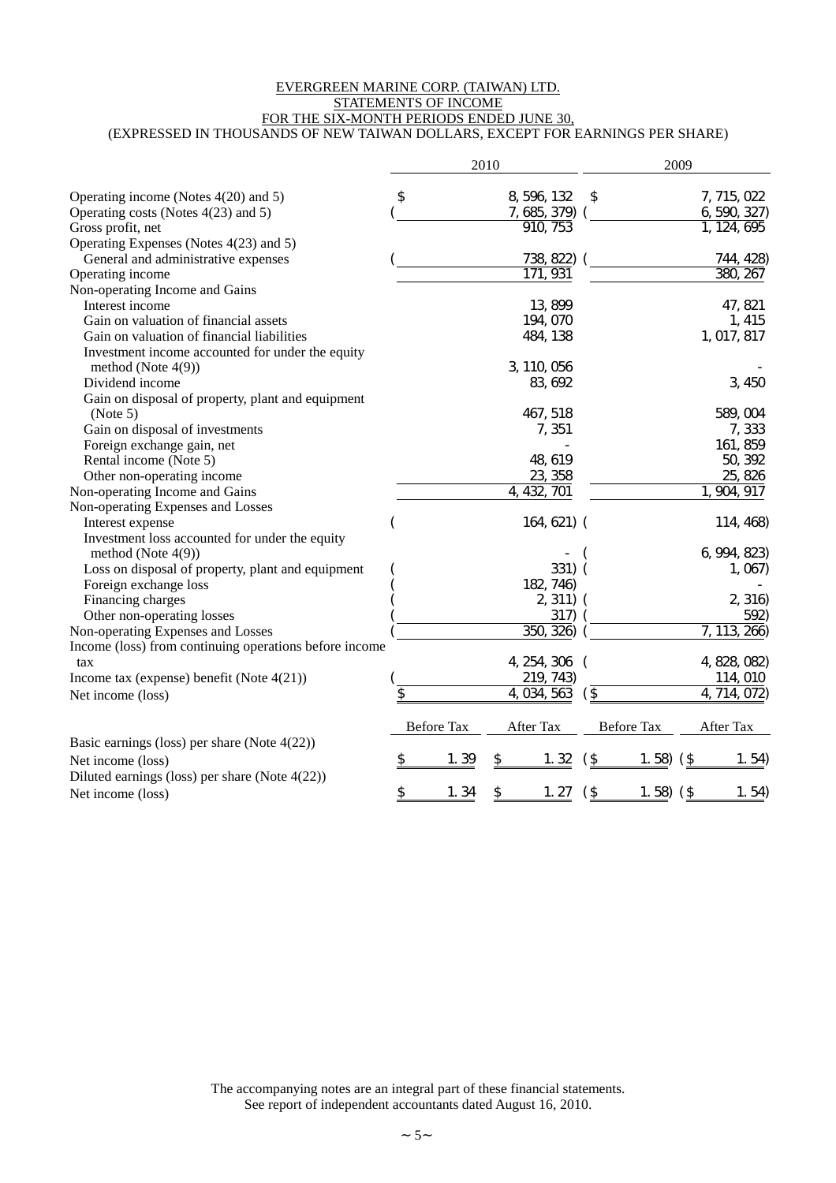EVERGREEN MARINE CORP. (TAIWAN) LTD.
STATEMENTS OF INCOME
FOR THE SIX-MONTH PERIODS ENDED JUNE 30,
(EXPRESSED IN THOUSANDS OF NEW TAIWAN DOLLARS, EXCEPT FOR EARNINGS PER SHARE)

| | 2010 | 2009 |
|---|---|---|
| Operating income (Notes 4(20) and 5) | $ 8,596,132 | $ 7,715,022 |
| Operating costs (Notes 4(23) and 5) | ( 7,685,379) | ( 6,590,327) |
| Gross profit, net | 910,753 | 1,124,695 |
| Operating Expenses (Notes 4(23) and 5) | | |
| General and administrative expenses | ( 738,822) | ( 744,428) |
| Operating income | 171,931 | 380,267 |
| Non-operating Income and Gains | | |
| Interest income | 13,899 | 47,821 |
| Gain on valuation of financial assets | 194,070 | 1,415 |
| Gain on valuation of financial liabilities | 484,138 | 1,017,817 |
| Investment income accounted for under the equity method (Note 4(9)) | 3,110,056 | - |
| Dividend income | 83,692 | 3,450 |
| Gain on disposal of property, plant and equipment (Note 5) | 467,518 | 589,004 |
| Gain on disposal of investments | 7,351 | 7,333 |
| Foreign exchange gain, net | - | 161,859 |
| Rental income (Note 5) | 48,619 | 50,392 |
| Other non-operating income | 23,358 | 25,826 |
| Non-operating Income and Gains | 4,432,701 | 1,904,917 |
| Non-operating Expenses and Losses | | |
| Interest expense | ( 164,621) | ( 114,468) |
| Investment loss accounted for under the equity method (Note 4(9)) | - | ( 6,994,823) |
| Loss on disposal of property, plant and equipment | ( 331) | ( 1,067) |
| Foreign exchange loss | ( 182,746) | - |
| Financing charges | ( 2,311) | ( 2,316) |
| Other non-operating losses | ( 317) | ( 592) |
| Non-operating Expenses and Losses | ( 350,326) | ( 7,113,266) |
| Income (loss) from continuing operations before income tax | 4,254,306 | ( 4,828,082) |
| Income tax (expense) benefit (Note 4(21)) | ( 219,743) | 114,010 |
| Net income (loss) | $ 4,034,563 | ($ 4,714,072) |

| | 2010 Before Tax | 2010 After Tax | 2009 Before Tax | 2009 After Tax |
|---|---|---|---|---|
| Basic earnings (loss) per share (Note 4(22)) | | | | |
| Net income (loss) | $ 1.39 | $ 1.32 | ($ 1.58) | ($ 1.54) |
| Diluted earnings (loss) per share (Note 4(22)) | | | | |
| Net income (loss) | $ 1.34 | $ 1.27 | ($ 1.58) | ($ 1.54) |

The accompanying notes are an integral part of these financial statements.
See report of independent accountants dated August 16, 2010.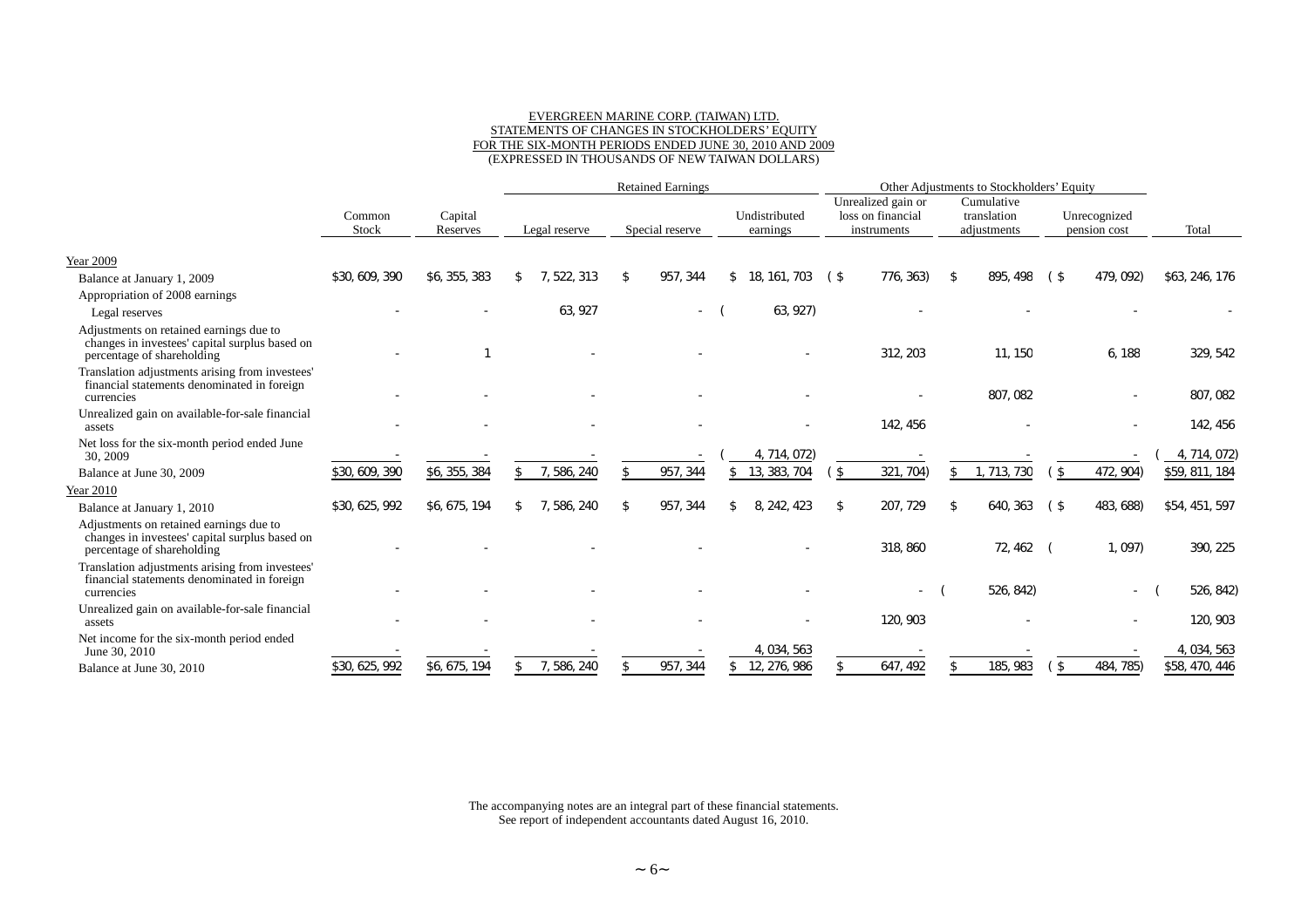EVERGREEN MARINE CORP. (TAIWAN) LTD.
STATEMENTS OF CHANGES IN STOCKHOLDERS' EQUITY
FOR THE SIX-MONTH PERIODS ENDED JUNE 30, 2010 AND 2009
(EXPRESSED IN THOUSANDS OF NEW TAIWAN DOLLARS)

| | | | Retained Earnings | | | Other Adjustments to Stockholders' Equity | | | |
|---|---|---|---|---|---|---|---|---|---|
| | Common Stock | Capital Reserves | Legal reserve | Special reserve | Undistributed earnings | Unrealized gain or loss on financial instruments | Cumulative translation adjustments | Unrecognized pension cost | Total |
| Year 2009 | | | | | | | | | |
| Balance at January 1, 2009 | $30,609,390 | $6,355,383 | $ 7,522,313 | $ 957,344 | $ 18,161,703 | ($ 776,363) | $ 895,498 | ($ 479,092) | $63,246,176 |
| Appropriation of 2008 earnings | | | | | | | | | |
| Legal reserves | - | - | 63,927 | - | ( 63,927) | - | - | - | - |
| Adjustments on retained earnings due to changes in investees' capital surplus based on percentage of shareholding | - | 1 | - | - | - | 312,203 | 11,150 | 6,188 | 329,542 |
| Translation adjustments arising from investees' financial statements denominated in foreign currencies | - | - | - | - | - | - | 807,082 | - | 807,082 |
| Unrealized gain on available-for-sale financial assets | - | - | - | - | - | 142,456 | - | - | 142,456 |
| Net loss for the six-month period ended June 30, 2009 | - | - | - | - | ( 4,714,072) | - | - | - | ( 4,714,072) |
| Balance at June 30, 2009 | $30,609,390 | $6,355,384 | $ 7,586,240 | $ 957,344 | $ 13,383,704 | ($ 321,704) | $ 1,713,730 | ($ 472,904) | $59,811,184 |
| Year 2010 | | | | | | | | | |
| Balance at January 1, 2010 | $30,625,992 | $6,675,194 | $ 7,586,240 | $ 957,344 | $ 8,242,423 | $ 207,729 | $ 640,363 | ($ 483,688) | $54,451,597 |
| Adjustments on retained earnings due to changes in investees' capital surplus based on percentage of shareholding | - | - | - | - | - | 318,860 | 72,462 | ( 1,097) | 390,225 |
| Translation adjustments arising from investees' financial statements denominated in foreign currencies | - | - | - | - | - | - | ( 526,842) | - | ( 526,842) |
| Unrealized gain on available-for-sale financial assets | - | - | - | - | - | 120,903 | - | - | 120,903 |
| Net income for the six-month period ended June 30, 2010 | - | - | - | - | 4,034,563 | - | - | - | 4,034,563 |
| Balance at June 30, 2010 | $30,625,992 | $6,675,194 | $ 7,586,240 | $ 957,344 | $ 12,276,986 | $ 647,492 | $ 185,983 | ($ 484,785) | $58,470,446 |

The accompanying notes are an integral part of these financial statements.
See report of independent accountants dated August 16, 2010.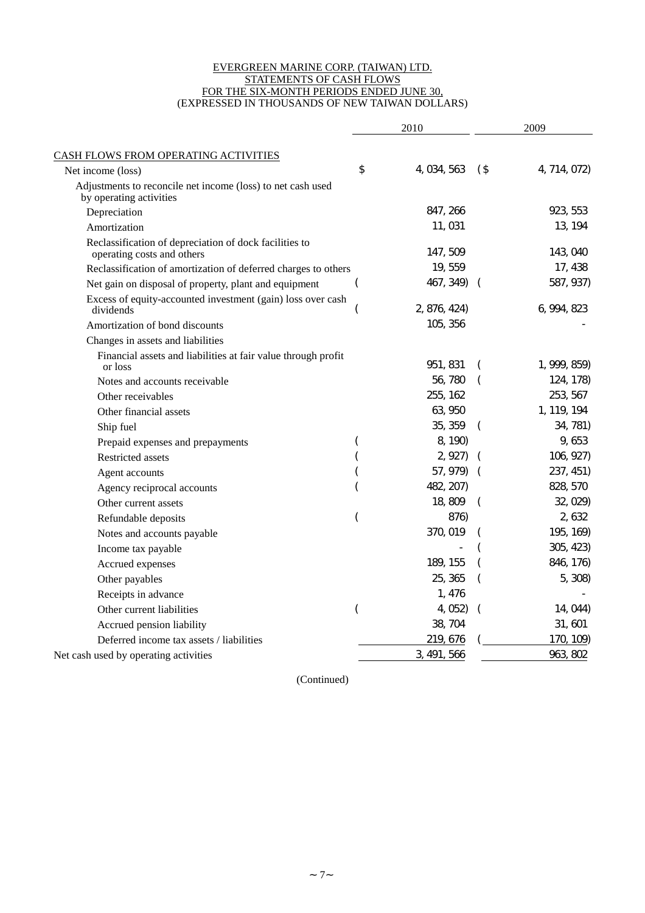EVERGREEN MARINE CORP. (TAIWAN) LTD.
STATEMENTS OF CASH FLOWS
FOR THE SIX-MONTH PERIODS ENDED JUNE 30,
(EXPRESSED IN THOUSANDS OF NEW TAIWAN DOLLARS)

| | 2010 | 2009 |
|---|---|---|
| CASH FLOWS FROM OPERATING ACTIVITIES | | |
| Net income (loss) | $ 4,034,563 | ($ 4,714,072) |
| Adjustments to reconcile net income (loss) to net cash used by operating activities | | |
| Depreciation | 847,266 | 923,553 |
| Amortization | 11,031 | 13,194 |
| Reclassification of depreciation of dock facilities to operating costs and others | 147,509 | 143,040 |
| Reclassification of amortization of deferred charges to others | 19,559 | 17,438 |
| Net gain on disposal of property, plant and equipment | ( 467,349) | ( 587,937) |
| Excess of equity-accounted investment (gain) loss over cash dividends | ( 2,876,424) | 6,994,823 |
| Amortization of bond discounts | 105,356 | - |
| Changes in assets and liabilities | | |
| Financial assets and liabilities at fair value through profit or loss | 951,831 | ( 1,999,859) |
| Notes and accounts receivable | 56,780 | ( 124,178) |
| Other receivables | 255,162 | 253,567 |
| Other financial assets | 63,950 | 1,119,194 |
| Ship fuel | 35,359 | ( 34,781) |
| Prepaid expenses and prepayments | ( 8,190) | 9,653 |
| Restricted assets | ( 2,927) | ( 106,927) |
| Agent accounts | ( 57,979) | ( 237,451) |
| Agency reciprocal accounts | ( 482,207) | 828,570 |
| Other current assets | 18,809 | ( 32,029) |
| Refundable deposits | ( 876) | 2,632 |
| Notes and accounts payable | 370,019 | ( 195,169) |
| Income tax payable | - | ( 305,423) |
| Accrued expenses | 189,155 | ( 846,176) |
| Other payables | 25,365 | ( 5,308) |
| Receipts in advance | 1,476 | - |
| Other current liabilities | ( 4,052) | ( 14,044) |
| Accrued pension liability | 38,704 | 31,601 |
| Deferred income tax assets / liabilities | 219,676 | ( 170,109) |
| Net cash used by operating activities | 3,491,566 | 963,802 |

(Continued)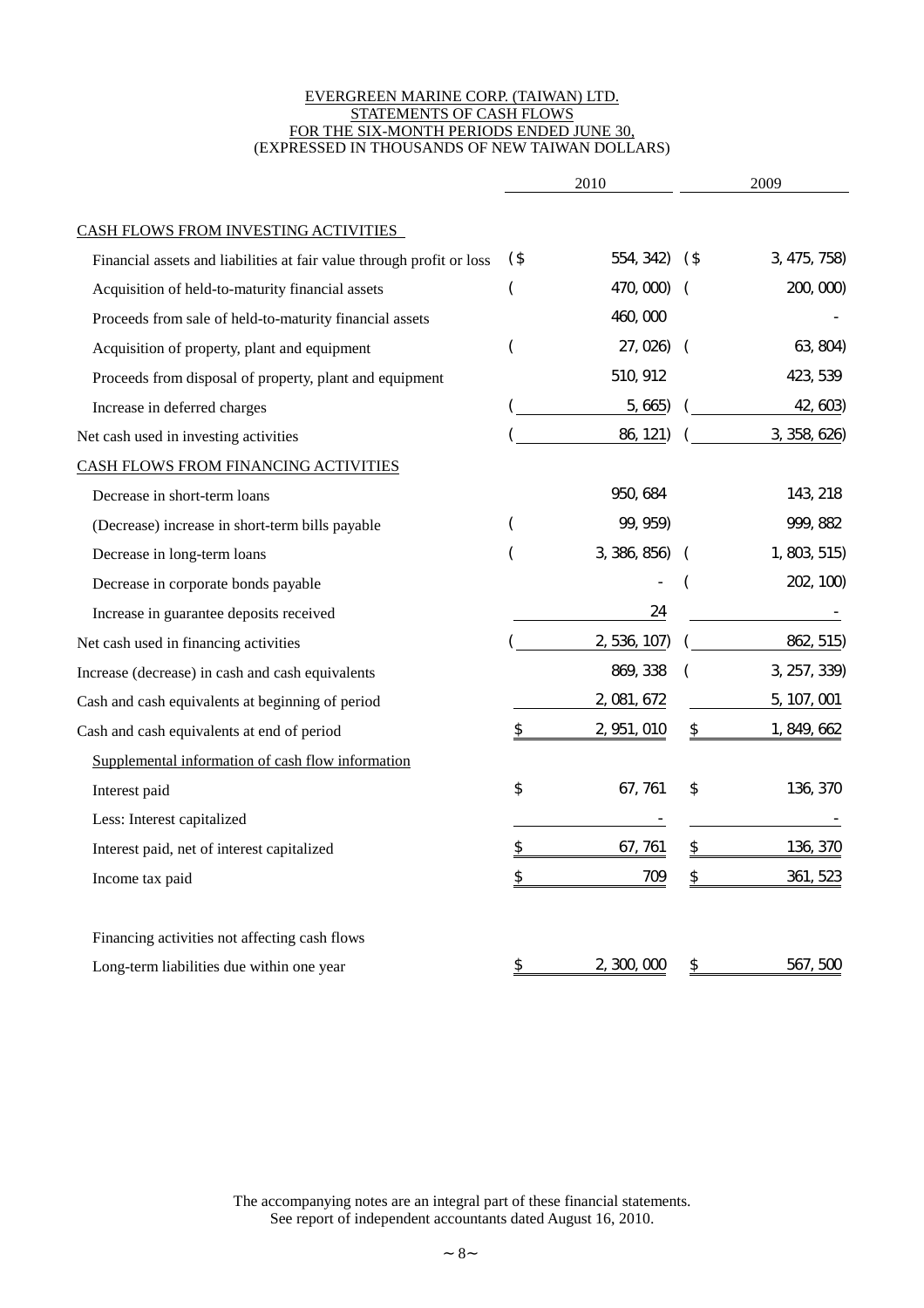EVERGREEN MARINE CORP. (TAIWAN) LTD.
STATEMENTS OF CASH FLOWS
FOR THE SIX-MONTH PERIODS ENDED JUNE 30,
(EXPRESSED IN THOUSANDS OF NEW TAIWAN DOLLARS)

| | 2010 | 2009 |
|---|---|---|
| CASH FLOWS FROM INVESTING ACTIVITIES | | |
| Financial assets and liabilities at fair value through profit or loss | ($ 554,342) | ($ 3,475,758) |
| Acquisition of held-to-maturity financial assets | ( 470,000) | ( 200,000) |
| Proceeds from sale of held-to-maturity financial assets | 460,000 | - |
| Acquisition of property, plant and equipment | ( 27,026) | ( 63,804) |
| Proceeds from disposal of property, plant and equipment | 510,912 | 423,539 |
| Increase in deferred charges | ( 5,665) | ( 42,603) |
| Net cash used in investing activities | ( 86,121) | ( 3,358,626) |
| CASH FLOWS FROM FINANCING ACTIVITIES | | |
| Decrease in short-term loans | 950,684 | 143,218 |
| (Decrease) increase in short-term bills payable | ( 99,959) | 999,882 |
| Decrease in long-term loans | ( 3,386,856) | ( 1,803,515) |
| Decrease in corporate bonds payable | - | ( 202,100) |
| Increase in guarantee deposits received | 24 | - |
| Net cash used in financing activities | ( 2,536,107) | ( 862,515) |
| Increase (decrease) in cash and cash equivalents | 869,338 | ( 3,257,339) |
| Cash and cash equivalents at beginning of period | 2,081,672 | 5,107,001 |
| Cash and cash equivalents at end of period | $ 2,951,010 | $ 1,849,662 |
| Supplemental information of cash flow information | | |
| Interest paid | $ 67,761 | $ 136,370 |
| Less: Interest capitalized | - | - |
| Interest paid, net of interest capitalized | $ 67,761 | $ 136,370 |
| Income tax paid | $ 709 | $ 361,523 |
| Financing activities not affecting cash flows | | |
| Long-term liabilities due within one year | $ 2,300,000 | $ 567,500 |

The accompanying notes are an integral part of these financial statements.
See report of independent accountants dated August 16, 2010.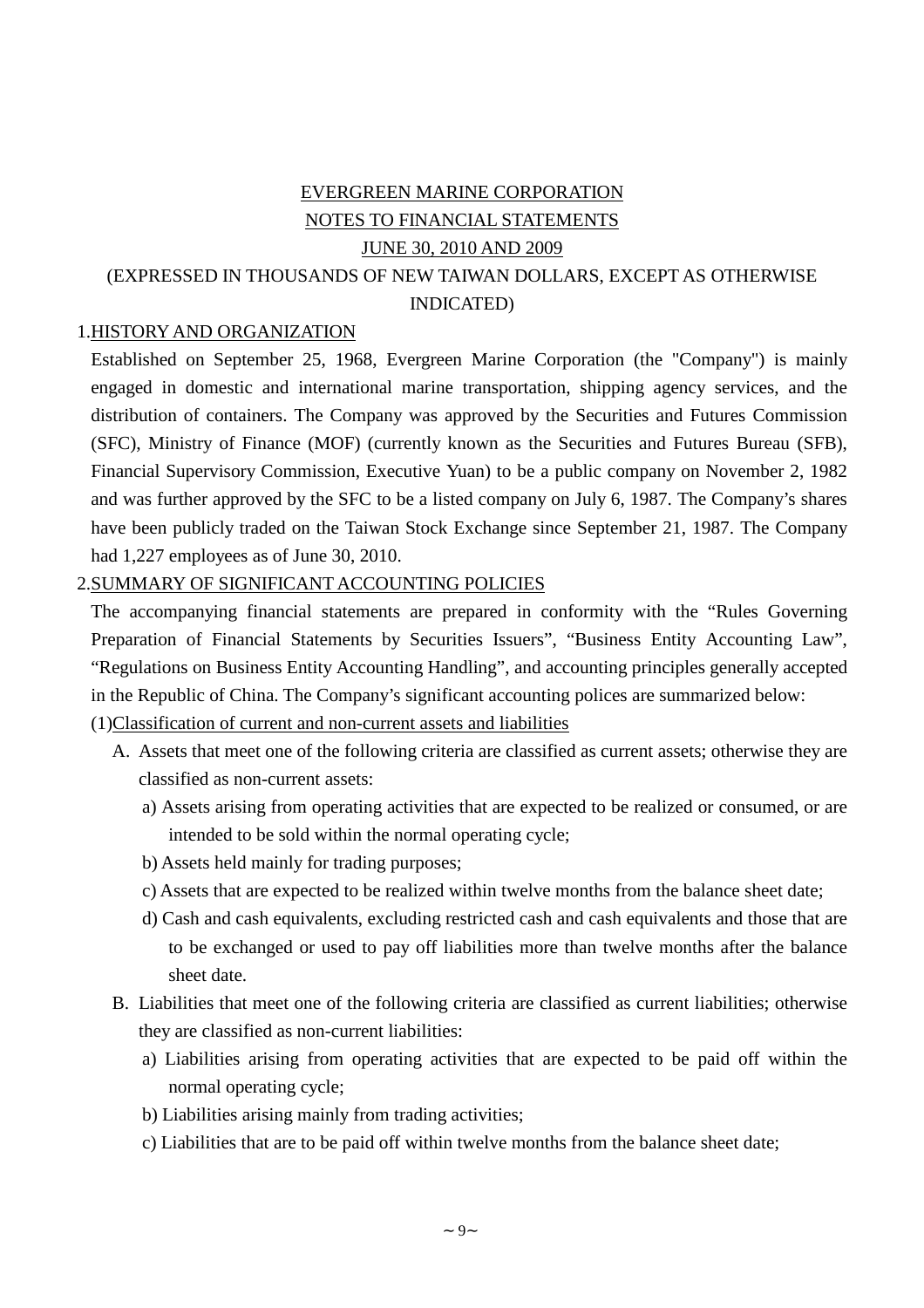# EVERGREEN MARINE CORPORATION
## NOTES TO FINANCIAL STATEMENTS
## JUNE 30, 2010 AND 2009
## (EXPRESSED IN THOUSANDS OF NEW TAIWAN DOLLARS, EXCEPT AS OTHERWISE INDICATED)

1.HISTORY AND ORGANIZATION

Established on September 25, 1968, Evergreen Marine Corporation (the "Company") is mainly engaged in domestic and international marine transportation, shipping agency services, and the distribution of containers. The Company was approved by the Securities and Futures Commission (SFC), Ministry of Finance (MOF) (currently known as the Securities and Futures Bureau (SFB), Financial Supervisory Commission, Executive Yuan) to be a public company on November 2, 1982 and was further approved by the SFC to be a listed company on July 6, 1987. The Company's shares have been publicly traded on the Taiwan Stock Exchange since September 21, 1987. The Company had 1,227 employees as of June 30, 2010.

2.SUMMARY OF SIGNIFICANT ACCOUNTING POLICIES

The accompanying financial statements are prepared in conformity with the "Rules Governing Preparation of Financial Statements by Securities Issuers", "Business Entity Accounting Law", "Regulations on Business Entity Accounting Handling", and accounting principles generally accepted in the Republic of China. The Company's significant accounting polices are summarized below:

(1)Classification of current and non-current assets and liabilities

A. Assets that meet one of the following criteria are classified as current assets; otherwise they are classified as non-current assets:

a) Assets arising from operating activities that are expected to be realized or consumed, or are intended to be sold within the normal operating cycle;

b) Assets held mainly for trading purposes;

c) Assets that are expected to be realized within twelve months from the balance sheet date;

d) Cash and cash equivalents, excluding restricted cash and cash equivalents and those that are to be exchanged or used to pay off liabilities more than twelve months after the balance sheet date.

B. Liabilities that meet one of the following criteria are classified as current liabilities; otherwise they are classified as non-current liabilities:

a) Liabilities arising from operating activities that are expected to be paid off within the normal operating cycle;

b) Liabilities arising mainly from trading activities;

c) Liabilities that are to be paid off within twelve months from the balance sheet date;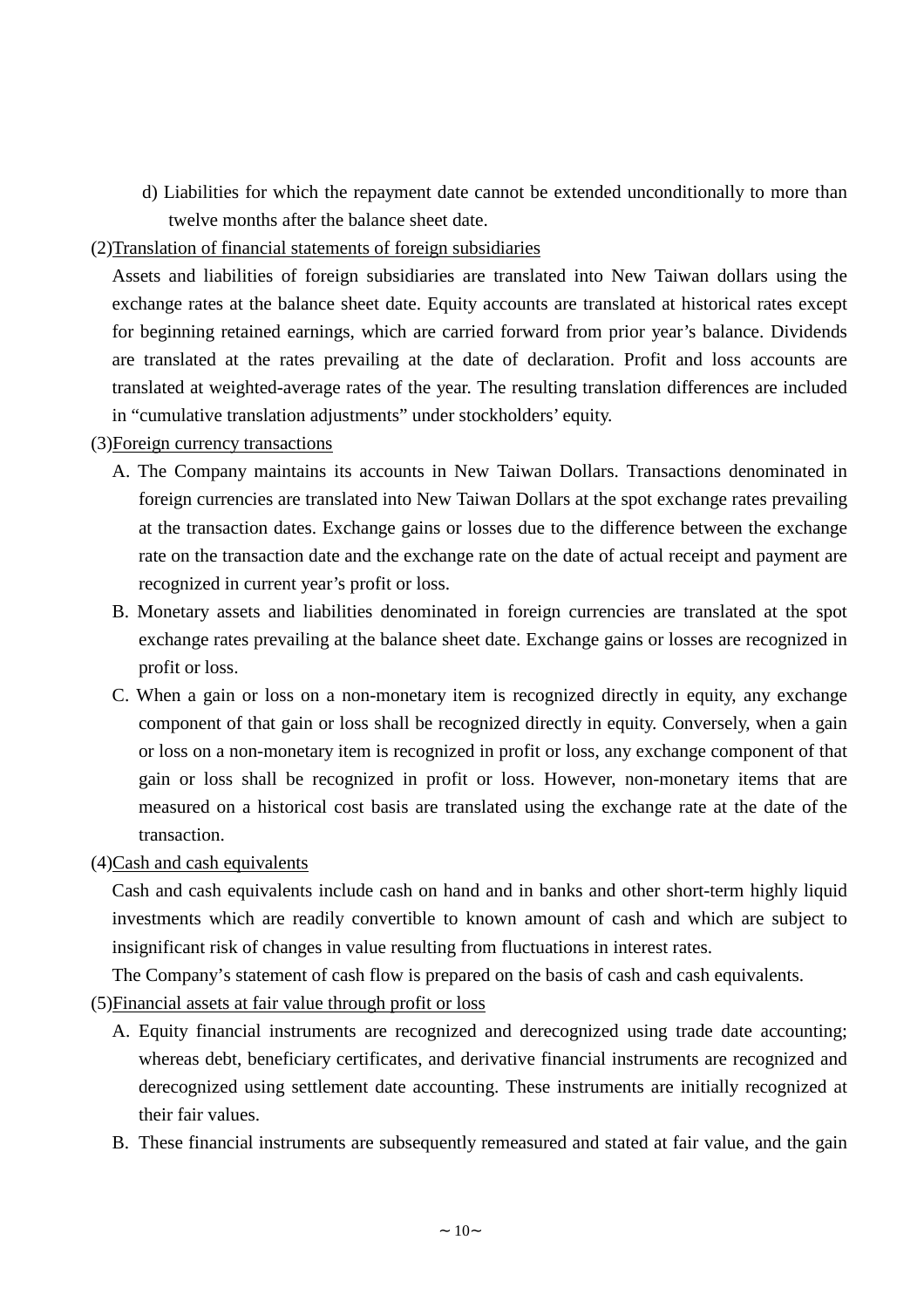d) Liabilities for which the repayment date cannot be extended unconditionally to more than twelve months after the balance sheet date.

(2)Translation of financial statements of foreign subsidiaries

Assets and liabilities of foreign subsidiaries are translated into New Taiwan dollars using the exchange rates at the balance sheet date. Equity accounts are translated at historical rates except for beginning retained earnings, which are carried forward from prior year's balance. Dividends are translated at the rates prevailing at the date of declaration. Profit and loss accounts are translated at weighted-average rates of the year. The resulting translation differences are included in "cumulative translation adjustments" under stockholders' equity.

(3)Foreign currency transactions

A. The Company maintains its accounts in New Taiwan Dollars. Transactions denominated in foreign currencies are translated into New Taiwan Dollars at the spot exchange rates prevailing at the transaction dates. Exchange gains or losses due to the difference between the exchange rate on the transaction date and the exchange rate on the date of actual receipt and payment are recognized in current year's profit or loss.

B. Monetary assets and liabilities denominated in foreign currencies are translated at the spot exchange rates prevailing at the balance sheet date. Exchange gains or losses are recognized in profit or loss.

C. When a gain or loss on a non-monetary item is recognized directly in equity, any exchange component of that gain or loss shall be recognized directly in equity. Conversely, when a gain or loss on a non-monetary item is recognized in profit or loss, any exchange component of that gain or loss shall be recognized in profit or loss. However, non-monetary items that are measured on a historical cost basis are translated using the exchange rate at the date of the transaction.

(4)Cash and cash equivalents

Cash and cash equivalents include cash on hand and in banks and other short-term highly liquid investments which are readily convertible to known amount of cash and which are subject to insignificant risk of changes in value resulting from fluctuations in interest rates.

The Company's statement of cash flow is prepared on the basis of cash and cash equivalents.

(5)Financial assets at fair value through profit or loss

A. Equity financial instruments are recognized and derecognized using trade date accounting; whereas debt, beneficiary certificates, and derivative financial instruments are recognized and derecognized using settlement date accounting. These instruments are initially recognized at their fair values.

B. These financial instruments are subsequently remeasured and stated at fair value, and the gain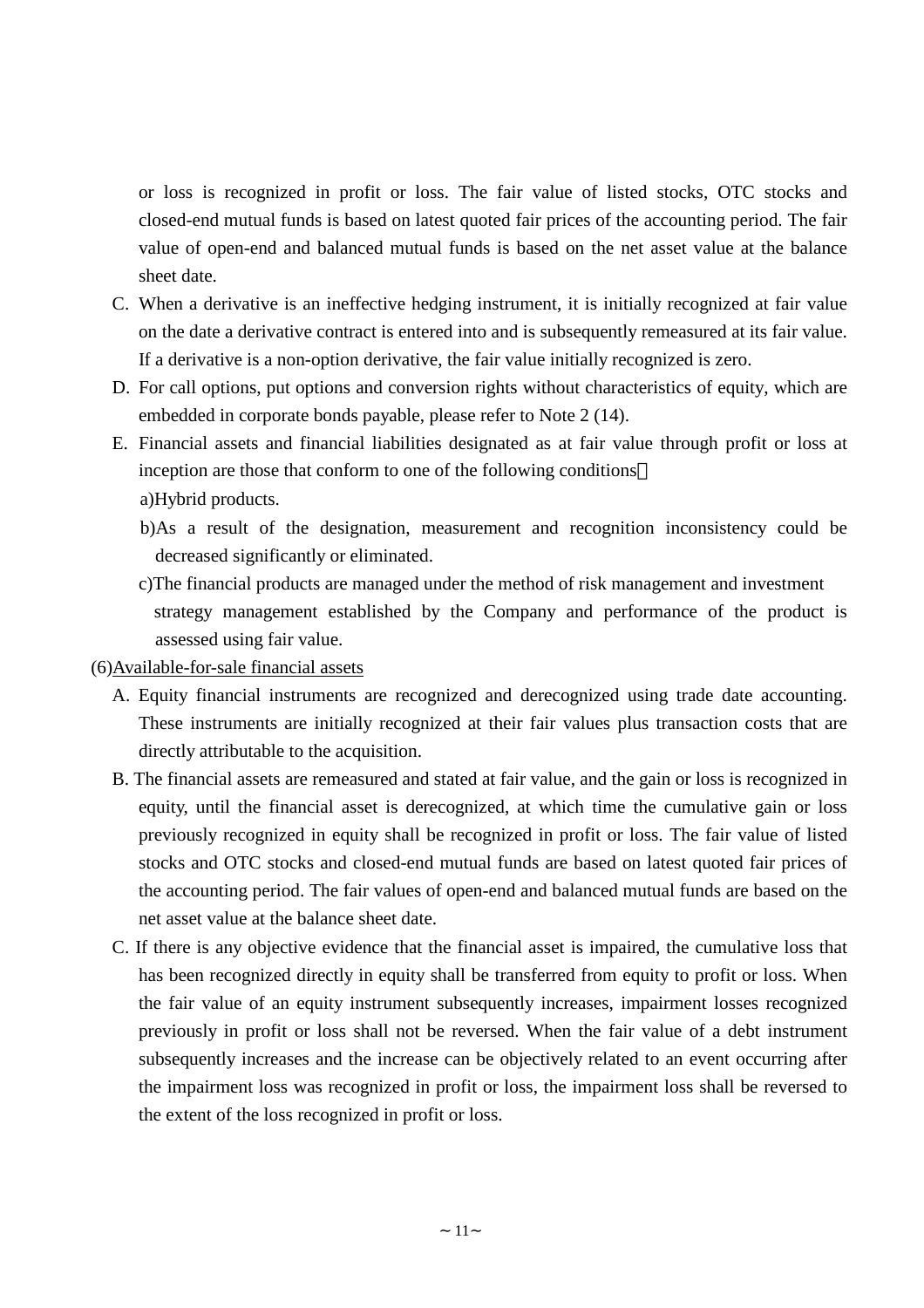or loss is recognized in profit or loss. The fair value of listed stocks, OTC stocks and closed-end mutual funds is based on latest quoted fair prices of the accounting period. The fair value of open-end and balanced mutual funds is based on the net asset value at the balance sheet date.

C. When a derivative is an ineffective hedging instrument, it is initially recognized at fair value on the date a derivative contract is entered into and is subsequently remeasured at its fair value. If a derivative is a non-option derivative, the fair value initially recognized is zero.

D. For call options, put options and conversion rights without characteristics of equity, which are embedded in corporate bonds payable, please refer to Note 2 (14).

E. Financial assets and financial liabilities designated as at fair value through profit or loss at inception are those that conform to one of the following conditions：

a)Hybrid products.

b)As a result of the designation, measurement and recognition inconsistency could be decreased significantly or eliminated.

c)The financial products are managed under the method of risk management and investment strategy management established by the Company and performance of the product is assessed using fair value.

(6)Available-for-sale financial assets

A. Equity financial instruments are recognized and derecognized using trade date accounting. These instruments are initially recognized at their fair values plus transaction costs that are directly attributable to the acquisition.

B. The financial assets are remeasured and stated at fair value, and the gain or loss is recognized in equity, until the financial asset is derecognized, at which time the cumulative gain or loss previously recognized in equity shall be recognized in profit or loss. The fair value of listed stocks and OTC stocks and closed-end mutual funds are based on latest quoted fair prices of the accounting period. The fair values of open-end and balanced mutual funds are based on the net asset value at the balance sheet date.

C. If there is any objective evidence that the financial asset is impaired, the cumulative loss that has been recognized directly in equity shall be transferred from equity to profit or loss. When the fair value of an equity instrument subsequently increases, impairment losses recognized previously in profit or loss shall not be reversed. When the fair value of a debt instrument subsequently increases and the increase can be objectively related to an event occurring after the impairment loss was recognized in profit or loss, the impairment loss shall be reversed to the extent of the loss recognized in profit or loss.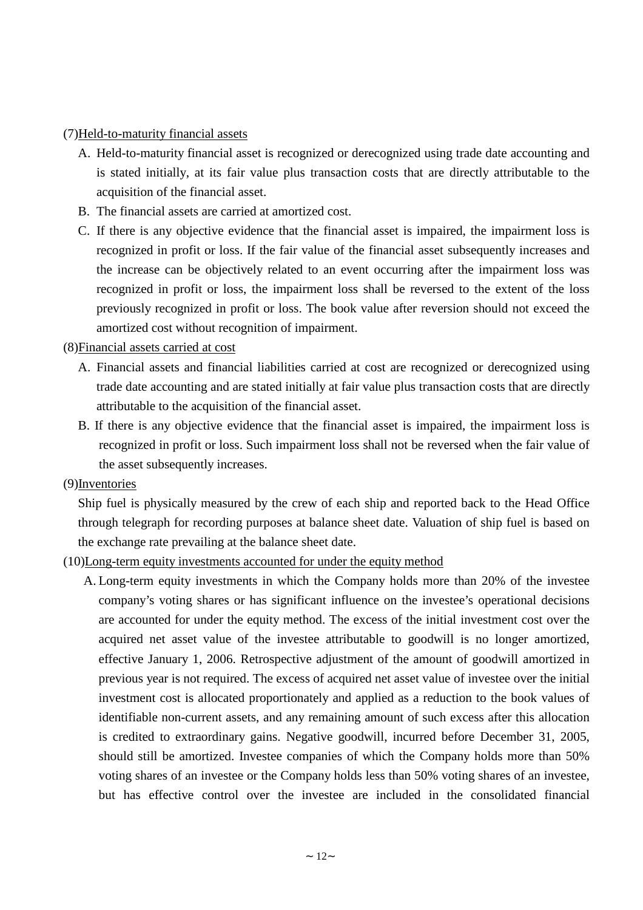(7)<u>Held-to-maturity financial assets</u>

A. Held-to-maturity financial asset is recognized or derecognized using trade date accounting and is stated initially, at its fair value plus transaction costs that are directly attributable to the acquisition of the financial asset.

B. The financial assets are carried at amortized cost.

C. If there is any objective evidence that the financial asset is impaired, the impairment loss is recognized in profit or loss. If the fair value of the financial asset subsequently increases and the increase can be objectively related to an event occurring after the impairment loss was recognized in profit or loss, the impairment loss shall be reversed to the extent of the loss previously recognized in profit or loss. The book value after reversion should not exceed the amortized cost without recognition of impairment.

(8)<u>Financial assets carried at cost</u>

A. Financial assets and financial liabilities carried at cost are recognized or derecognized using trade date accounting and are stated initially at fair value plus transaction costs that are directly attributable to the acquisition of the financial asset.

B. If there is any objective evidence that the financial asset is impaired, the impairment loss is recognized in profit or loss. Such impairment loss shall not be reversed when the fair value of the asset subsequently increases.

(9)<u>Inventories</u>

Ship fuel is physically measured by the crew of each ship and reported back to the Head Office through telegraph for recording purposes at balance sheet date. Valuation of ship fuel is based on the exchange rate prevailing at the balance sheet date.

(10)<u>Long-term equity investments accounted for under the equity method</u>

A. Long-term equity investments in which the Company holds more than 20% of the investee company's voting shares or has significant influence on the investee's operational decisions are accounted for under the equity method. The excess of the initial investment cost over the acquired net asset value of the investee attributable to goodwill is no longer amortized, effective January 1, 2006. Retrospective adjustment of the amount of goodwill amortized in previous year is not required. The excess of acquired net asset value of investee over the initial investment cost is allocated proportionately and applied as a reduction to the book values of identifiable non-current assets, and any remaining amount of such excess after this allocation is credited to extraordinary gains. Negative goodwill, incurred before December 31, 2005, should still be amortized. Investee companies of which the Company holds more than 50% voting shares of an investee or the Company holds less than 50% voting shares of an investee, but has effective control over the investee are included in the consolidated financial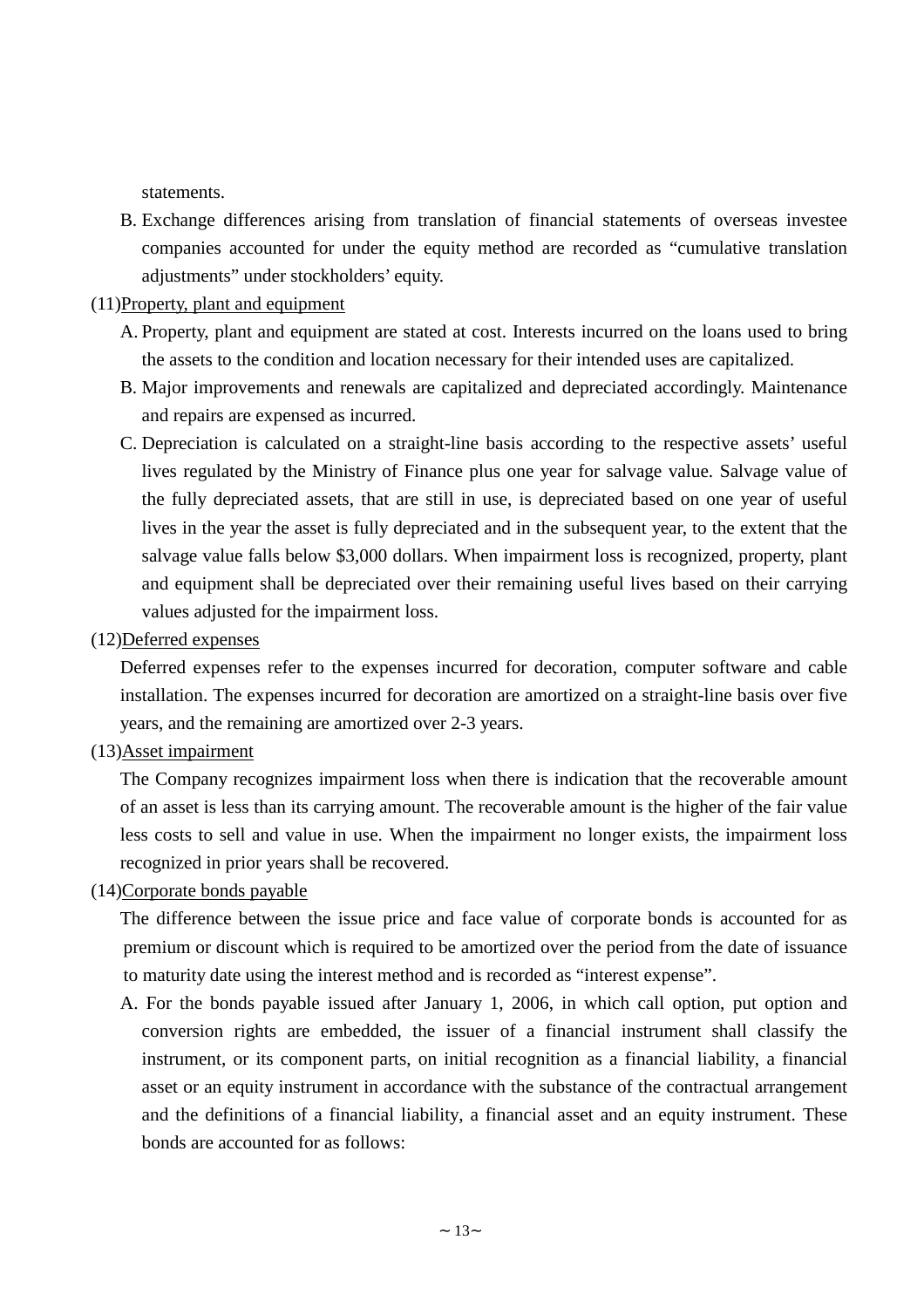statements.

B. Exchange differences arising from translation of financial statements of overseas investee companies accounted for under the equity method are recorded as “cumulative translation adjustments” under stockholders’ equity.

(11)<u>Property, plant and equipment</u>

A. Property, plant and equipment are stated at cost. Interests incurred on the loans used to bring the assets to the condition and location necessary for their intended uses are capitalized.

B. Major improvements and renewals are capitalized and depreciated accordingly. Maintenance and repairs are expensed as incurred.

C. Depreciation is calculated on a straight-line basis according to the respective assets’ useful lives regulated by the Ministry of Finance plus one year for salvage value. Salvage value of the fully depreciated assets, that are still in use, is depreciated based on one year of useful lives in the year the asset is fully depreciated and in the subsequent year, to the extent that the salvage value falls below $3,000 dollars. When impairment loss is recognized, property, plant and equipment shall be depreciated over their remaining useful lives based on their carrying values adjusted for the impairment loss.

(12)<u>Deferred expenses</u>

Deferred expenses refer to the expenses incurred for decoration, computer software and cable installation. The expenses incurred for decoration are amortized on a straight-line basis over five years, and the remaining are amortized over 2-3 years.

(13)<u>Asset impairment</u>

The Company recognizes impairment loss when there is indication that the recoverable amount of an asset is less than its carrying amount. The recoverable amount is the higher of the fair value less costs to sell and value in use. When the impairment no longer exists, the impairment loss recognized in prior years shall be recovered.

(14)<u>Corporate bonds payable</u>

The difference between the issue price and face value of corporate bonds is accounted for as premium or discount which is required to be amortized over the period from the date of issuance to maturity date using the interest method and is recorded as “interest expense”.

A. For the bonds payable issued after January 1, 2006, in which call option, put option and conversion rights are embedded, the issuer of a financial instrument shall classify the instrument, or its component parts, on initial recognition as a financial liability, a financial asset or an equity instrument in accordance with the substance of the contractual arrangement and the definitions of a financial liability, a financial asset and an equity instrument. These bonds are accounted for as follows: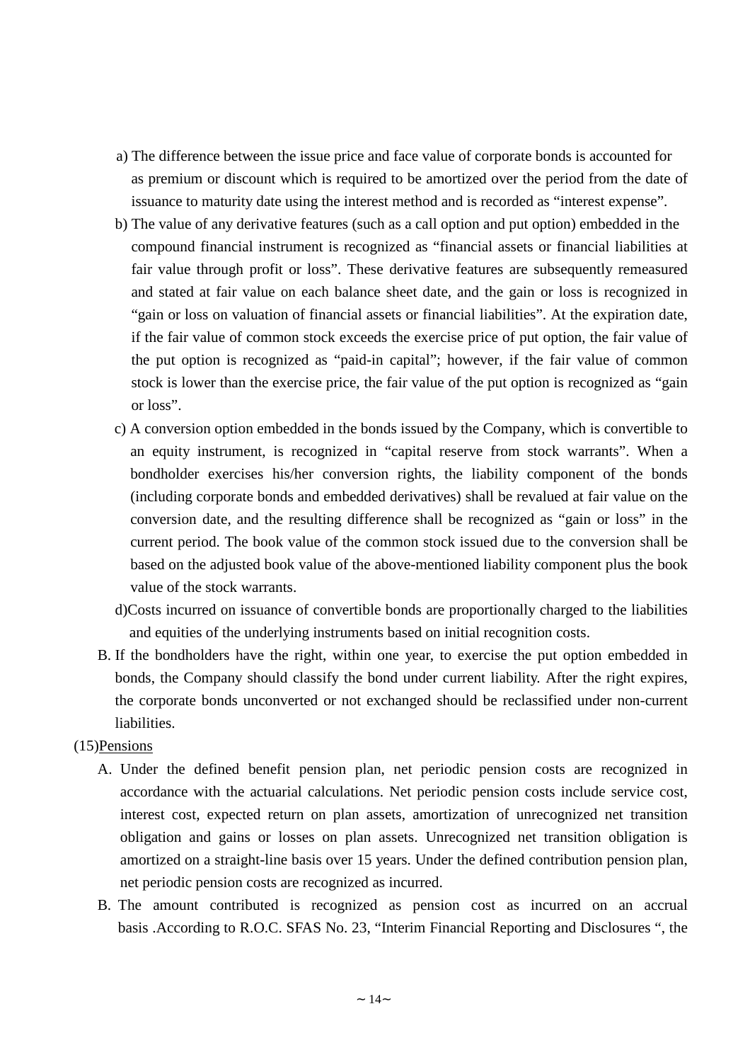a) The difference between the issue price and face value of corporate bonds is accounted for as premium or discount which is required to be amortized over the period from the date of issuance to maturity date using the interest method and is recorded as “interest expense”.

b) The value of any derivative features (such as a call option and put option) embedded in the compound financial instrument is recognized as “financial assets or financial liabilities at fair value through profit or loss”. These derivative features are subsequently remeasured and stated at fair value on each balance sheet date, and the gain or loss is recognized in “gain or loss on valuation of financial assets or financial liabilities”. At the expiration date, if the fair value of common stock exceeds the exercise price of put option, the fair value of the put option is recognized as “paid-in capital”; however, if the fair value of common stock is lower than the exercise price, the fair value of the put option is recognized as “gain or loss”.

c) A conversion option embedded in the bonds issued by the Company, which is convertible to an equity instrument, is recognized in “capital reserve from stock warrants”. When a bondholder exercises his/her conversion rights, the liability component of the bonds (including corporate bonds and embedded derivatives) shall be revalued at fair value on the conversion date, and the resulting difference shall be recognized as “gain or loss” in the current period. The book value of the common stock issued due to the conversion shall be based on the adjusted book value of the above-mentioned liability component plus the book value of the stock warrants.

d)Costs incurred on issuance of convertible bonds are proportionally charged to the liabilities and equities of the underlying instruments based on initial recognition costs.

B. If the bondholders have the right, within one year, to exercise the put option embedded in bonds, the Company should classify the bond under current liability. After the right expires, the corporate bonds unconverted or not exchanged should be reclassified under non-current liabilities.

(15)Pensions

A. Under the defined benefit pension plan, net periodic pension costs are recognized in accordance with the actuarial calculations. Net periodic pension costs include service cost, interest cost, expected return on plan assets, amortization of unrecognized net transition obligation and gains or losses on plan assets. Unrecognized net transition obligation is amortized on a straight-line basis over 15 years. Under the defined contribution pension plan, net periodic pension costs are recognized as incurred.

B. The amount contributed is recognized as pension cost as incurred on an accrual basis .According to R.O.C. SFAS No. 23, “Interim Financial Reporting and Disclosures “, the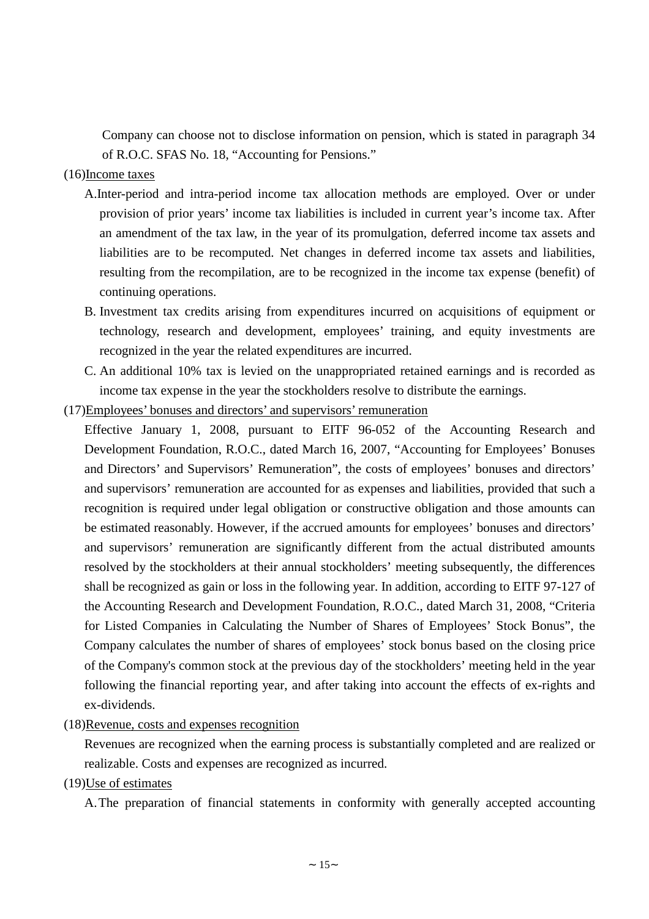Company can choose not to disclose information on pension, which is stated in paragraph 34 of R.O.C. SFAS No. 18, "Accounting for Pensions."

(16)Income taxes

A. Inter-period and intra-period income tax allocation methods are employed. Over or under provision of prior years' income tax liabilities is included in current year's income tax. After an amendment of the tax law, in the year of its promulgation, deferred income tax assets and liabilities are to be recomputed. Net changes in deferred income tax assets and liabilities, resulting from the recompilation, are to be recognized in the income tax expense (benefit) of continuing operations.

B. Investment tax credits arising from expenditures incurred on acquisitions of equipment or technology, research and development, employees' training, and equity investments are recognized in the year the related expenditures are incurred.

C. An additional 10% tax is levied on the unappropriated retained earnings and is recorded as income tax expense in the year the stockholders resolve to distribute the earnings.

(17)Employees' bonuses and directors' and supervisors' remuneration

Effective January 1, 2008, pursuant to EITF 96-052 of the Accounting Research and Development Foundation, R.O.C., dated March 16, 2007, "Accounting for Employees' Bonuses and Directors' and Supervisors' Remuneration", the costs of employees' bonuses and directors' and supervisors' remuneration are accounted for as expenses and liabilities, provided that such a recognition is required under legal obligation or constructive obligation and those amounts can be estimated reasonably. However, if the accrued amounts for employees' bonuses and directors' and supervisors' remuneration are significantly different from the actual distributed amounts resolved by the stockholders at their annual stockholders' meeting subsequently, the differences shall be recognized as gain or loss in the following year. In addition, according to EITF 97-127 of the Accounting Research and Development Foundation, R.O.C., dated March 31, 2008, "Criteria for Listed Companies in Calculating the Number of Shares of Employees' Stock Bonus", the Company calculates the number of shares of employees' stock bonus based on the closing price of the Company's common stock at the previous day of the stockholders' meeting held in the year following the financial reporting year, and after taking into account the effects of ex-rights and ex-dividends.

(18)Revenue, costs and expenses recognition

Revenues are recognized when the earning process is substantially completed and are realized or realizable. Costs and expenses are recognized as incurred.

(19)Use of estimates

A. The preparation of financial statements in conformity with generally accepted accounting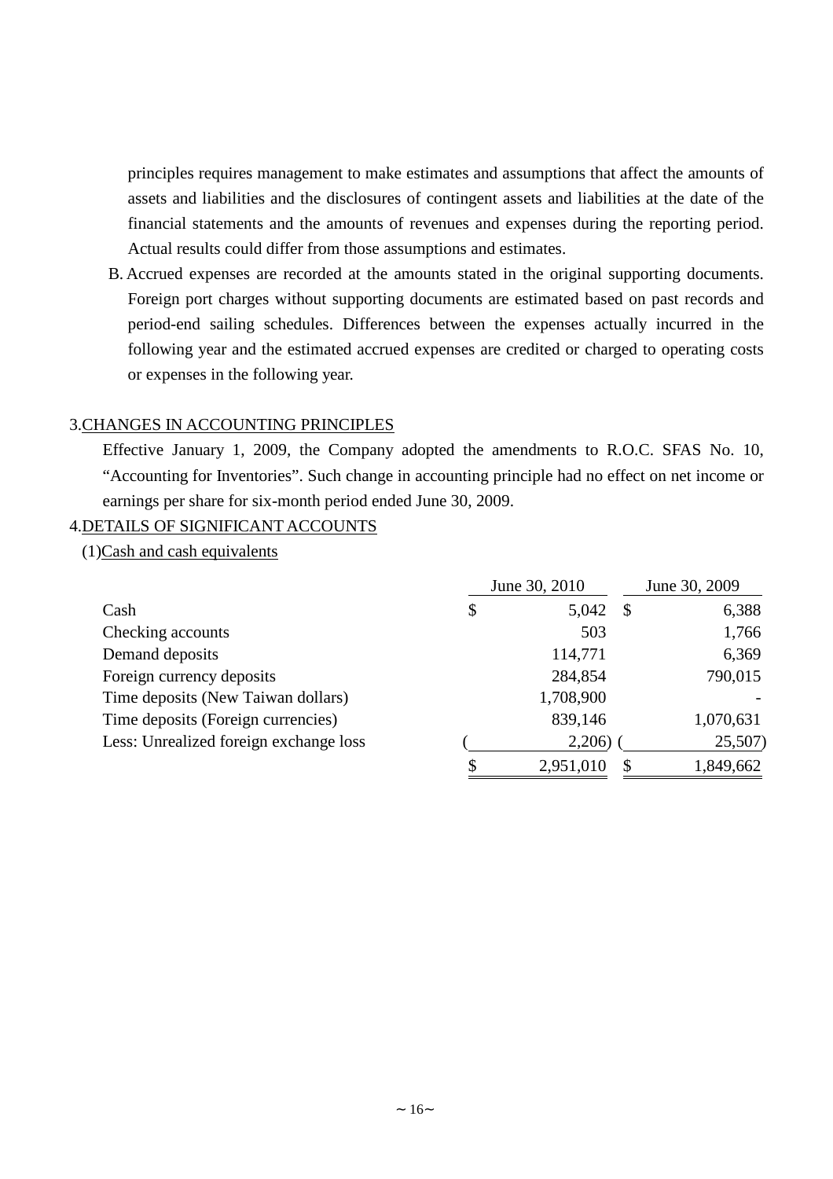principles requires management to make estimates and assumptions that affect the amounts of assets and liabilities and the disclosures of contingent assets and liabilities at the date of the financial statements and the amounts of revenues and expenses during the reporting period. Actual results could differ from those assumptions and estimates.

B. Accrued expenses are recorded at the amounts stated in the original supporting documents. Foreign port charges without supporting documents are estimated based on past records and period-end sailing schedules. Differences between the expenses actually incurred in the following year and the estimated accrued expenses are credited or charged to operating costs or expenses in the following year.

3.CHANGES IN ACCOUNTING PRINCIPLES

Effective January 1, 2009, the Company adopted the amendments to R.O.C. SFAS No. 10, “Accounting for Inventories”. Such change in accounting principle had no effect on net income or earnings per share for six-month period ended June 30, 2009.

4.DETAILS OF SIGNIFICANT ACCOUNTS

(1)Cash and cash equivalents

| | June 30, 2010 | June 30, 2009 |
|---|---|---|
| Cash | $ 5,042 | $ 6,388 |
| Checking accounts | 503 | 1,766 |
| Demand deposits | 114,771 | 6,369 |
| Foreign currency deposits | 284,854 | 790,015 |
| Time deposits (New Taiwan dollars) | 1,708,900 | - |
| Time deposits (Foreign currencies) | 839,146 | 1,070,631 |
| Less: Unrealized foreign exchange loss | ( 2,206) | ( 25,507) |
| | $ 2,951,010 | $ 1,849,662 |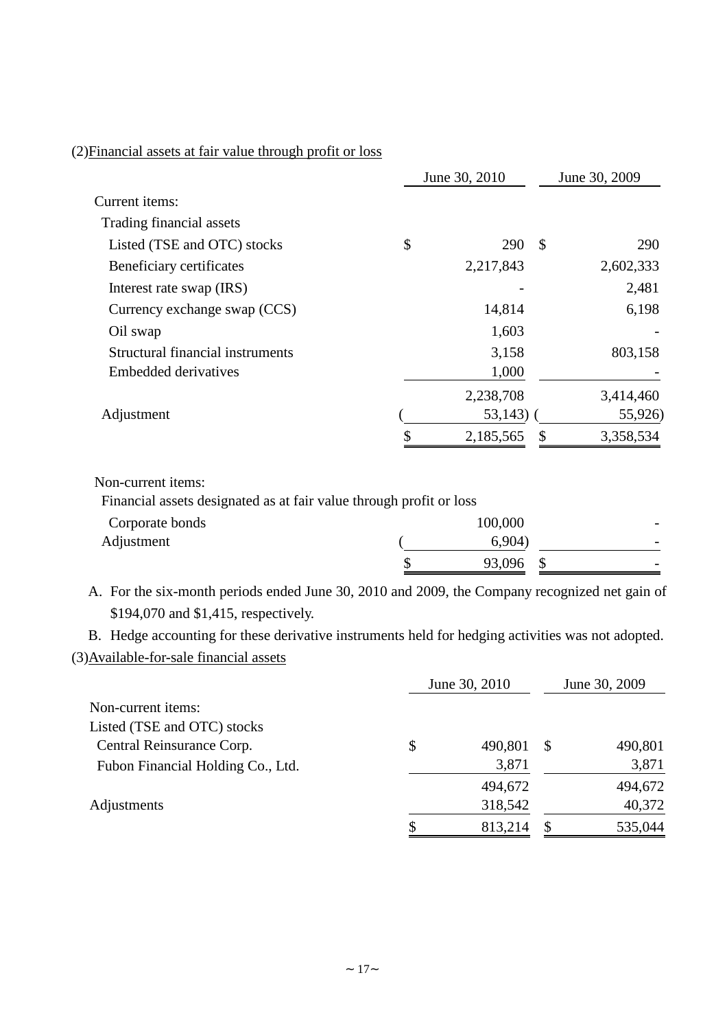(2)<u>Financial assets at fair value through profit or loss</u>

| | June 30, 2010 | June 30, 2009 |
|---|---|---|
| Current items: | | |
| Trading financial assets | | |
| Listed (TSE and OTC) stocks | $ 290 | $ 290 |
| Beneficiary certificates | 2,217,843 | 2,602,333 |
| Interest rate swap (IRS) | - | 2,481 |
| Currency exchange swap (CCS) | 14,814 | 6,198 |
| Oil swap | 1,603 | - |
| Structural financial instruments | 3,158 | 803,158 |
| Embedded derivatives | 1,000 | - |
| | 2,238,708 | 3,414,460 |
| Adjustment | ( 53,143) | ( 55,926) |
| | $ 2,185,565 | $ 3,358,534 |
| Non-current items: | | |
| Financial assets designated as at fair value through profit or loss | | |
| Corporate bonds | 100,000 | - |
| Adjustment | ( 6,904) | - |
| | $ 93,096 | $ - |

A. For the six-month periods ended June 30, 2010 and 2009, the Company recognized net gain of $194,070 and $1,415, respectively.

B. Hedge accounting for these derivative instruments held for hedging activities was not adopted.

(3)<u>Available-for-sale financial assets</u>

| | June 30, 2010 | June 30, 2009 |
|---|---|---|
| Non-current items: | | |
| Listed (TSE and OTC) stocks | | |
| Central Reinsurance Corp. | $ 490,801 | $ 490,801 |
| Fubon Financial Holding Co., Ltd. | 3,871 | 3,871 |
| | 494,672 | 494,672 |
| Adjustments | 318,542 | 40,372 |
| | $ 813,214 | $ 535,044 |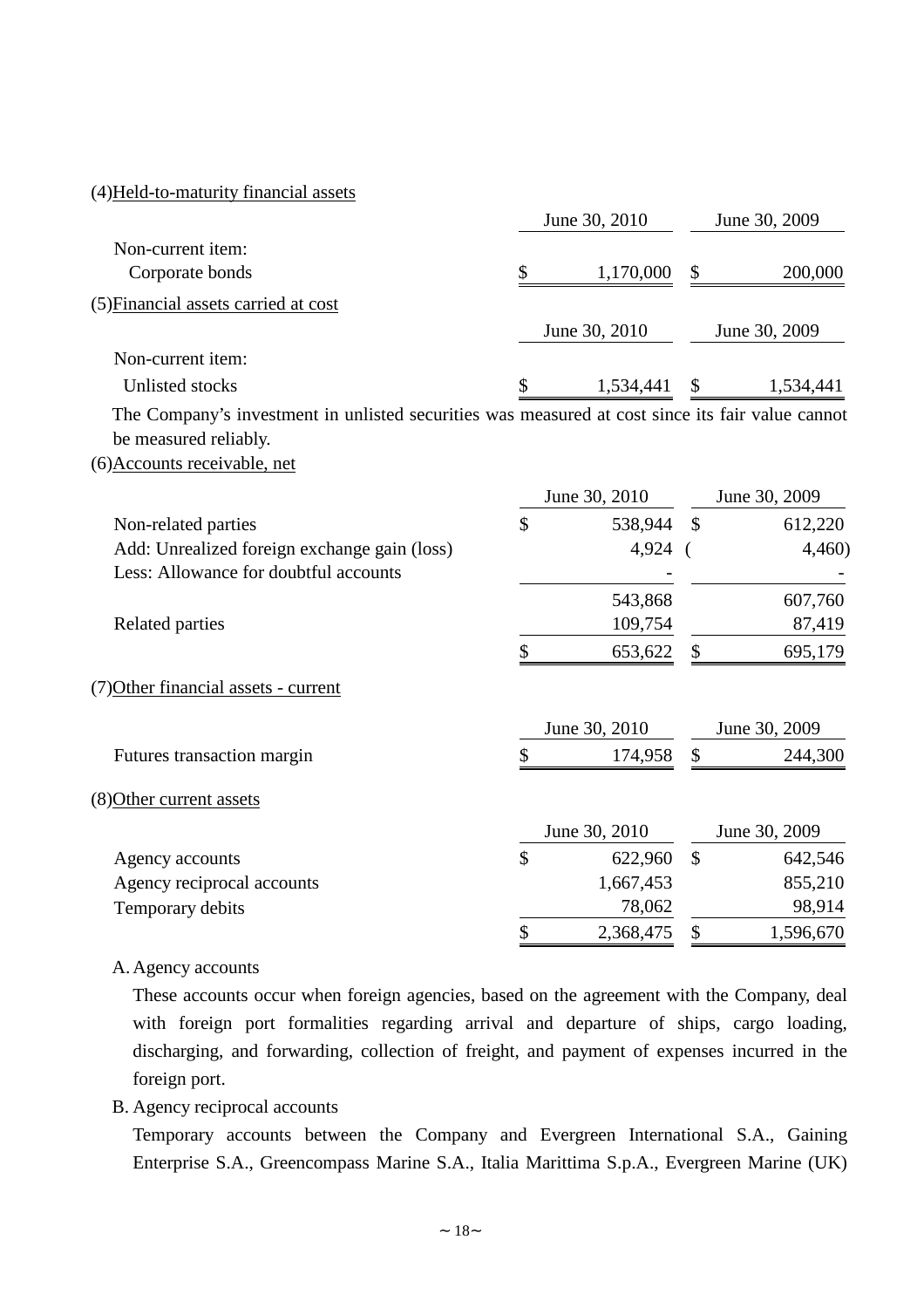(4)Held-to-maturity financial assets

| | June 30, 2010 | June 30, 2009 |
|---|---|---|
| Non-current item: | | |
| Corporate bonds | $ 1,170,000 | $ 200,000 |

(5)Financial assets carried at cost

| | June 30, 2010 | June 30, 2009 |
|---|---|---|
| Non-current item: | | |
| Unlisted stocks | $ 1,534,441 | $ 1,534,441 |

The Company's investment in unlisted securities was measured at cost since its fair value cannot be measured reliably.

(6)Accounts receivable, net

| | June 30, 2010 | June 30, 2009 |
|---|---|---|
| Non-related parties | $ 538,944 | $ 612,220 |
| Add: Unrealized foreign exchange gain (loss) | 4,924 | ( 4,460) |
| Less: Allowance for doubtful accounts | - | - |
| | 543,868 | 607,760 |
| Related parties | 109,754 | 87,419 |
| | $ 653,622 | $ 695,179 |

(7)Other financial assets - current

| | June 30, 2010 | June 30, 2009 |
|---|---|---|
| Futures transaction margin | $ 174,958 | $ 244,300 |

(8)Other current assets

| | June 30, 2010 | June 30, 2009 |
|---|---|---|
| Agency accounts | $ 622,960 | $ 642,546 |
| Agency reciprocal accounts | 1,667,453 | 855,210 |
| Temporary debits | 78,062 | 98,914 |
| | $ 2,368,475 | $ 1,596,670 |

A. Agency accounts

These accounts occur when foreign agencies, based on the agreement with the Company, deal with foreign port formalities regarding arrival and departure of ships, cargo loading, discharging, and forwarding, collection of freight, and payment of expenses incurred in the foreign port.

B. Agency reciprocal accounts

Temporary accounts between the Company and Evergreen International S.A., Gaining Enterprise S.A., Greencompass Marine S.A., Italia Marittima S.p.A., Evergreen Marine (UK)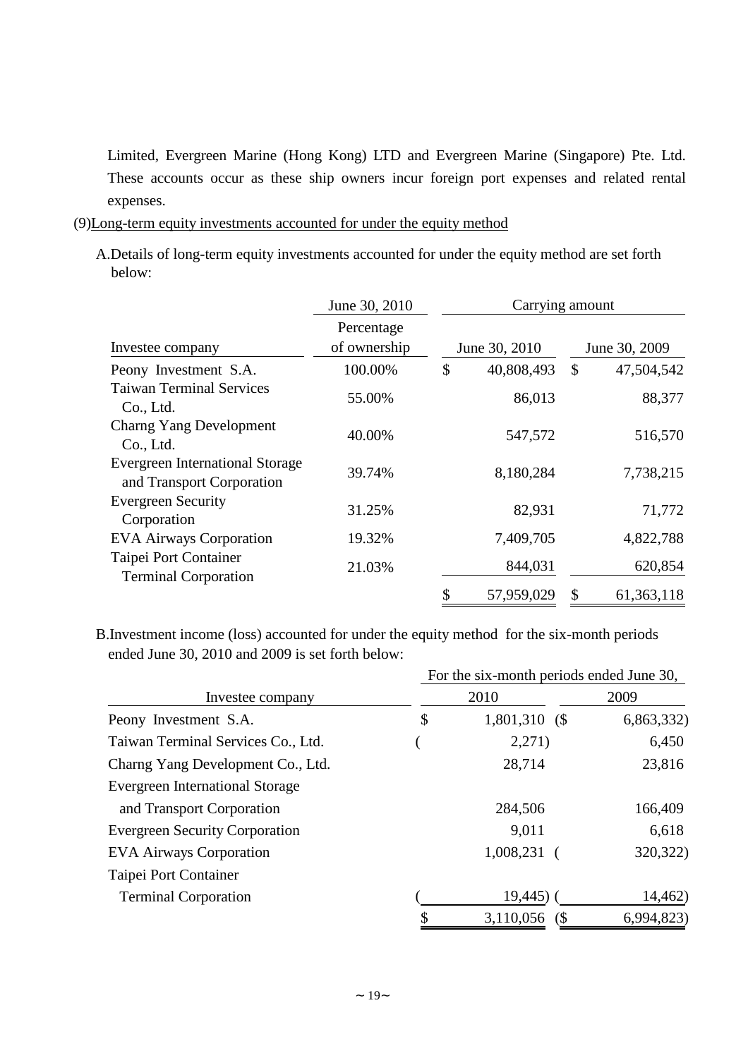Limited, Evergreen Marine (Hong Kong) LTD and Evergreen Marine (Singapore) Pte. Ltd. These accounts occur as these ship owners incur foreign port expenses and related rental expenses.

(9)Long-term equity investments accounted for under the equity method

A.Details of long-term equity investments accounted for under the equity method are set forth below:

| | June 30, 2010 | Carrying amount | |
|---|---|---|---|
| Investee company | Percentage of ownership | June 30, 2010 | June 30, 2009 |
| Peony Investment S.A. | 100.00% | $ 40,808,493 | $ 47,504,542 |
| Taiwan Terminal Services Co., Ltd. | 55.00% | 86,013 | 88,377 |
| Charng Yang Development Co., Ltd. | 40.00% | 547,572 | 516,570 |
| Evergreen International Storage and Transport Corporation | 39.74% | 8,180,284 | 7,738,215 |
| Evergreen Security Corporation | 31.25% | 82,931 | 71,772 |
| EVA Airways Corporation | 19.32% | 7,409,705 | 4,822,788 |
| Taipei Port Container Terminal Corporation | 21.03% | 844,031 | 620,854 |
| | | $ 57,959,029 | $ 61,363,118 |

B.Investment income (loss) accounted for under the equity method for the six-month periods ended June 30, 2010 and 2009 is set forth below:

| | For the six-month periods ended June 30, | |
|---|---|---|
| Investee company | 2010 | 2009 |
| Peony Investment S.A. | $ 1,801,310 | ($ 6,863,332) |
| Taiwan Terminal Services Co., Ltd. | ( 2,271) | 6,450 |
| Charng Yang Development Co., Ltd. | 28,714 | 23,816 |
| Evergreen International Storage and Transport Corporation | 284,506 | 166,409 |
| Evergreen Security Corporation | 9,011 | 6,618 |
| EVA Airways Corporation | 1,008,231 | ( 320,322) |
| Taipei Port Container Terminal Corporation | ( 19,445) | ( 14,462) |
| | $ 3,110,056 | ($ 6,994,823) |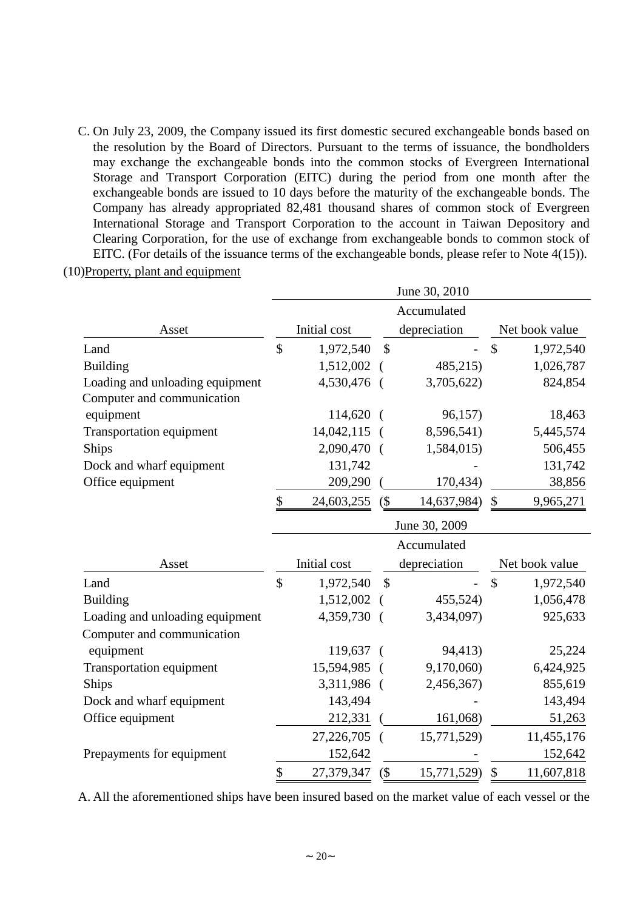C. On July 23, 2009, the Company issued its first domestic secured exchangeable bonds based on the resolution by the Board of Directors. Pursuant to the terms of issuance, the bondholders may exchange the exchangeable bonds into the common stocks of Evergreen International Storage and Transport Corporation (EITC) during the period from one month after the exchangeable bonds are issued to 10 days before the maturity of the exchangeable bonds. The Company has already appropriated 82,481 thousand shares of common stock of Evergreen International Storage and Transport Corporation to the account in Taiwan Depository and Clearing Corporation, for the use of exchange from exchangeable bonds to common stock of EITC. (For details of the issuance terms of the exchangeable bonds, please refer to Note 4(15)).

(10)Property, plant and equipment

| | June 30, 2010 | | |
|---|---|---|---|
| Asset | Initial cost | Accumulated depreciation | Net book value |
| Land | $ 1,972,540 | $ - | $ 1,972,540 |
| Building | 1,512,002 | ( 485,215) | 1,026,787 |
| Loading and unloading equipment | 4,530,476 | ( 3,705,622) | 824,854 |
| Computer and communication equipment | 114,620 | ( 96,157) | 18,463 |
| Transportation equipment | 14,042,115 | ( 8,596,541) | 5,445,574 |
| Ships | 2,090,470 | ( 1,584,015) | 506,455 |
| Dock and wharf equipment | 131,742 | - | 131,742 |
| Office equipment | 209,290 | ( 170,434) | 38,856 |
| | $ 24,603,255 | ($ 14,637,984) | $ 9,965,271 |

| | June 30, 2009 | | |
|---|---|---|---|
| Asset | Initial cost | Accumulated depreciation | Net book value |
| Land | $ 1,972,540 | $ - | $ 1,972,540 |
| Building | 1,512,002 | ( 455,524) | 1,056,478 |
| Loading and unloading equipment | 4,359,730 | ( 3,434,097) | 925,633 |
| Computer and communication equipment | 119,637 | ( 94,413) | 25,224 |
| Transportation equipment | 15,594,985 | ( 9,170,060) | 6,424,925 |
| Ships | 3,311,986 | ( 2,456,367) | 855,619 |
| Dock and wharf equipment | 143,494 | - | 143,494 |
| Office equipment | 212,331 | ( 161,068) | 51,263 |
| | 27,226,705 | ( 15,771,529) | 11,455,176 |
| Prepayments for equipment | 152,642 | - | 152,642 |
| | $ 27,379,347 | ($ 15,771,529) | $ 11,607,818 |

A. All the aforementioned ships have been insured based on the market value of each vessel or the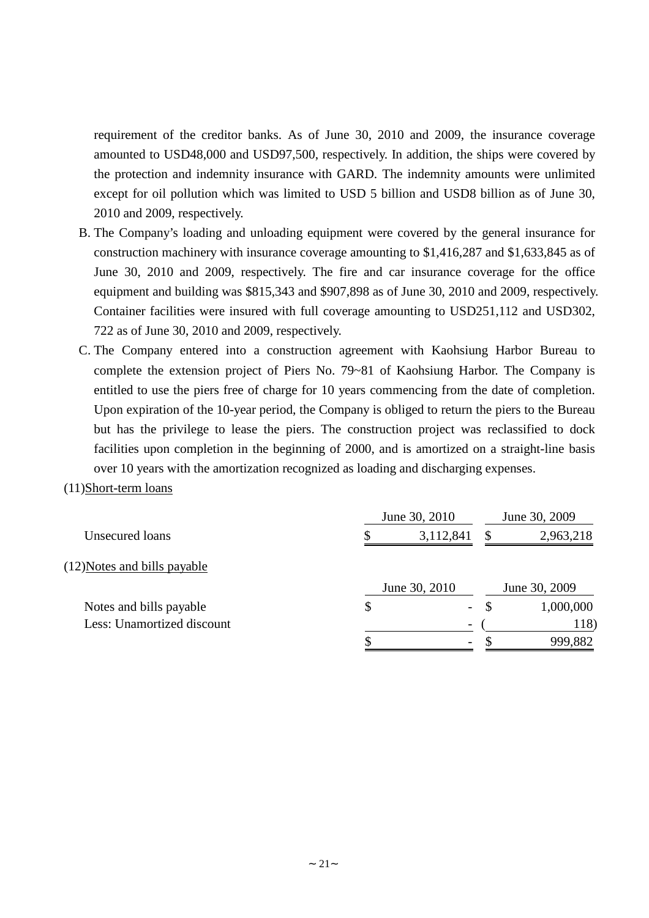requirement of the creditor banks. As of June 30, 2010 and 2009, the insurance coverage amounted to USD48,000 and USD97,500, respectively. In addition, the ships were covered by the protection and indemnity insurance with GARD. The indemnity amounts were unlimited except for oil pollution which was limited to USD 5 billion and USD8 billion as of June 30, 2010 and 2009, respectively.

B. The Company's loading and unloading equipment were covered by the general insurance for construction machinery with insurance coverage amounting to $1,416,287 and $1,633,845 as of June 30, 2010 and 2009, respectively. The fire and car insurance coverage for the office equipment and building was $815,343 and $907,898 as of June 30, 2010 and 2009, respectively. Container facilities were insured with full coverage amounting to USD251,112 and USD302, 722 as of June 30, 2010 and 2009, respectively.

C. The Company entered into a construction agreement with Kaohsiung Harbor Bureau to complete the extension project of Piers No. 79~81 of Kaohsiung Harbor. The Company is entitled to use the piers free of charge for 10 years commencing from the date of completion. Upon expiration of the 10-year period, the Company is obliged to return the piers to the Bureau but has the privilege to lease the piers. The construction project was reclassified to dock facilities upon completion in the beginning of 2000, and is amortized on a straight-line basis over 10 years with the amortization recognized as loading and discharging expenses.

(11)Short-term loans

| | June 30, 2010 | June 30, 2009 |
|---|---|---|
| Unsecured loans | $ 3,112,841 | $ 2,963,218 |

(12)Notes and bills payable

| | June 30, 2010 | June 30, 2009 |
|---|---|---|
| Notes and bills payable | $ - | $ 1,000,000 |
| Less: Unamortized discount | - | ( 118) |
| | $ - | $ 999,882 |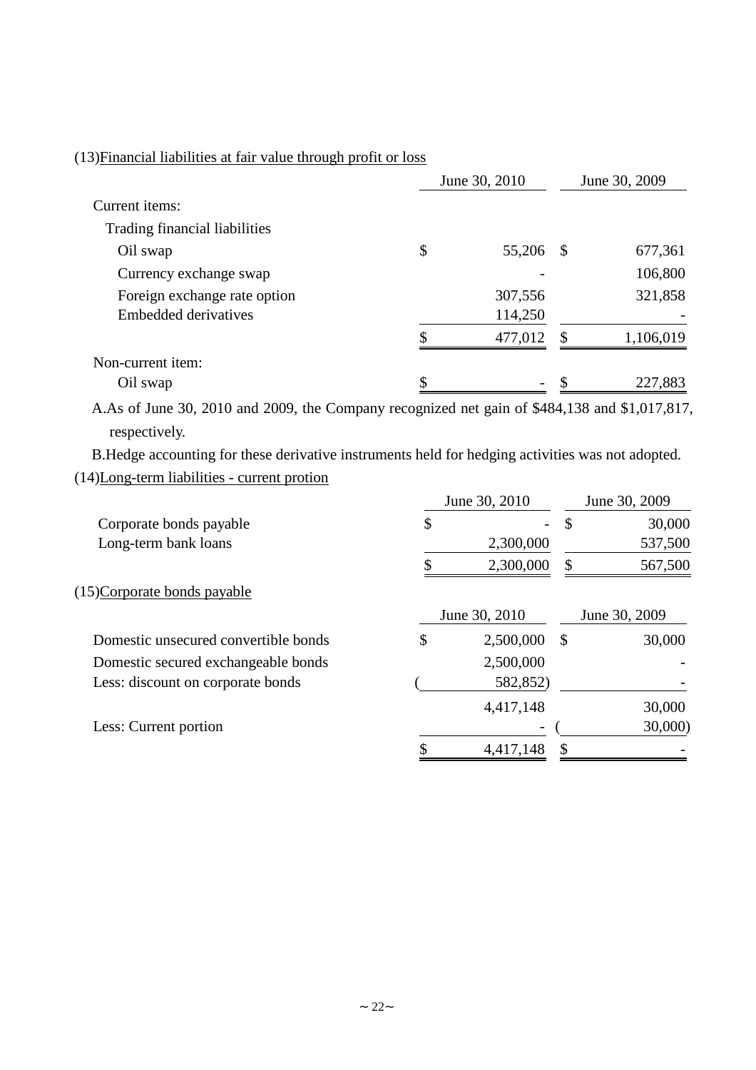(13)Financial liabilities at fair value through profit or loss

| | June 30, 2010 | June 30, 2009 |
|---|---|---|
| Current items: | | |
| Trading financial liabilities | | |
| Oil swap | $ 55,206 | $ 677,361 |
| Currency exchange swap | - | 106,800 |
| Foreign exchange rate option | 307,556 | 321,858 |
| Embedded derivatives | 114,250 | - |
| | $ 477,012 | $ 1,106,019 |
| Non-current item: | | |
| Oil swap | $ - | $ 227,883 |

A.As of June 30, 2010 and 2009, the Company recognized net gain of $484,138 and $1,017,817, respectively.

B.Hedge accounting for these derivative instruments held for hedging activities was not adopted.

(14)Long-term liabilities - current protion

| | June 30, 2010 | June 30, 2009 |
|---|---|---|
| Corporate bonds payable | $ - | $ 30,000 |
| Long-term bank loans | 2,300,000 | 537,500 |
| | $ 2,300,000 | $ 567,500 |

(15)Corporate bonds payable

| | June 30, 2010 | June 30, 2009 |
|---|---|---|
| Domestic unsecured convertible bonds | $ 2,500,000 | $ 30,000 |
| Domestic secured exchangeable bonds | 2,500,000 | - |
| Less: discount on corporate bonds | ( 582,852) | - |
| | 4,417,148 | 30,000 |
| Less: Current portion | - | ( 30,000) |
| | $ 4,417,148 | $ - |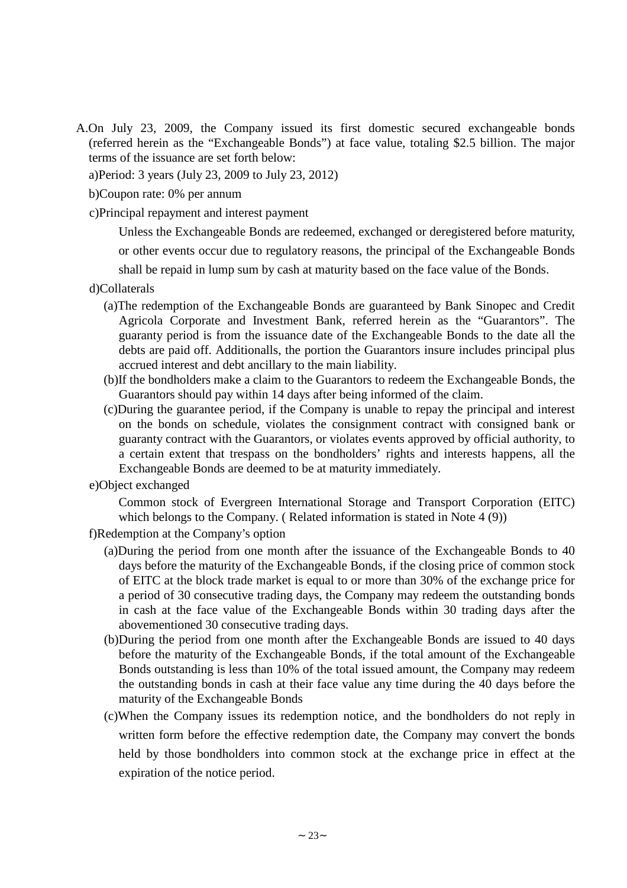A. On July 23, 2009, the Company issued its first domestic secured exchangeable bonds (referred herein as the "Exchangeable Bonds") at face value, totaling $2.5 billion. The major terms of the issuance are set forth below:

a) Period: 3 years (July 23, 2009 to July 23, 2012)

b) Coupon rate: 0% per annum

c) Principal repayment and interest payment

Unless the Exchangeable Bonds are redeemed, exchanged or deregistered before maturity, or other events occur due to regulatory reasons, the principal of the Exchangeable Bonds shall be repaid in lump sum by cash at maturity based on the face value of the Bonds.

d) Collaterals

(a) The redemption of the Exchangeable Bonds are guaranteed by Bank Sinopec and Credit Agricola Corporate and Investment Bank, referred herein as the "Guarantors". The guaranty period is from the issuance date of the Exchangeable Bonds to the date all the debts are paid off. Additionalls, the portion the Guarantors insure includes principal plus accrued interest and debt ancillary to the main liability.

(b) If the bondholders make a claim to the Guarantors to redeem the Exchangeable Bonds, the Guarantors should pay within 14 days after being informed of the claim.

(c) During the guarantee period, if the Company is unable to repay the principal and interest on the bonds on schedule, violates the consignment contract with consigned bank or guaranty contract with the Guarantors, or violates events approved by official authority, to a certain extent that trespass on the bondholders' rights and interests happens, all the Exchangeable Bonds are deemed to be at maturity immediately.

e) Object exchanged

Common stock of Evergreen International Storage and Transport Corporation (EITC) which belongs to the Company. ( Related information is stated in Note 4 (9))

f) Redemption at the Company's option

(a) During the period from one month after the issuance of the Exchangeable Bonds to 40 days before the maturity of the Exchangeable Bonds, if the closing price of common stock of EITC at the block trade market is equal to or more than 30% of the exchange price for a period of 30 consecutive trading days, the Company may redeem the outstanding bonds in cash at the face value of the Exchangeable Bonds within 30 trading days after the abovementioned 30 consecutive trading days.

(b) During the period from one month after the Exchangeable Bonds are issued to 40 days before the maturity of the Exchangeable Bonds, if the total amount of the Exchangeable Bonds outstanding is less than 10% of the total issued amount, the Company may redeem the outstanding bonds in cash at their face value any time during the 40 days before the maturity of the Exchangeable Bonds

(c) When the Company issues its redemption notice, and the bondholders do not reply in written form before the effective redemption date, the Company may convert the bonds held by those bondholders into common stock at the exchange price in effect at the expiration of the notice period.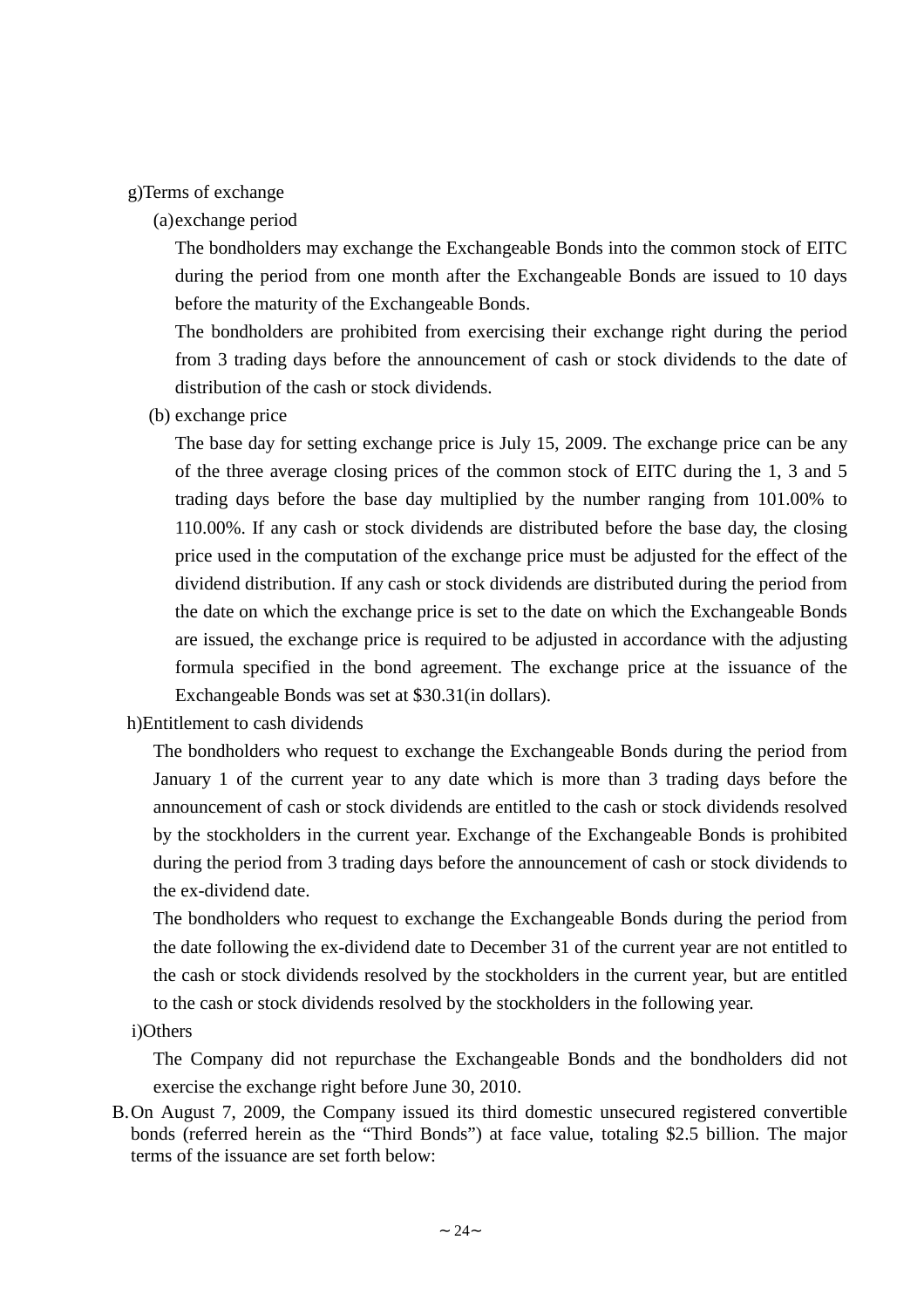g)Terms of exchange

(a) exchange period

The bondholders may exchange the Exchangeable Bonds into the common stock of EITC during the period from one month after the Exchangeable Bonds are issued to 10 days before the maturity of the Exchangeable Bonds.

The bondholders are prohibited from exercising their exchange right during the period from 3 trading days before the announcement of cash or stock dividends to the date of distribution of the cash or stock dividends.

(b) exchange price

The base day for setting exchange price is July 15, 2009. The exchange price can be any of the three average closing prices of the common stock of EITC during the 1, 3 and 5 trading days before the base day multiplied by the number ranging from 101.00% to 110.00%. If any cash or stock dividends are distributed before the base day, the closing price used in the computation of the exchange price must be adjusted for the effect of the dividend distribution. If any cash or stock dividends are distributed during the period from the date on which the exchange price is set to the date on which the Exchangeable Bonds are issued, the exchange price is required to be adjusted in accordance with the adjusting formula specified in the bond agreement. The exchange price at the issuance of the Exchangeable Bonds was set at $30.31(in dollars).

h)Entitlement to cash dividends

The bondholders who request to exchange the Exchangeable Bonds during the period from January 1 of the current year to any date which is more than 3 trading days before the announcement of cash or stock dividends are entitled to the cash or stock dividends resolved by the stockholders in the current year. Exchange of the Exchangeable Bonds is prohibited during the period from 3 trading days before the announcement of cash or stock dividends to the ex-dividend date.

The bondholders who request to exchange the Exchangeable Bonds during the period from the date following the ex-dividend date to December 31 of the current year are not entitled to the cash or stock dividends resolved by the stockholders in the current year, but are entitled to the cash or stock dividends resolved by the stockholders in the following year.

i)Others

The Company did not repurchase the Exchangeable Bonds and the bondholders did not exercise the exchange right before June 30, 2010.

B. On August 7, 2009, the Company issued its third domestic unsecured registered convertible bonds (referred herein as the "Third Bonds") at face value, totaling $2.5 billion. The major terms of the issuance are set forth below: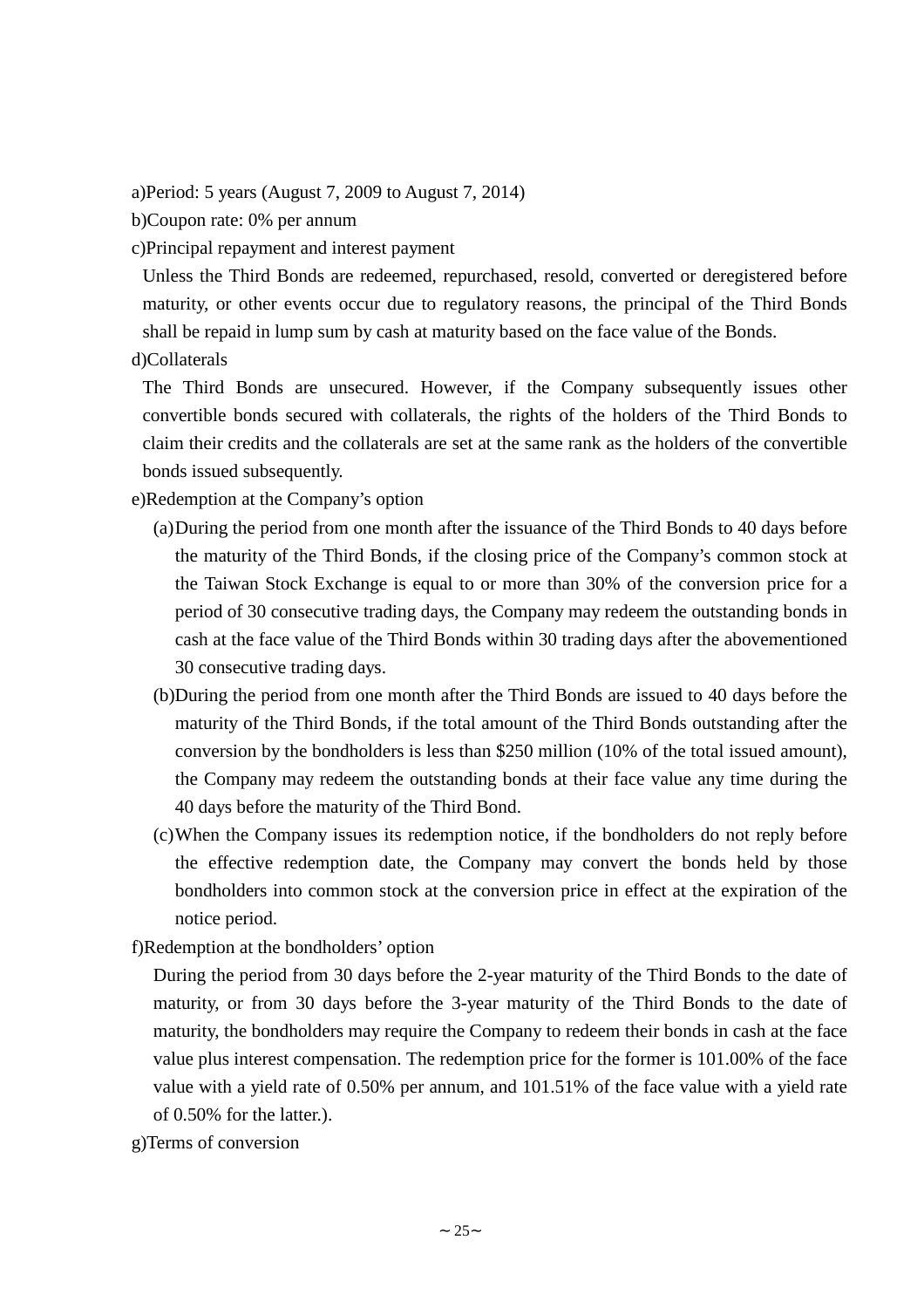a)Period: 5 years (August 7, 2009 to August 7, 2014)

b)Coupon rate: 0% per annum

c)Principal repayment and interest payment

Unless the Third Bonds are redeemed, repurchased, resold, converted or deregistered before maturity, or other events occur due to regulatory reasons, the principal of the Third Bonds shall be repaid in lump sum by cash at maturity based on the face value of the Bonds.

d)Collaterals

The Third Bonds are unsecured. However, if the Company subsequently issues other convertible bonds secured with collaterals, the rights of the holders of the Third Bonds to claim their credits and the collaterals are set at the same rank as the holders of the convertible bonds issued subsequently.

e)Redemption at the Company's option

(a) During the period from one month after the issuance of the Third Bonds to 40 days before the maturity of the Third Bonds, if the closing price of the Company's common stock at the Taiwan Stock Exchange is equal to or more than 30% of the conversion price for a period of 30 consecutive trading days, the Company may redeem the outstanding bonds in cash at the face value of the Third Bonds within 30 trading days after the abovementioned 30 consecutive trading days.

(b) During the period from one month after the Third Bonds are issued to 40 days before the maturity of the Third Bonds, if the total amount of the Third Bonds outstanding after the conversion by the bondholders is less than $250 million (10% of the total issued amount), the Company may redeem the outstanding bonds at their face value any time during the 40 days before the maturity of the Third Bond.

(c) When the Company issues its redemption notice, if the bondholders do not reply before the effective redemption date, the Company may convert the bonds held by those bondholders into common stock at the conversion price in effect at the expiration of the notice period.

f)Redemption at the bondholders' option

During the period from 30 days before the 2-year maturity of the Third Bonds to the date of maturity, or from 30 days before the 3-year maturity of the Third Bonds to the date of maturity, the bondholders may require the Company to redeem their bonds in cash at the face value plus interest compensation. The redemption price for the former is 101.00% of the face value with a yield rate of 0.50% per annum, and 101.51% of the face value with a yield rate of 0.50% for the latter.).

g)Terms of conversion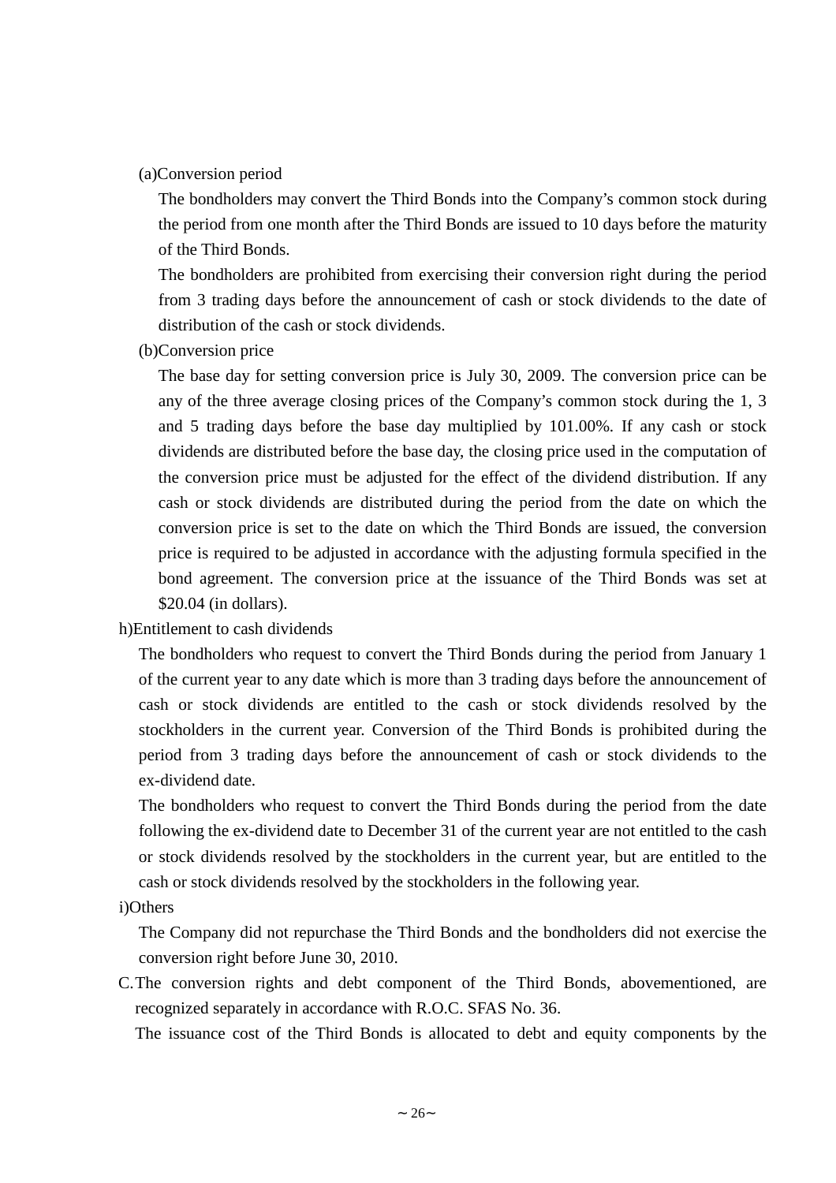(a)Conversion period

The bondholders may convert the Third Bonds into the Company's common stock during the period from one month after the Third Bonds are issued to 10 days before the maturity of the Third Bonds.

The bondholders are prohibited from exercising their conversion right during the period from 3 trading days before the announcement of cash or stock dividends to the date of distribution of the cash or stock dividends.

(b)Conversion price

The base day for setting conversion price is July 30, 2009. The conversion price can be any of the three average closing prices of the Company's common stock during the 1, 3 and 5 trading days before the base day multiplied by 101.00%. If any cash or stock dividends are distributed before the base day, the closing price used in the computation of the conversion price must be adjusted for the effect of the dividend distribution. If any cash or stock dividends are distributed during the period from the date on which the conversion price is set to the date on which the Third Bonds are issued, the conversion price is required to be adjusted in accordance with the adjusting formula specified in the bond agreement. The conversion price at the issuance of the Third Bonds was set at $20.04 (in dollars).

h)Entitlement to cash dividends

The bondholders who request to convert the Third Bonds during the period from January 1 of the current year to any date which is more than 3 trading days before the announcement of cash or stock dividends are entitled to the cash or stock dividends resolved by the stockholders in the current year. Conversion of the Third Bonds is prohibited during the period from 3 trading days before the announcement of cash or stock dividends to the ex-dividend date.

The bondholders who request to convert the Third Bonds during the period from the date following the ex-dividend date to December 31 of the current year are not entitled to the cash or stock dividends resolved by the stockholders in the current year, but are entitled to the cash or stock dividends resolved by the stockholders in the following year.

i)Others

The Company did not repurchase the Third Bonds and the bondholders did not exercise the conversion right before June 30, 2010.

C. The conversion rights and debt component of the Third Bonds, abovementioned, are recognized separately in accordance with R.O.C. SFAS No. 36.

The issuance cost of the Third Bonds is allocated to debt and equity components by the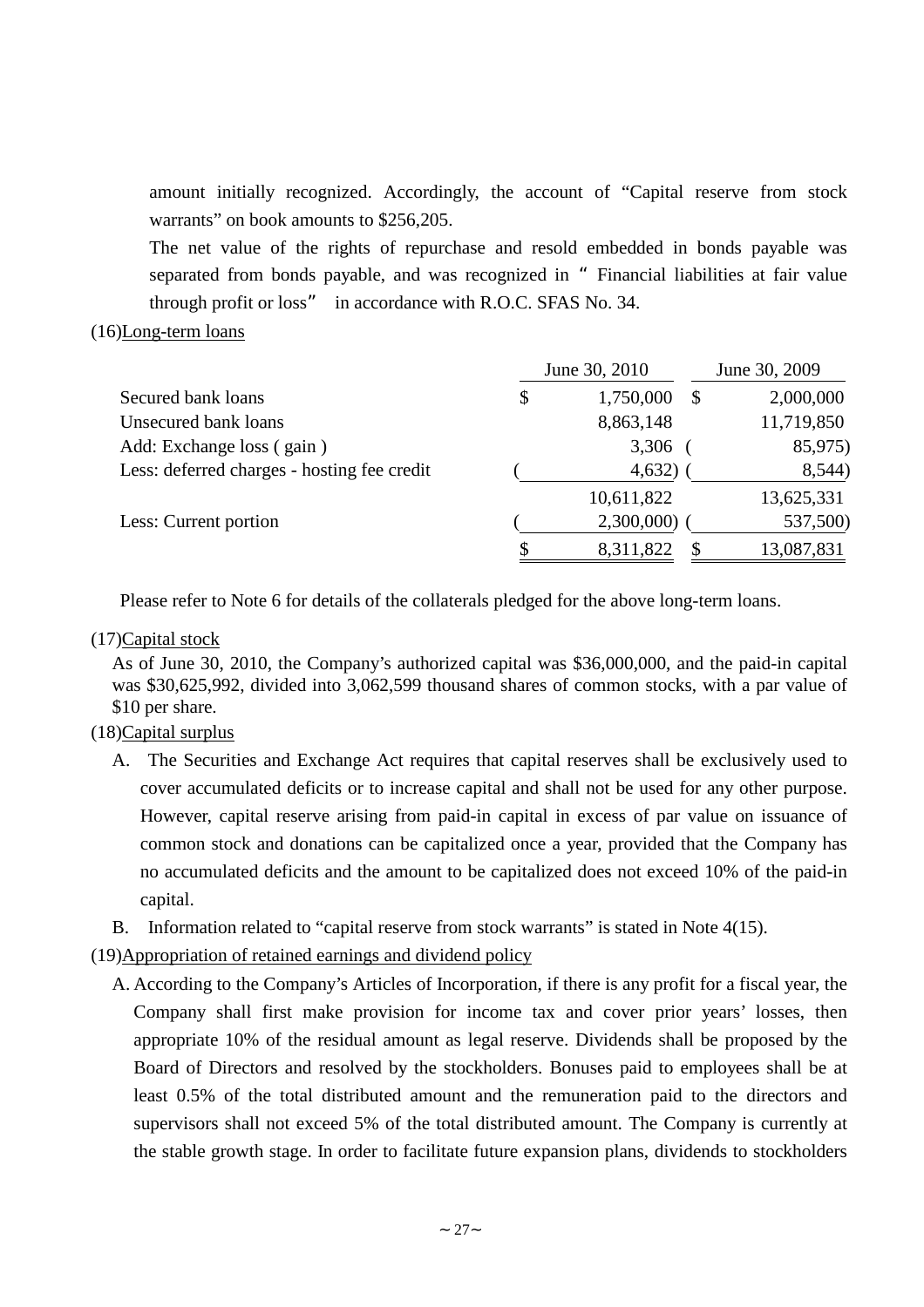amount initially recognized. Accordingly, the account of "Capital reserve from stock warrants" on book amounts to $256,205.

The net value of the rights of repurchase and resold embedded in bonds payable was separated from bonds payable, and was recognized in " Financial liabilities at fair value through profit or loss" in accordance with R.O.C. SFAS No. 34.

(16)Long-term loans

| | June 30, 2010 | June 30, 2009 |
|---|---|---|
| Secured bank loans | $ 1,750,000 | $ 2,000,000 |
| Unsecured bank loans | 8,863,148 | 11,719,850 |
| Add: Exchange loss ( gain ) | 3,306 | ( 85,975) |
| Less: deferred charges - hosting fee credit | ( 4,632) | ( 8,544) |
| | 10,611,822 | 13,625,331 |
| Less: Current portion | ( 2,300,000) | ( 537,500) |
| | $ 8,311,822 | $ 13,087,831 |

Please refer to Note 6 for details of the collaterals pledged for the above long-term loans.

(17)Capital stock

As of June 30, 2010, the Company's authorized capital was $36,000,000, and the paid-in capital was $30,625,992, divided into 3,062,599 thousand shares of common stocks, with a par value of $10 per share.

(18)Capital surplus

A. The Securities and Exchange Act requires that capital reserves shall be exclusively used to cover accumulated deficits or to increase capital and shall not be used for any other purpose. However, capital reserve arising from paid-in capital in excess of par value on issuance of common stock and donations can be capitalized once a year, provided that the Company has no accumulated deficits and the amount to be capitalized does not exceed 10% of the paid-in capital.

B. Information related to "capital reserve from stock warrants" is stated in Note 4(15).

(19)Appropriation of retained earnings and dividend policy

A. According to the Company's Articles of Incorporation, if there is any profit for a fiscal year, the Company shall first make provision for income tax and cover prior years' losses, then appropriate 10% of the residual amount as legal reserve. Dividends shall be proposed by the Board of Directors and resolved by the stockholders. Bonuses paid to employees shall be at least 0.5% of the total distributed amount and the remuneration paid to the directors and supervisors shall not exceed 5% of the total distributed amount. The Company is currently at the stable growth stage. In order to facilitate future expansion plans, dividends to stockholders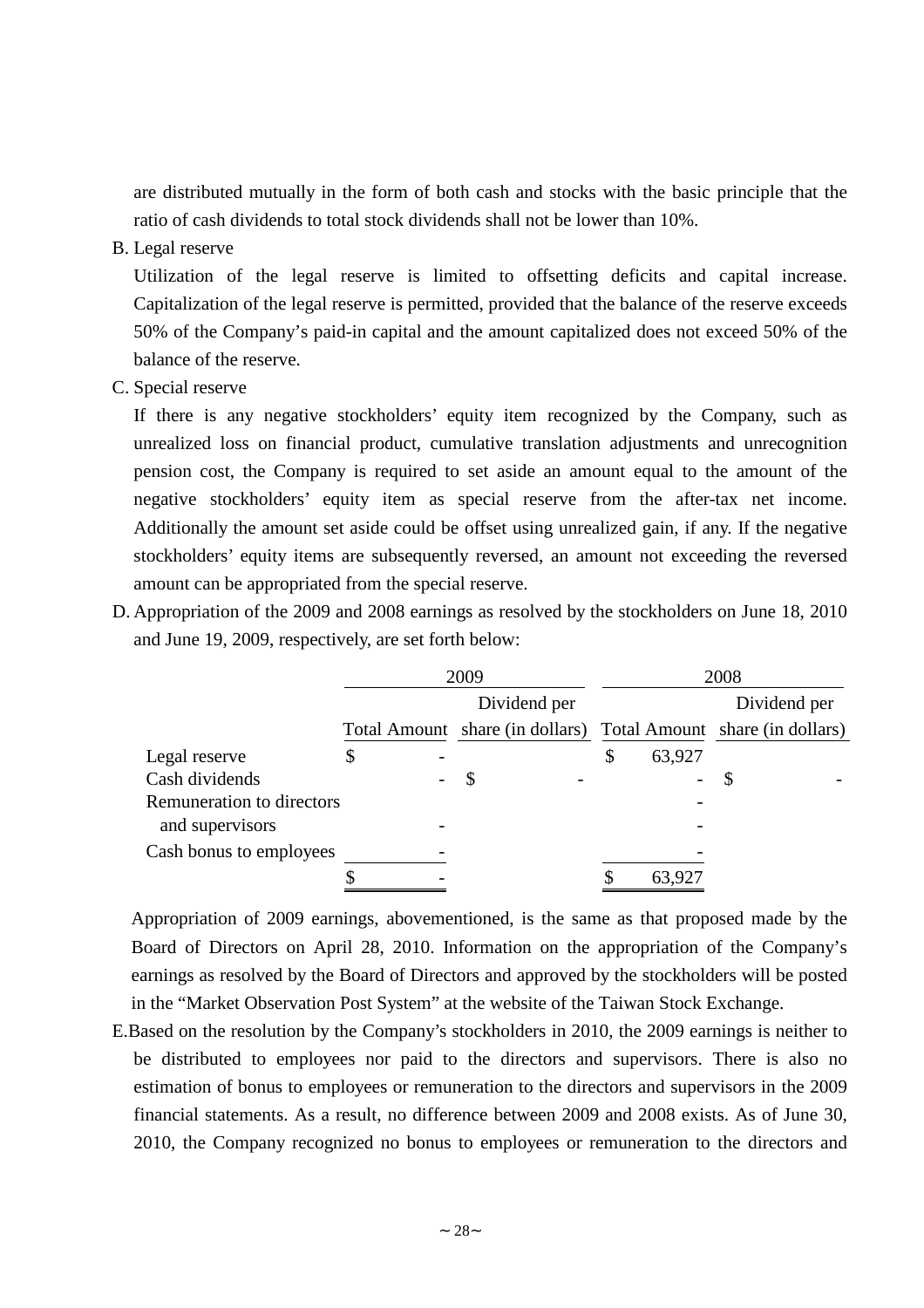are distributed mutually in the form of both cash and stocks with the basic principle that the ratio of cash dividends to total stock dividends shall not be lower than 10%.

B. Legal reserve

Utilization of the legal reserve is limited to offsetting deficits and capital increase. Capitalization of the legal reserve is permitted, provided that the balance of the reserve exceeds 50% of the Company's paid-in capital and the amount capitalized does not exceed 50% of the balance of the reserve.

C. Special reserve

If there is any negative stockholders' equity item recognized by the Company, such as unrealized loss on financial product, cumulative translation adjustments and unrecognition pension cost, the Company is required to set aside an amount equal to the amount of the negative stockholders' equity item as special reserve from the after-tax net income. Additionally the amount set aside could be offset using unrealized gain, if any. If the negative stockholders' equity items are subsequently reversed, an amount not exceeding the reversed amount can be appropriated from the special reserve.

D. Appropriation of the 2009 and 2008 earnings as resolved by the stockholders on June 18, 2010 and June 19, 2009, respectively, are set forth below:

| | 2009 | | 2008 | |
|---|---|---|---|---|
| | Total Amount | Dividend per share (in dollars) | Total Amount | Dividend per share (in dollars) |
| Legal reserve | $ - | | $ 63,927 | |
| Cash dividends | - | $ - | - | $ - |
| Remuneration to directors and supervisors | - | | - | |
| Cash bonus to employees | - | | - | |
| | $ - | | $ 63,927 | |

Appropriation of 2009 earnings, abovementioned, is the same as that proposed made by the Board of Directors on April 28, 2010. Information on the appropriation of the Company's earnings as resolved by the Board of Directors and approved by the stockholders will be posted in the "Market Observation Post System" at the website of the Taiwan Stock Exchange.

E. Based on the resolution by the Company's stockholders in 2010, the 2009 earnings is neither to be distributed to employees nor paid to the directors and supervisors. There is also no estimation of bonus to employees or remuneration to the directors and supervisors in the 2009 financial statements. As a result, no difference between 2009 and 2008 exists. As of June 30, 2010, the Company recognized no bonus to employees or remuneration to the directors and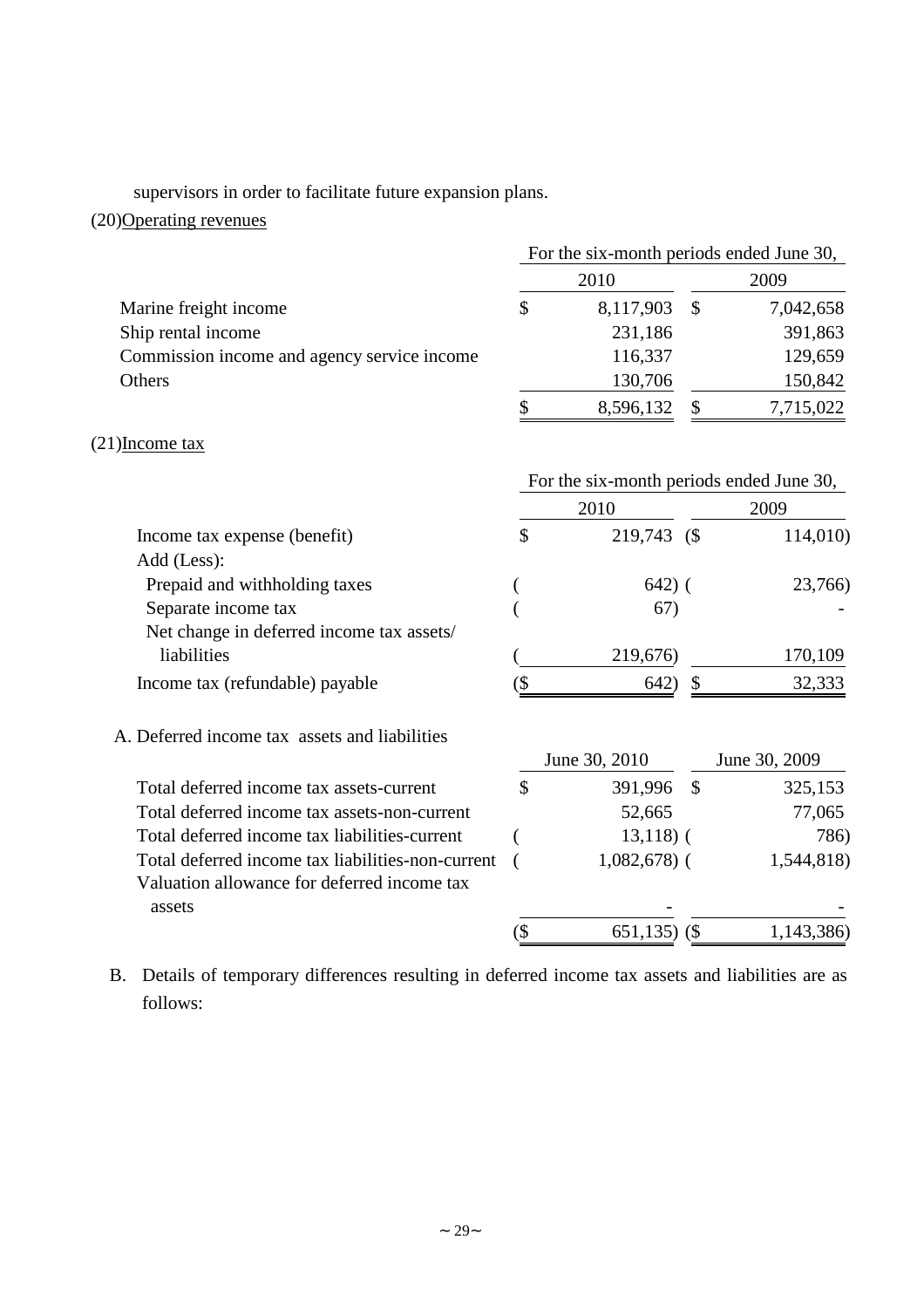supervisors in order to facilitate future expansion plans.

(20)Operating revenues

| | For the six-month periods ended June 30, | |
|---|---|---|
| | 2010 | 2009 |
| Marine freight income | $ 8,117,903 | $ 7,042,658 |
| Ship rental income | 231,186 | 391,863 |
| Commission income and agency service income | 116,337 | 129,659 |
| Others | 130,706 | 150,842 |
| | $ 8,596,132 | $ 7,715,022 |

(21)Income tax

| | For the six-month periods ended June 30, | |
|---|---|---|
| | 2010 | 2009 |
| Income tax expense (benefit) | $ 219,743 | ($ 114,010) |
| Add (Less): | | |
| Prepaid and withholding taxes | ( 642) | ( 23,766) |
| Separate income tax | ( 67) | - |
| Net change in deferred income tax assets/ liabilities | ( 219,676) | 170,109 |
| Income tax (refundable) payable | ($ 642) | $ 32,333 |

A. Deferred income tax assets and liabilities

| | June 30, 2010 | June 30, 2009 |
|---|---|---|
| Total deferred income tax assets-current | $ 391,996 | $ 325,153 |
| Total deferred income tax assets-non-current | 52,665 | 77,065 |
| Total deferred income tax liabilities-current | ( 13,118) | ( 786) |
| Total deferred income tax liabilities-non-current | ( 1,082,678) | ( 1,544,818) |
| Valuation allowance for deferred income tax assets | - | - |
| | ($ 651,135) | ($ 1,143,386) |

B. Details of temporary differences resulting in deferred income tax assets and liabilities are as follows: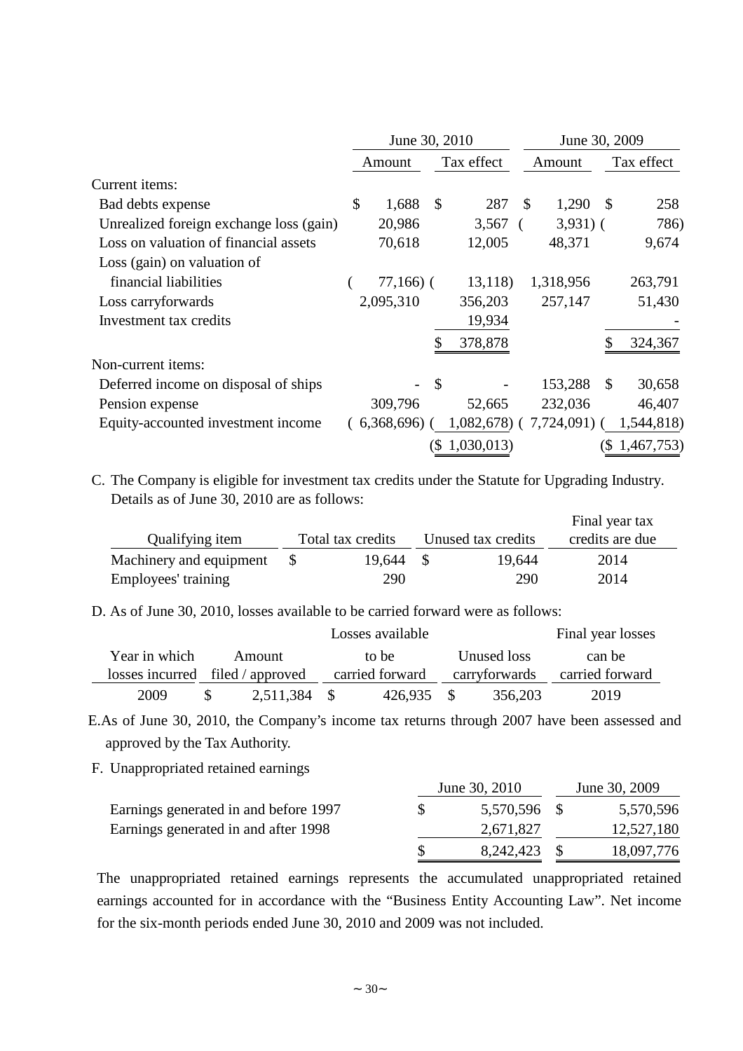| | June 30, 2010 | | June 30, 2009 | |
|---|---|---|---|---|
| | Amount | Tax effect | Amount | Tax effect |
| Current items: | | | | |
| Bad debts expense | $ 1,688 | $ 287 | $ 1,290 | $ 258 |
| Unrealized foreign exchange loss (gain) | 20,986 | 3,567 | ( 3,931) | ( 786) |
| Loss on valuation of financial assets | 70,618 | 12,005 | 48,371 | 9,674 |
| Loss (gain) on valuation of financial liabilities | ( 77,166) | ( 13,118) | 1,318,956 | 263,791 |
| Loss carryforwards | 2,095,310 | 356,203 | 257,147 | 51,430 |
| Investment tax credits | | 19,934 | | - |
| | | $ 378,878 | | $ 324,367 |
| Non-current items: | | | | |
| Deferred income on disposal of ships | - | $ - | 153,288 | $ 30,658 |
| Pension expense | 309,796 | 52,665 | 232,036 | 46,407 |
| Equity-accounted investment income | ( 6,368,696) | ( 1,082,678) | ( 7,724,091) | ( 1,544,818) |
| | | ($ 1,030,013) | | ($ 1,467,753) |

C. The Company is eligible for investment tax credits under the Statute for Upgrading Industry. Details as of June 30, 2010 are as follows:

| Qualifying item | Total tax credits | Unused tax credits | Final year tax credits are due |
|---|---|---|---|
| Machinery and equipment | $ 19,644 | $ 19,644 | 2014 |
| Employees' training | 290 | 290 | 2014 |

D. As of June 30, 2010, losses available to be carried forward were as follows:

| Year in which losses incurred | Amount filed / approved | Losses available to be carried forward | Unused loss carryforwards | Final year losses can be carried forward |
|---|---|---|---|---|
| 2009 | $ 2,511,384 | $ 426,935 | $ 356,203 | 2019 |

E. As of June 30, 2010, the Company's income tax returns through 2007 have been assessed and approved by the Tax Authority.

F. Unappropriated retained earnings

| | June 30, 2010 | June 30, 2009 |
|---|---|---|
| Earnings generated in and before 1997 | $ 5,570,596 | $ 5,570,596 |
| Earnings generated in and after 1998 | 2,671,827 | 12,527,180 |
| | $ 8,242,423 | $ 18,097,776 |

The unappropriated retained earnings represents the accumulated unappropriated retained earnings accounted for in accordance with the "Business Entity Accounting Law". Net income for the six-month periods ended June 30, 2010 and 2009 was not included.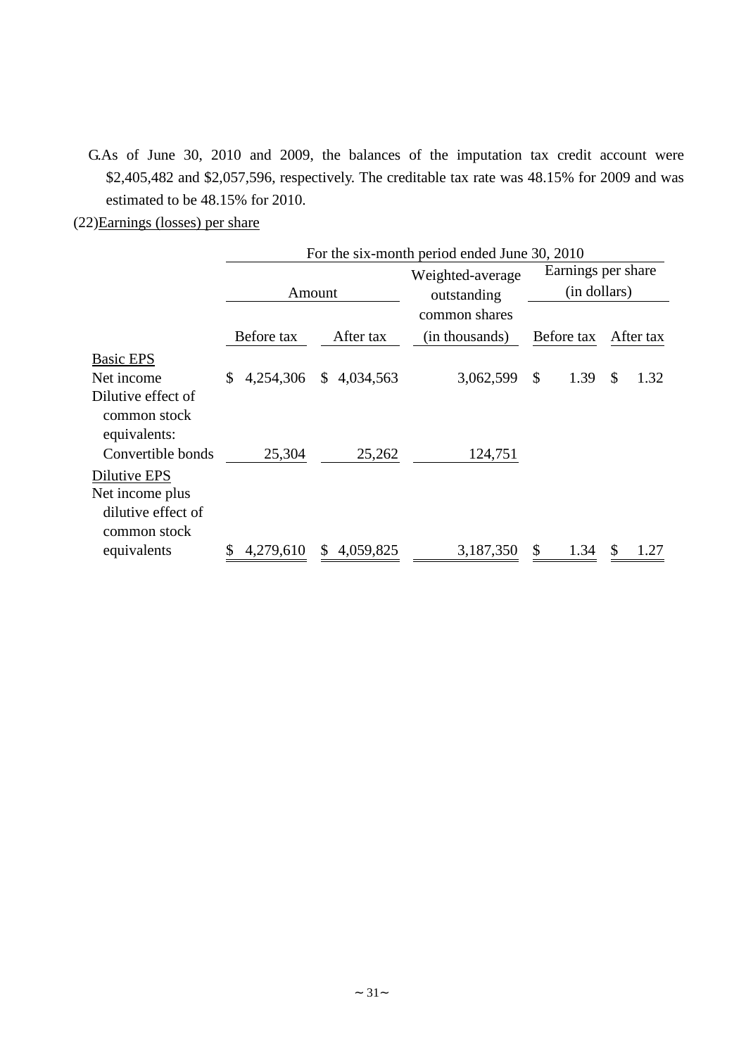G.As of June 30, 2010 and 2009, the balances of the imputation tax credit account were $2,405,482 and $2,057,596, respectively. The creditable tax rate was 48.15% for 2009 and was estimated to be 48.15% for 2010.

(22)Earnings (losses) per share

| | For the six-month period ended June 30, 2010 | | | | |
|---|---|---|---|---|---|
| | Amount | | Weighted-average outstanding common shares (in thousands) | Earnings per share (in dollars) | |
| | Before tax | After tax | | Before tax | After tax |
| Basic EPS | | | | | |
| Net income | $ 4,254,306 | $ 4,034,563 | 3,062,599 | $ 1.39 | $ 1.32 |
| Dilutive effect of common stock equivalents: | | | | | |
| Convertible bonds | 25,304 | 25,262 | 124,751 | | |
| Dilutive EPS | | | | | |
| Net income plus dilutive effect of common stock equivalents | $ 4,279,610 | $ 4,059,825 | 3,187,350 | $ 1.34 | $ 1.27 |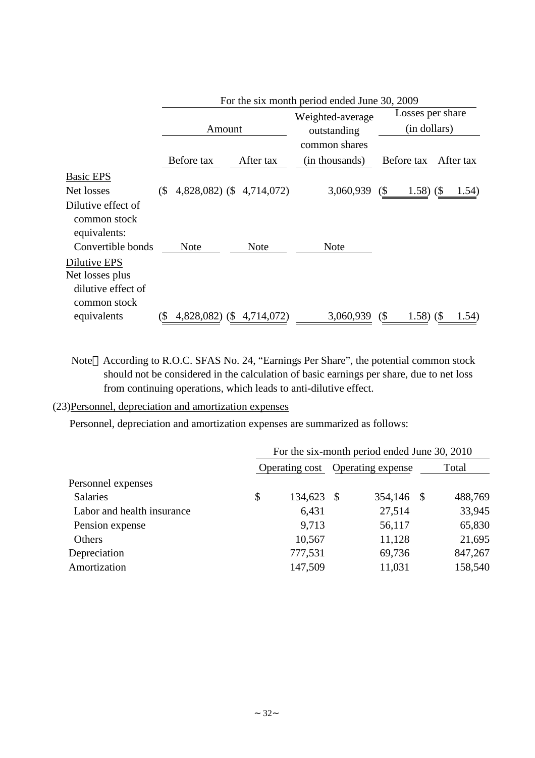| | For the six month period ended June 30, 2009 | | | | |
|---|---|---|---|---|---|
| | Amount | | Weighted-average outstanding common shares (in thousands) | Losses per share (in dollars) | |
| | Before tax | After tax | | Before tax | After tax |
| Basic EPS | | | | | |
| Net losses | ($ 4,828,082) | ($ 4,714,072) | 3,060,939 | ($ 1.58) | ($ 1.54) |
| Dilutive effect of common stock equivalents: | | | | | |
| Convertible bonds | Note | Note | Note | | |
| Dilutive EPS | | | | | |
| Net losses plus dilutive effect of common stock equivalents | ($ 4,828,082) | ($ 4,714,072) | 3,060,939 | ($ 1.58) | ($ 1.54) |

Note：According to R.O.C. SFAS No. 24, "Earnings Per Share", the potential common stock should not be considered in the calculation of basic earnings per share, due to net loss from continuing operations, which leads to anti-dilutive effect.

(23)Personnel, depreciation and amortization expenses

Personnel, depreciation and amortization expenses are summarized as follows:

| | For the six-month period ended June 30, 2010 | | |
|---|---|---|---|
| | Operating cost | Operating expense | Total |
| Personnel expenses | | | |
| Salaries | $ 134,623 | $ 354,146 | $ 488,769 |
| Labor and health insurance | 6,431 | 27,514 | 33,945 |
| Pension expense | 9,713 | 56,117 | 65,830 |
| Others | 10,567 | 11,128 | 21,695 |
| Depreciation | 777,531 | 69,736 | 847,267 |
| Amortization | 147,509 | 11,031 | 158,540 |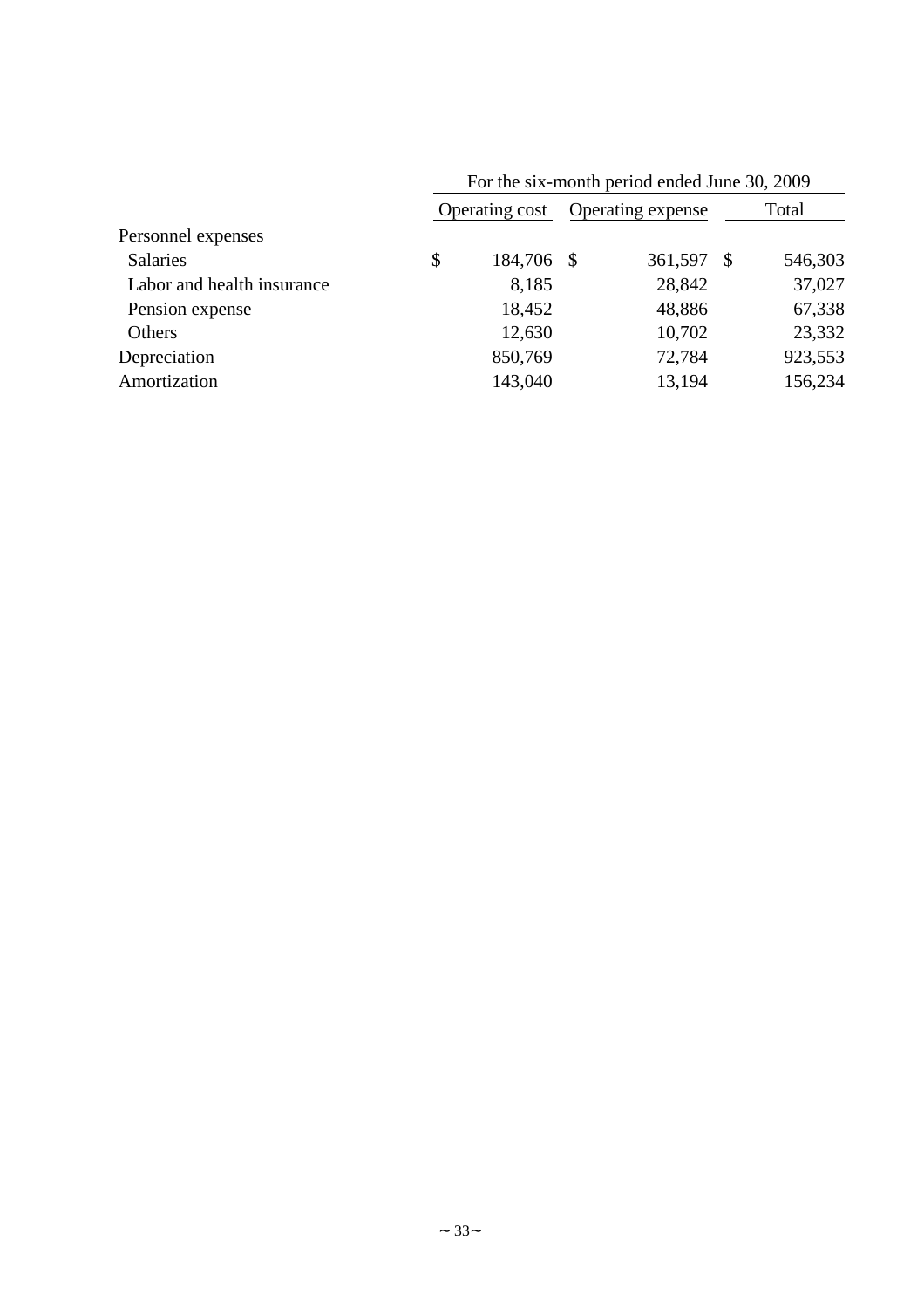| | For the six-month period ended June 30, 2009 | | |
|---|---|---|---|
| | Operating cost | Operating expense | Total |
| Personnel expenses | | | |
| Salaries | $ 184,706 | $ 361,597 | $ 546,303 |
| Labor and health insurance | 8,185 | 28,842 | 37,027 |
| Pension expense | 18,452 | 48,886 | 67,338 |
| Others | 12,630 | 10,702 | 23,332 |
| Depreciation | 850,769 | 72,784 | 923,553 |
| Amortization | 143,040 | 13,194 | 156,234 |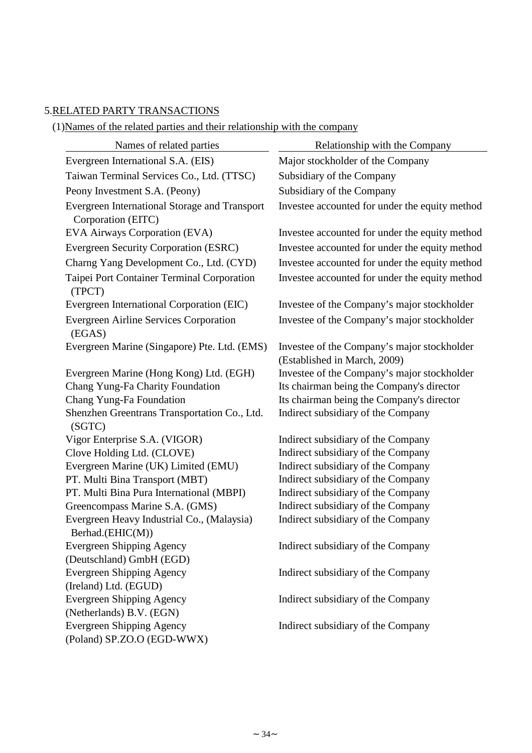5.RELATED PARTY TRANSACTIONS

(1)Names of the related parties and their relationship with the company

| Names of related parties | Relationship with the Company |
|---|---|
| Evergreen International S.A. (EIS) | Major stockholder of the Company |
| Taiwan Terminal Services Co., Ltd. (TTSC) | Subsidiary of the Company |
| Peony Investment S.A. (Peony) | Subsidiary of the Company |
| Evergreen International Storage and Transport Corporation (EITC) | Investee accounted for under the equity method |
| EVA Airways Corporation (EVA) | Investee accounted for under the equity method |
| Evergreen Security Corporation (ESRC) | Investee accounted for under the equity method |
| Charng Yang Development Co., Ltd. (CYD) | Investee accounted for under the equity method |
| Taipei Port Container Terminal Corporation (TPCT) | Investee accounted for under the equity method |
| Evergreen International Corporation (EIC) | Investee of the Company's major stockholder |
| Evergreen Airline Services Corporation (EGAS) | Investee of the Company's major stockholder |
| Evergreen Marine (Singapore) Pte. Ltd. (EMS) | Investee of the Company's major stockholder (Established in March, 2009) |
| Evergreen Marine (Hong Kong) Ltd. (EGH) | Investee of the Company's major stockholder |
| Chang Yung-Fa Charity Foundation | Its chairman being the Company's director |
| Chang Yung-Fa Foundation | Its chairman being the Company's director |
| Shenzhen Greentrans Transportation Co., Ltd. (SGTC) | Indirect subsidiary of the Company |
| Vigor Enterprise S.A. (VIGOR) | Indirect subsidiary of the Company |
| Clove Holding Ltd. (CLOVE) | Indirect subsidiary of the Company |
| Evergreen Marine (UK) Limited (EMU) | Indirect subsidiary of the Company |
| PT. Multi Bina Transport (MBT) | Indirect subsidiary of the Company |
| PT. Multi Bina Pura International (MBPI) | Indirect subsidiary of the Company |
| Greencompass Marine S.A. (GMS) | Indirect subsidiary of the Company |
| Evergreen Heavy Industrial Co., (Malaysia) Berhad.(EHIC(M)) | Indirect subsidiary of the Company |
| Evergreen Shipping Agency (Deutschland) GmbH (EGD) | Indirect subsidiary of the Company |
| Evergreen Shipping Agency (Ireland) Ltd. (EGUD) | Indirect subsidiary of the Company |
| Evergreen Shipping Agency (Netherlands) B.V. (EGN) | Indirect subsidiary of the Company |
| Evergreen Shipping Agency (Poland) SP.ZO.O (EGD-WWX) | Indirect subsidiary of the Company |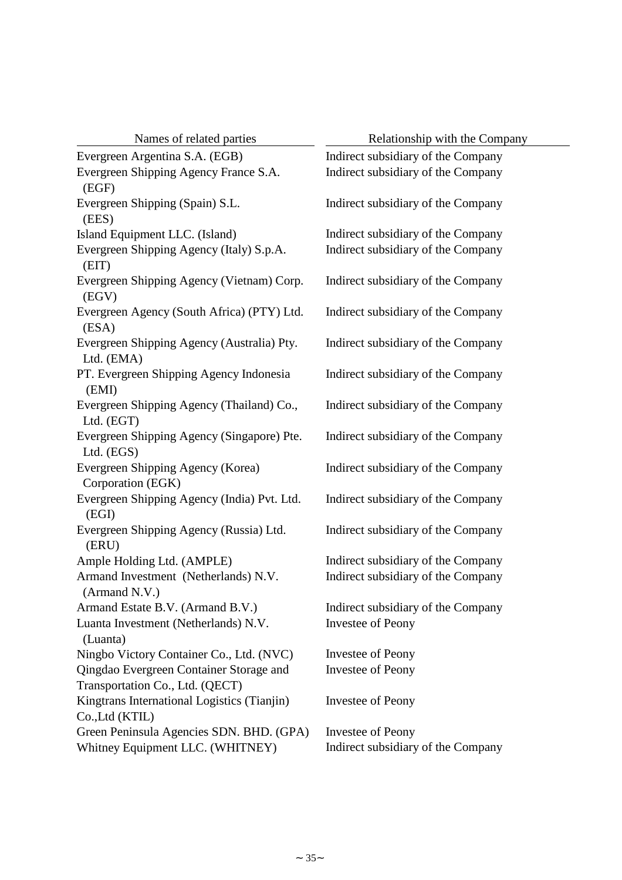| Names of related parties | Relationship with the Company |
| --- | --- |
| Evergreen Argentina S.A. (EGB) | Indirect subsidiary of the Company |
| Evergreen Shipping Agency France S.A. (EGF) | Indirect subsidiary of the Company |
| Evergreen Shipping (Spain) S.L. (EES) | Indirect subsidiary of the Company |
| Island Equipment LLC. (Island) | Indirect subsidiary of the Company |
| Evergreen Shipping Agency (Italy) S.p.A. (EIT) | Indirect subsidiary of the Company |
| Evergreen Shipping Agency (Vietnam) Corp. (EGV) | Indirect subsidiary of the Company |
| Evergreen Agency (South Africa) (PTY) Ltd. (ESA) | Indirect subsidiary of the Company |
| Evergreen Shipping Agency (Australia) Pty. Ltd. (EMA) | Indirect subsidiary of the Company |
| PT. Evergreen Shipping Agency Indonesia (EMI) | Indirect subsidiary of the Company |
| Evergreen Shipping Agency (Thailand) Co., Ltd. (EGT) | Indirect subsidiary of the Company |
| Evergreen Shipping Agency (Singapore) Pte. Ltd. (EGS) | Indirect subsidiary of the Company |
| Evergreen Shipping Agency (Korea) Corporation (EGK) | Indirect subsidiary of the Company |
| Evergreen Shipping Agency (India) Pvt. Ltd. (EGI) | Indirect subsidiary of the Company |
| Evergreen Shipping Agency (Russia) Ltd. (ERU) | Indirect subsidiary of the Company |
| Ample Holding Ltd. (AMPLE) | Indirect subsidiary of the Company |
| Armand Investment (Netherlands) N.V. (Armand N.V.) | Indirect subsidiary of the Company |
| Armand Estate B.V. (Armand B.V.) | Indirect subsidiary of the Company |
| Luanta Investment (Netherlands) N.V. (Luanta) | Investee of Peony |
| Ningbo Victory Container Co., Ltd. (NVC) | Investee of Peony |
| Qingdao Evergreen Container Storage and Transportation Co., Ltd. (QECT) | Investee of Peony |
| Kingtrans International Logistics (Tianjin) Co.,Ltd (KTIL) | Investee of Peony |
| Green Peninsula Agencies SDN. BHD. (GPA) | Investee of Peony |
| Whitney Equipment LLC. (WHITNEY) | Indirect subsidiary of the Company |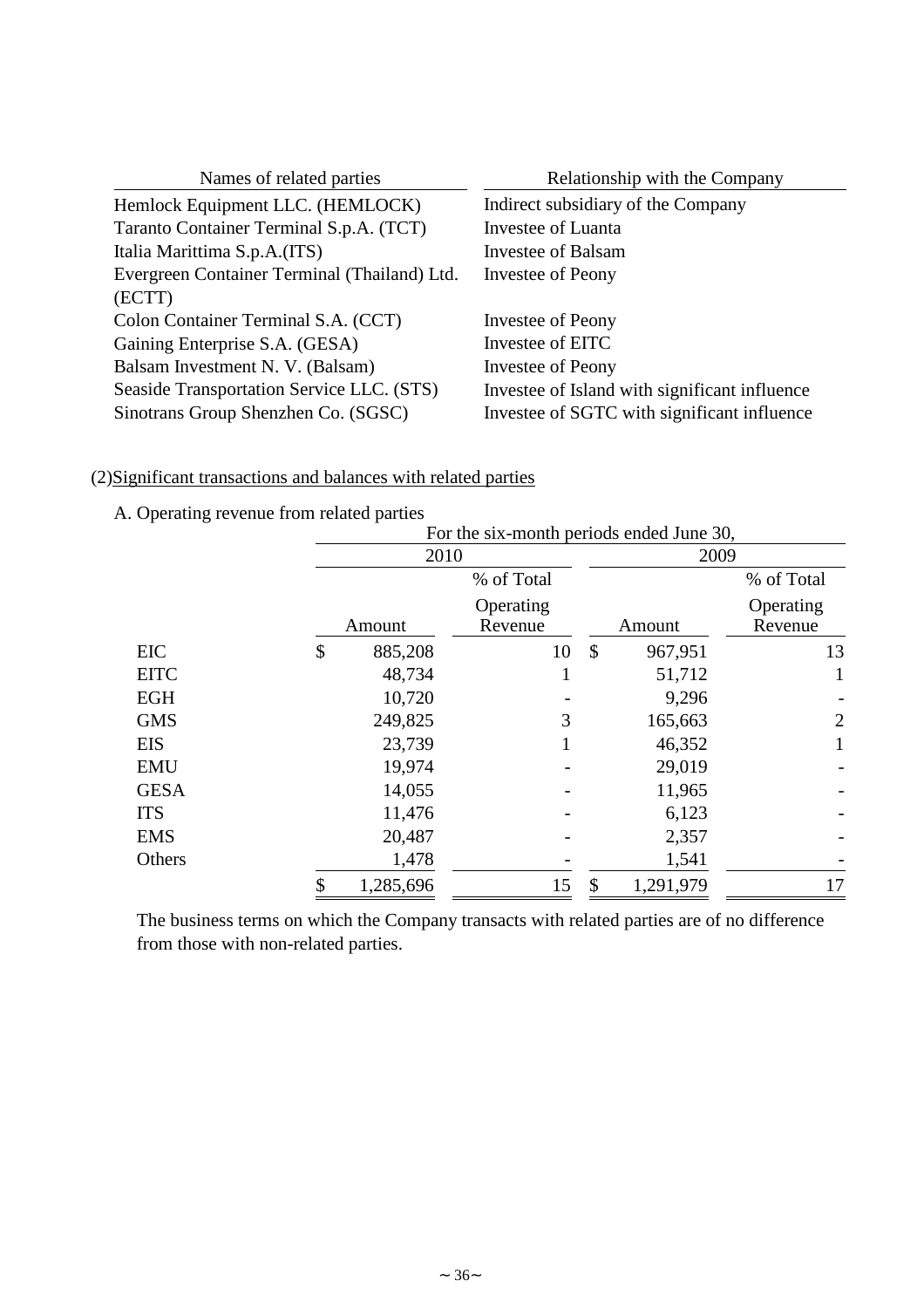| Names of related parties | Relationship with the Company |
|---|---|
| Hemlock Equipment LLC. (HEMLOCK) | Indirect subsidiary of the Company |
| Taranto Container Terminal S.p.A. (TCT) | Investee of Luanta |
| Italia Marittima S.p.A.(ITS) | Investee of Balsam |
| Evergreen Container Terminal (Thailand) Ltd. (ECTT) | Investee of Peony |
| Colon Container Terminal S.A. (CCT) | Investee of Peony |
| Gaining Enterprise S.A. (GESA) | Investee of EITC |
| Balsam Investment N. V. (Balsam) | Investee of Peony |
| Seaside Transportation Service LLC. (STS) | Investee of Island with significant influence |
| Sinotrans Group Shenzhen Co. (SGSC) | Investee of SGTC with significant influence |

(2)Significant transactions and balances with related parties

A. Operating revenue from related parties

| | For the six-month periods ended June 30, | | | |
|---|---|---|---|---|
| | 2010 | | 2009 | |
| | Amount | % of Total Operating Revenue | Amount | % of Total Operating Revenue |
| EIC | $ 885,208 | 10 | $ 967,951 | 13 |
| EITC | 48,734 | 1 | 51,712 | 1 |
| EGH | 10,720 | - | 9,296 | - |
| GMS | 249,825 | 3 | 165,663 | 2 |
| EIS | 23,739 | 1 | 46,352 | 1 |
| EMU | 19,974 | - | 29,019 | - |
| GESA | 14,055 | - | 11,965 | - |
| ITS | 11,476 | - | 6,123 | - |
| EMS | 20,487 | - | 2,357 | - |
| Others | 1,478 | - | 1,541 | - |
| | $ 1,285,696 | 15 | $ 1,291,979 | 17 |

The business terms on which the Company transacts with related parties are of no difference from those with non-related parties.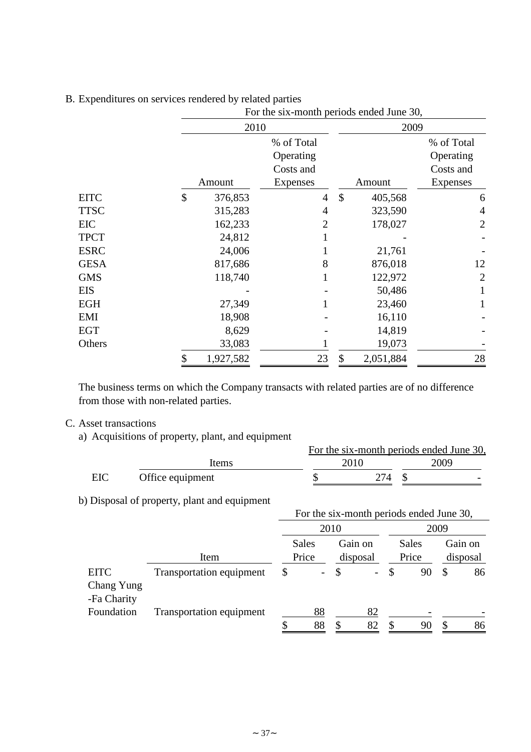B. Expenditures on services rendered by related parties

| | For the six-month periods ended June 30, | | | |
|---|---|---|---|---|
| | 2010 | | 2009 | |
| | Amount | % of Total Operating Costs and Expenses | Amount | % of Total Operating Costs and Expenses |
| EITC | $ 376,853 | 4 | $ 405,568 | 6 |
| TTSC | 315,283 | 4 | 323,590 | 4 |
| EIC | 162,233 | 2 | 178,027 | 2 |
| TPCT | 24,812 | 1 | - | - |
| ESRC | 24,006 | 1 | 21,761 | - |
| GESA | 817,686 | 8 | 876,018 | 12 |
| GMS | 118,740 | 1 | 122,972 | 2 |
| EIS | - | - | 50,486 | 1 |
| EGH | 27,349 | 1 | 23,460 | 1 |
| EMI | 18,908 | - | 16,110 | - |
| EGT | 8,629 | - | 14,819 | - |
| Others | 33,083 | 1 | 19,073 | - |
| | $ 1,927,582 | 23 | $ 2,051,884 | 28 |

The business terms on which the Company transacts with related parties are of no difference from those with non-related parties.

C. Asset transactions

a) Acquisitions of property, plant, and equipment

| | | For the six-month periods ended June 30, | |
|---|---|---|---|
| | Items | 2010 | 2009 |
| EIC | Office equipment | $ 274 | $ - |

b) Disposal of property, plant and equipment

| | | For the six-month periods ended June 30, | | | |
|---|---|---|---|---|---|
| | | 2010 | | 2009 | |
| | Item | Sales Price | Gain on disposal | Sales Price | Gain on disposal |
| EITC | Transportation equipment | $ - | $ - | $ 90 | $ 86 |
| Chang Yung -Fa Charity Foundation | Transportation equipment | 88 | 82 | - | - |
| | | $ 88 | $ 82 | $ 90 | $ 86 |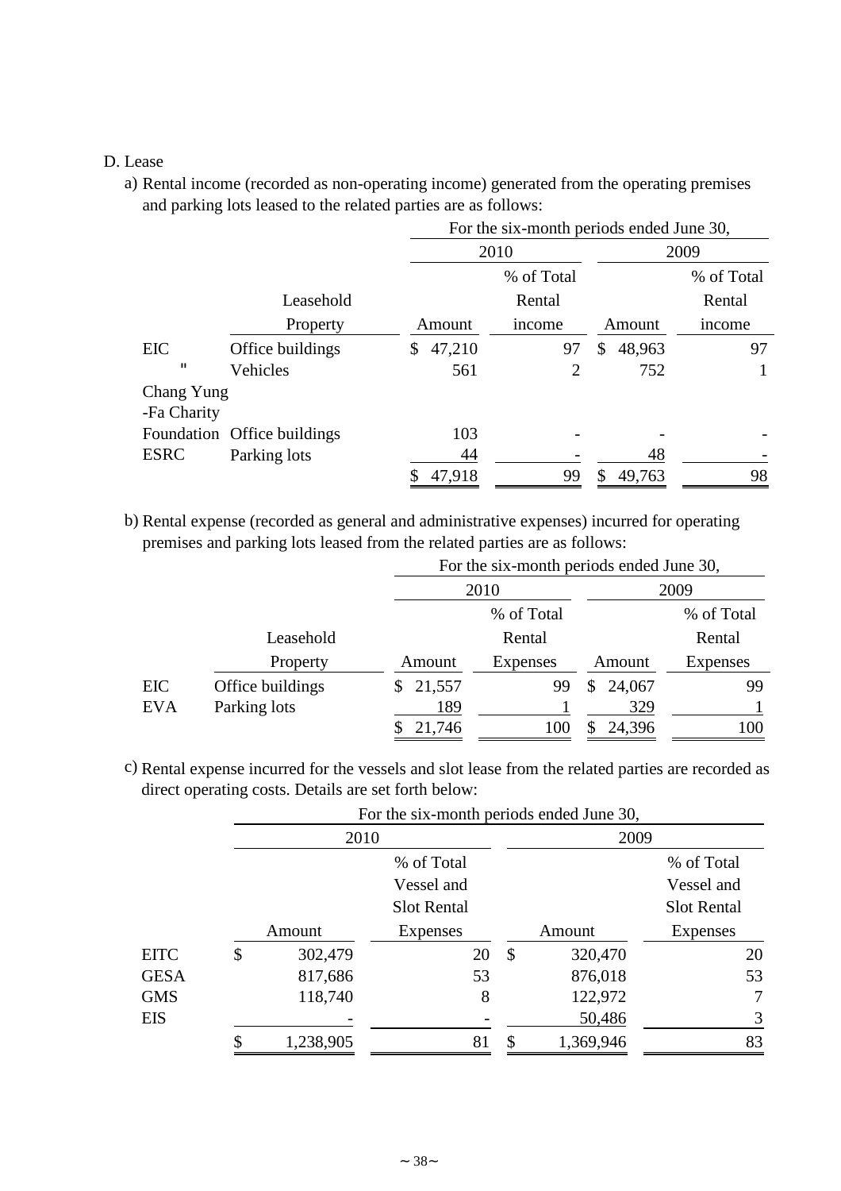D. Lease

a) Rental income (recorded as non-operating income) generated from the operating premises and parking lots leased to the related parties are as follows:

| | | For the six-month periods ended June 30, | | | |
|---|---|---|---|---|---|
| | | 2010 | | 2009 | |
| | Leasehold Property | Amount | % of Total Rental income | Amount | % of Total Rental income |
| EIC | Office buildings | $ 47,210 | 97 | $ 48,963 | 97 |
| " | Vehicles | 561 | 2 | 752 | 1 |
| Chang Yung -Fa Charity Foundation | Office buildings | 103 | - | - | - |
| ESRC | Parking lots | 44 | - | 48 | - |
| | | $ 47,918 | 99 | $ 49,763 | 98 |

b) Rental expense (recorded as general and administrative expenses) incurred for operating premises and parking lots leased from the related parties are as follows:

| | | For the six-month periods ended June 30, | | | |
|---|---|---|---|---|---|
| | | 2010 | | 2009 | |
| | Leasehold Property | Amount | % of Total Rental Expenses | Amount | % of Total Rental Expenses |
| EIC | Office buildings | $ 21,557 | 99 | $ 24,067 | 99 |
| EVA | Parking lots | 189 | 1 | 329 | 1 |
| | | $ 21,746 | 100 | $ 24,396 | 100 |

c) Rental expense incurred for the vessels and slot lease from the related parties are recorded as direct operating costs. Details are set forth below:

| | For the six-month periods ended June 30, | | | |
|---|---|---|---|---|
| | 2010 | | 2009 | |
| | Amount | % of Total Vessel and Slot Rental Expenses | Amount | % of Total Vessel and Slot Rental Expenses |
| EITC | $ 302,479 | 20 | $ 320,470 | 20 |
| GESA | 817,686 | 53 | 876,018 | 53 |
| GMS | 118,740 | 8 | 122,972 | 7 |
| EIS | - | - | 50,486 | 3 |
| | $ 1,238,905 | 81 | $ 1,369,946 | 83 |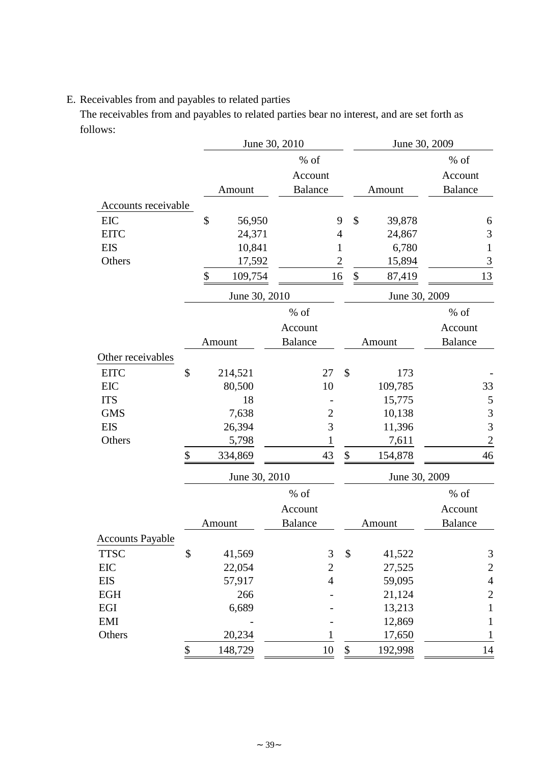E. Receivables from and payables to related parties

The receivables from and payables to related parties bear no interest, and are set forth as follows:

| | June 30, 2010 | | June 30, 2009 | |
|---|---|---|---|---|
| | Amount | % of Account Balance | Amount | % of Account Balance |
| Accounts receivable | | | | |
| EIC | $ 56,950 | 9 | $ 39,878 | 6 |
| EITC | 24,371 | 4 | 24,867 | 3 |
| EIS | 10,841 | 1 | 6,780 | 1 |
| Others | 17,592 | 2 | 15,894 | 3 |
| | $ 109,754 | 16 | $ 87,419 | 13 |

| | June 30, 2010 | | June 30, 2009 | |
|---|---|---|---|---|
| | Amount | % of Account Balance | Amount | % of Account Balance |
| Other receivables | | | | |
| EITC | $ 214,521 | 27 | $ 173 | - |
| EIC | 80,500 | 10 | 109,785 | 33 |
| ITS | 18 | - | 15,775 | 5 |
| GMS | 7,638 | 2 | 10,138 | 3 |
| EIS | 26,394 | 3 | 11,396 | 3 |
| Others | 5,798 | 1 | 7,611 | 2 |
| | $ 334,869 | 43 | $ 154,878 | 46 |

| | June 30, 2010 | | June 30, 2009 | |
|---|---|---|---|---|
| | Amount | % of Account Balance | Amount | % of Account Balance |
| Accounts Payable | | | | |
| TTSC | $ 41,569 | 3 | $ 41,522 | 3 |
| EIC | 22,054 | 2 | 27,525 | 2 |
| EIS | 57,917 | 4 | 59,095 | 4 |
| EGH | 266 | - | 21,124 | 2 |
| EGI | 6,689 | - | 13,213 | 1 |
| EMI | - | - | 12,869 | 1 |
| Others | 20,234 | 1 | 17,650 | 1 |
| | $ 148,729 | 10 | $ 192,998 | 14 |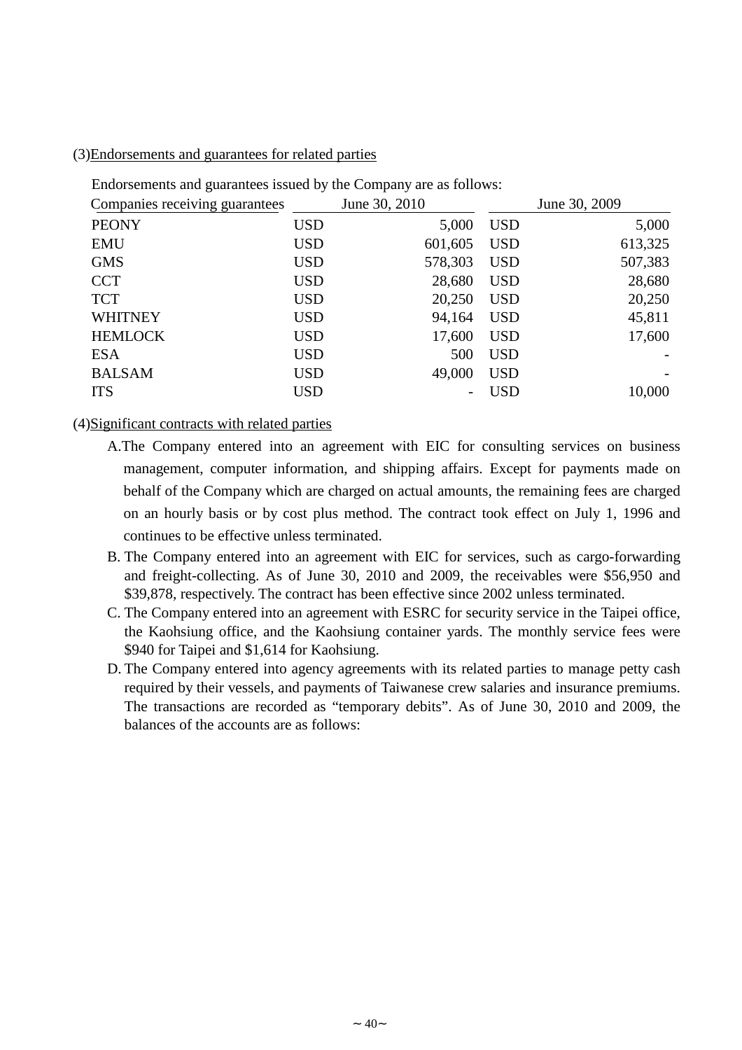(3)Endorsements and guarantees for related parties

Endorsements and guarantees issued by the Company are as follows:

| Companies receiving guarantees | June 30, 2010 | | June 30, 2009 | |
|---|---|---|---|---|
| PEONY | USD | 5,000 | USD | 5,000 |
| EMU | USD | 601,605 | USD | 613,325 |
| GMS | USD | 578,303 | USD | 507,383 |
| CCT | USD | 28,680 | USD | 28,680 |
| TCT | USD | 20,250 | USD | 20,250 |
| WHITNEY | USD | 94,164 | USD | 45,811 |
| HEMLOCK | USD | 17,600 | USD | 17,600 |
| ESA | USD | 500 | USD | - |
| BALSAM | USD | 49,000 | USD | - |
| ITS | USD | - | USD | 10,000 |

(4)Significant contracts with related parties

A. The Company entered into an agreement with EIC for consulting services on business management, computer information, and shipping affairs. Except for payments made on behalf of the Company which are charged on actual amounts, the remaining fees are charged on an hourly basis or by cost plus method. The contract took effect on July 1, 1996 and continues to be effective unless terminated.

B. The Company entered into an agreement with EIC for services, such as cargo-forwarding and freight-collecting. As of June 30, 2010 and 2009, the receivables were $56,950 and $39,878, respectively. The contract has been effective since 2002 unless terminated.

C. The Company entered into an agreement with ESRC for security service in the Taipei office, the Kaohsiung office, and the Kaohsiung container yards. The monthly service fees were $940 for Taipei and $1,614 for Kaohsiung.

D. The Company entered into agency agreements with its related parties to manage petty cash required by their vessels, and payments of Taiwanese crew salaries and insurance premiums. The transactions are recorded as "temporary debits". As of June 30, 2010 and 2009, the balances of the accounts are as follows: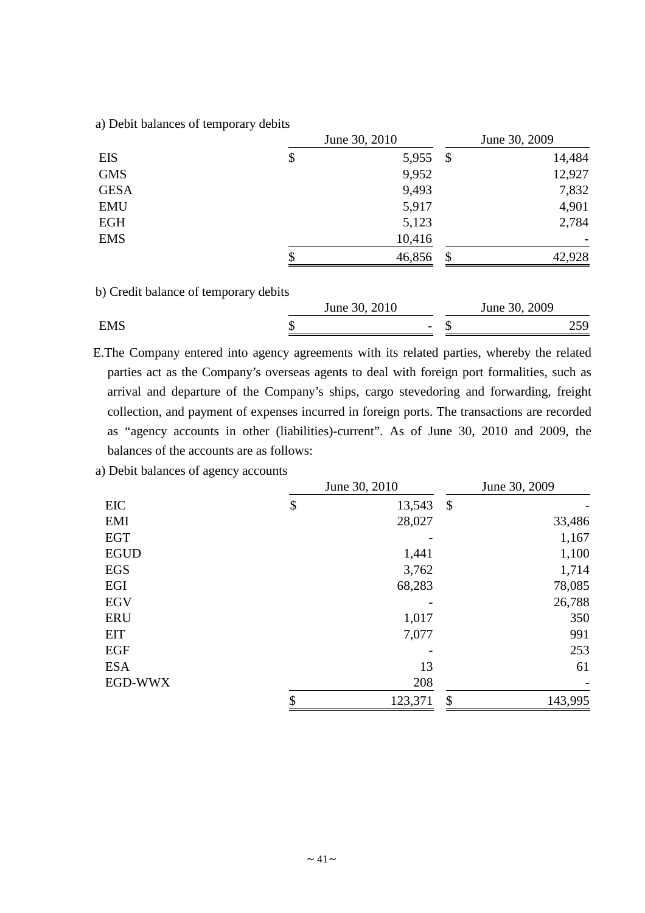a) Debit balances of temporary debits

| | June 30, 2010 | June 30, 2009 |
|---|---|---|
| EIS | $ 5,955 | $ 14,484 |
| GMS | 9,952 | 12,927 |
| GESA | 9,493 | 7,832 |
| EMU | 5,917 | 4,901 |
| EGH | 5,123 | 2,784 |
| EMS | 10,416 | - |
| | $ 46,856 | $ 42,928 |

b) Credit balance of temporary debits

| | June 30, 2010 | June 30, 2009 |
|---|---|---|
| EMS | $ - | $ 259 |

E.The Company entered into agency agreements with its related parties, whereby the related parties act as the Company's overseas agents to deal with foreign port formalities, such as arrival and departure of the Company's ships, cargo stevedoring and forwarding, freight collection, and payment of expenses incurred in foreign ports. The transactions are recorded as "agency accounts in other (liabilities)-current". As of June 30, 2010 and 2009, the balances of the accounts are as follows:

a) Debit balances of agency accounts

| | June 30, 2010 | June 30, 2009 |
|---|---|---|
| EIC | $ 13,543 | $ - |
| EMI | 28,027 | 33,486 |
| EGT | - | 1,167 |
| EGUD | 1,441 | 1,100 |
| EGS | 3,762 | 1,714 |
| EGI | 68,283 | 78,085 |
| EGV | - | 26,788 |
| ERU | 1,017 | 350 |
| EIT | 7,077 | 991 |
| EGF | - | 253 |
| ESA | 13 | 61 |
| EGD-WWX | 208 | - |
| | $ 123,371 | $ 143,995 |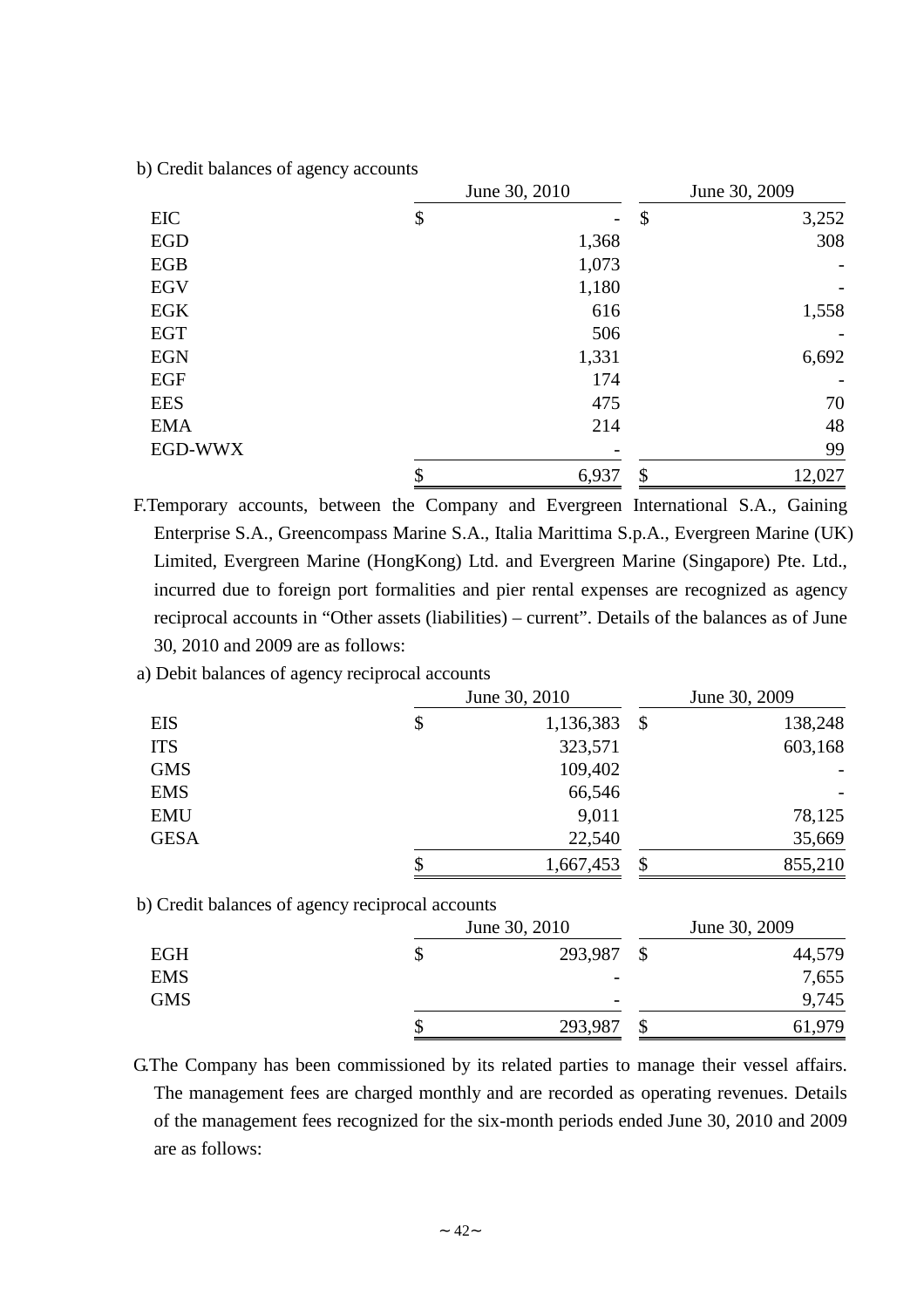b) Credit balances of agency accounts

| | June 30, 2010 | June 30, 2009 |
|---|---|---|
| EIC | $ - | $ 3,252 |
| EGD | 1,368 | 308 |
| EGB | 1,073 | - |
| EGV | 1,180 | - |
| EGK | 616 | 1,558 |
| EGT | 506 | - |
| EGN | 1,331 | 6,692 |
| EGF | 174 | - |
| EES | 475 | 70 |
| EMA | 214 | 48 |
| EGD-WWX | - | 99 |
| | $ 6,937 | $ 12,027 |

F.Temporary accounts, between the Company and Evergreen International S.A., Gaining Enterprise S.A., Greencompass Marine S.A., Italia Marittima S.p.A., Evergreen Marine (UK) Limited, Evergreen Marine (HongKong) Ltd. and Evergreen Marine (Singapore) Pte. Ltd., incurred due to foreign port formalities and pier rental expenses are recognized as agency reciprocal accounts in "Other assets (liabilities) – current". Details of the balances as of June 30, 2010 and 2009 are as follows:

a) Debit balances of agency reciprocal accounts

| | June 30, 2010 | June 30, 2009 |
|---|---|---|
| EIS | $ 1,136,383 | $ 138,248 |
| ITS | 323,571 | 603,168 |
| GMS | 109,402 | - |
| EMS | 66,546 | - |
| EMU | 9,011 | 78,125 |
| GESA | 22,540 | 35,669 |
| | $ 1,667,453 | $ 855,210 |

b) Credit balances of agency reciprocal accounts

| | June 30, 2010 | June 30, 2009 |
|---|---|---|
| EGH | $ 293,987 | $ 44,579 |
| EMS | - | 7,655 |
| GMS | - | 9,745 |
| | $ 293,987 | $ 61,979 |

G.The Company has been commissioned by its related parties to manage their vessel affairs. The management fees are charged monthly and are recorded as operating revenues. Details of the management fees recognized for the six-month periods ended June 30, 2010 and 2009 are as follows: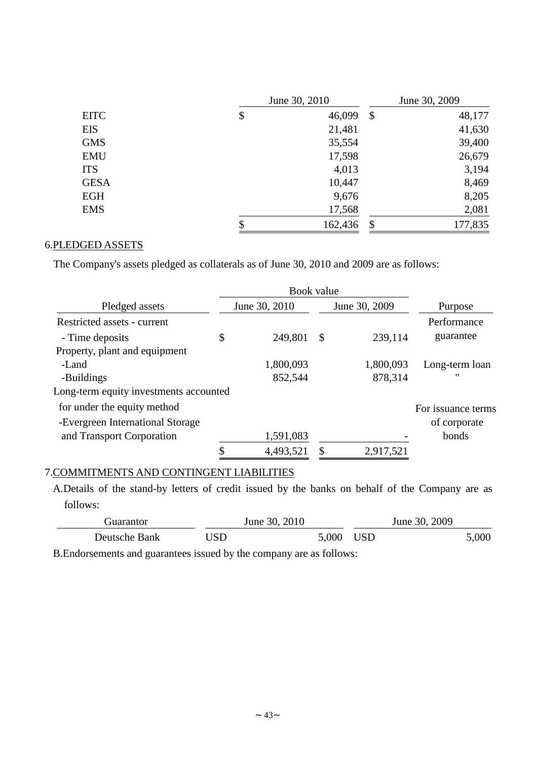| | June 30, 2010 | June 30, 2009 |
|---|---|---|
| EITC | $ 46,099 | $ 48,177 |
| EIS | 21,481 | 41,630 |
| GMS | 35,554 | 39,400 |
| EMU | 17,598 | 26,679 |
| ITS | 4,013 | 3,194 |
| GESA | 10,447 | 8,469 |
| EGH | 9,676 | 8,205 |
| EMS | 17,568 | 2,081 |
| | $ 162,436 | $ 177,835 |

## 6.PLEDGED ASSETS

The Company's assets pledged as collaterals as of June 30, 2010 and 2009 are as follows:

| | Book value | | |
|---|---|---|---|
| Pledged assets | June 30, 2010 | June 30, 2009 | Purpose |
| Restricted assets - current | | | |
| - Time deposits | $ 249,801 | $ 239,114 | Performance guarantee |
| Property, plant and equipment | | | |
| -Land | 1,800,093 | 1,800,093 | Long-term loan |
| -Buildings | 852,544 | 878,314 | " |
| Long-term equity investments accounted for under the equity method | | | |
| -Evergreen International Storage and Transport Corporation | 1,591,083 | - | For issuance terms of corporate bonds |
| | $ 4,493,521 | $ 2,917,521 | |

## 7.COMMITMENTS AND CONTINGENT LIABILITIES

A.Details of the stand-by letters of credit issued by the banks on behalf of the Company are as follows:

| Guarantor | June 30, 2010 | June 30, 2009 |
|---|---|---|
| Deutsche Bank | USD 5,000 | USD 5,000 |

B.Endorsements and guarantees issued by the company are as follows: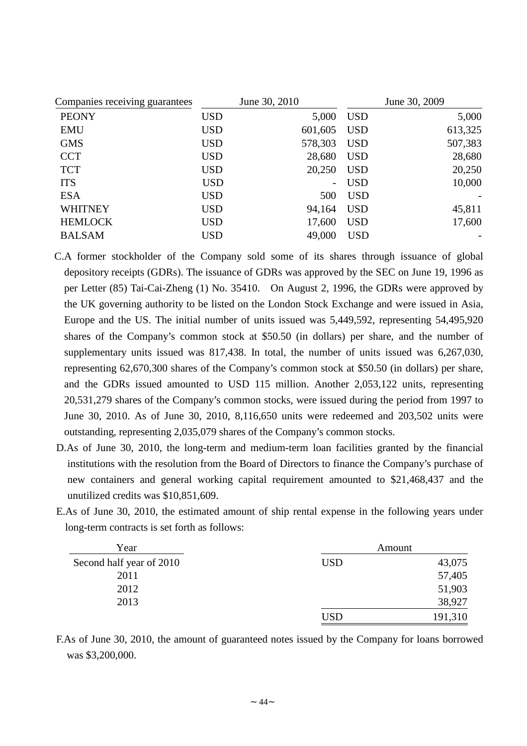| Companies receiving guarantees | June 30, 2010 | | June 30, 2009 | |
|---|---|---|---|---|
| PEONY | USD | 5,000 | USD | 5,000 |
| EMU | USD | 601,605 | USD | 613,325 |
| GMS | USD | 578,303 | USD | 507,383 |
| CCT | USD | 28,680 | USD | 28,680 |
| TCT | USD | 20,250 | USD | 20,250 |
| ITS | USD | - | USD | 10,000 |
| ESA | USD | 500 | USD | - |
| WHITNEY | USD | 94,164 | USD | 45,811 |
| HEMLOCK | USD | 17,600 | USD | 17,600 |
| BALSAM | USD | 49,000 | USD | - |

C.A former stockholder of the Company sold some of its shares through issuance of global depository receipts (GDRs). The issuance of GDRs was approved by the SEC on June 19, 1996 as per Letter (85) Tai-Cai-Zheng (1) No. 35410. On August 2, 1996, the GDRs were approved by the UK governing authority to be listed on the London Stock Exchange and were issued in Asia, Europe and the US. The initial number of units issued was 5,449,592, representing 54,495,920 shares of the Company's common stock at $50.50 (in dollars) per share, and the number of supplementary units issued was 817,438. In total, the number of units issued was 6,267,030, representing 62,670,300 shares of the Company's common stock at $50.50 (in dollars) per share, and the GDRs issued amounted to USD 115 million. Another 2,053,122 units, representing 20,531,279 shares of the Company's common stocks, were issued during the period from 1997 to June 30, 2010. As of June 30, 2010, 8,116,650 units were redeemed and 203,502 units were outstanding, representing 2,035,079 shares of the Company's common stocks.

D.As of June 30, 2010, the long-term and medium-term loan facilities granted by the financial institutions with the resolution from the Board of Directors to finance the Company's purchase of new containers and general working capital requirement amounted to $21,468,437 and the unutilized credits was $10,851,609.

E.As of June 30, 2010, the estimated amount of ship rental expense in the following years under long-term contracts is set forth as follows:

| Year | Amount | |
|---|---|---|
| Second half year of 2010 | USD | 43,075 |
| 2011 | | 57,405 |
| 2012 | | 51,903 |
| 2013 | | 38,927 |
| | USD | 191,310 |

F.As of June 30, 2010, the amount of guaranteed notes issued by the Company for loans borrowed was $3,200,000.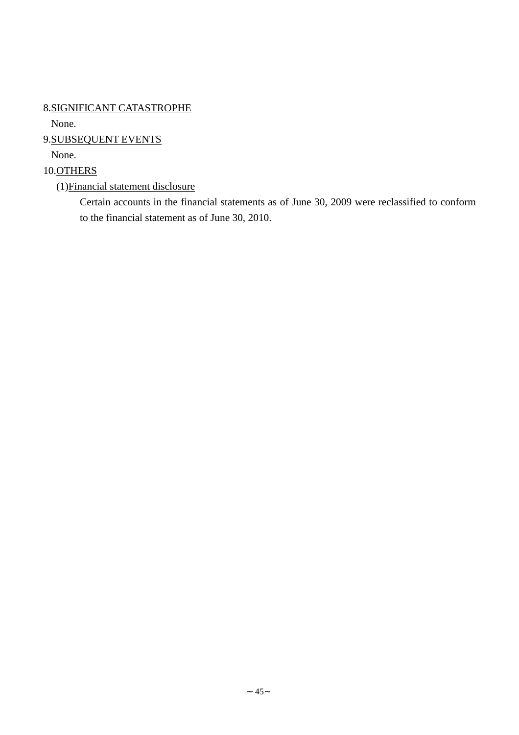8. <u>SIGNIFICANT CATASTROPHE</u>

None.

9. <u>SUBSEQUENT EVENTS</u>

None.

10. <u>OTHERS</u>

(1) <u>Financial statement disclosure</u>

Certain accounts in the financial statements as of June 30, 2009 were reclassified to conform to the financial statement as of June 30, 2010.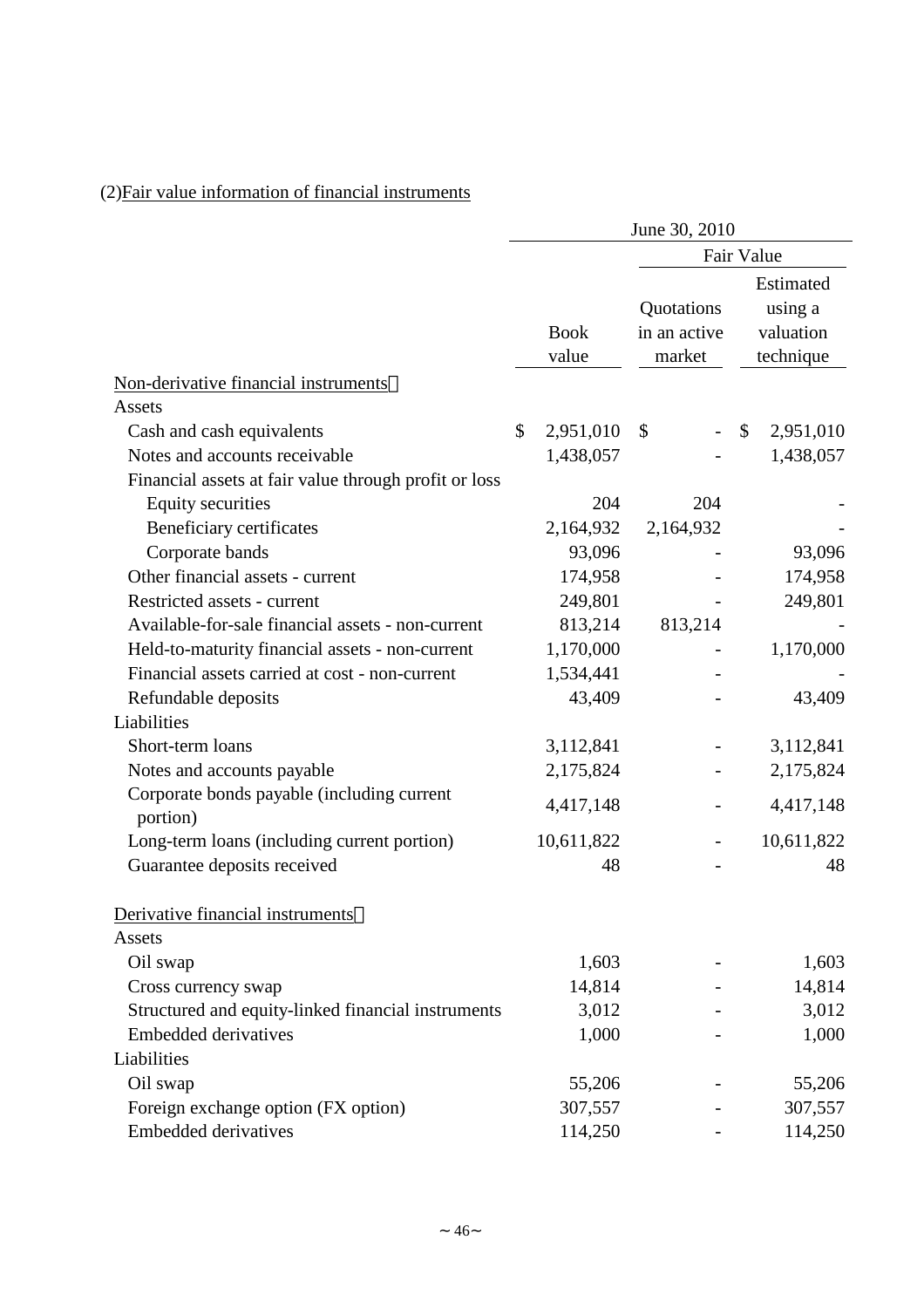(2)Fair value information of financial instruments

| | June 30, 2010 | | |
|---|---|---|---|
| | | Fair Value | |
| | Book value | Quotations in an active market | Estimated using a valuation technique |
| Non-derivative financial instruments： | | | |
| Assets | | | |
| Cash and cash equivalents | $ 2,951,010 | $ - | $ 2,951,010 |
| Notes and accounts receivable | 1,438,057 | - | 1,438,057 |
| Financial assets at fair value through profit or loss | | | |
| Equity securities | 204 | 204 | - |
| Beneficiary certificates | 2,164,932 | 2,164,932 | - |
| Corporate bands | 93,096 | - | 93,096 |
| Other financial assets - current | 174,958 | - | 174,958 |
| Restricted assets - current | 249,801 | - | 249,801 |
| Available-for-sale financial assets - non-current | 813,214 | 813,214 | - |
| Held-to-maturity financial assets - non-current | 1,170,000 | - | 1,170,000 |
| Financial assets carried at cost - non-current | 1,534,441 | - | - |
| Refundable deposits | 43,409 | - | 43,409 |
| Liabilities | | | |
| Short-term loans | 3,112,841 | - | 3,112,841 |
| Notes and accounts payable | 2,175,824 | - | 2,175,824 |
| Corporate bonds payable (including current portion) | 4,417,148 | - | 4,417,148 |
| Long-term loans (including current portion) | 10,611,822 | - | 10,611,822 |
| Guarantee deposits received | 48 | - | 48 |
| | | | |
| Derivative financial instruments： | | | |
| Assets | | | |
| Oil swap | 1,603 | - | 1,603 |
| Cross currency swap | 14,814 | - | 14,814 |
| Structured and equity-linked financial instruments | 3,012 | - | 3,012 |
| Embedded derivatives | 1,000 | - | 1,000 |
| Liabilities | | | |
| Oil swap | 55,206 | - | 55,206 |
| Foreign exchange option (FX option) | 307,557 | - | 307,557 |
| Embedded derivatives | 114,250 | - | 114,250 |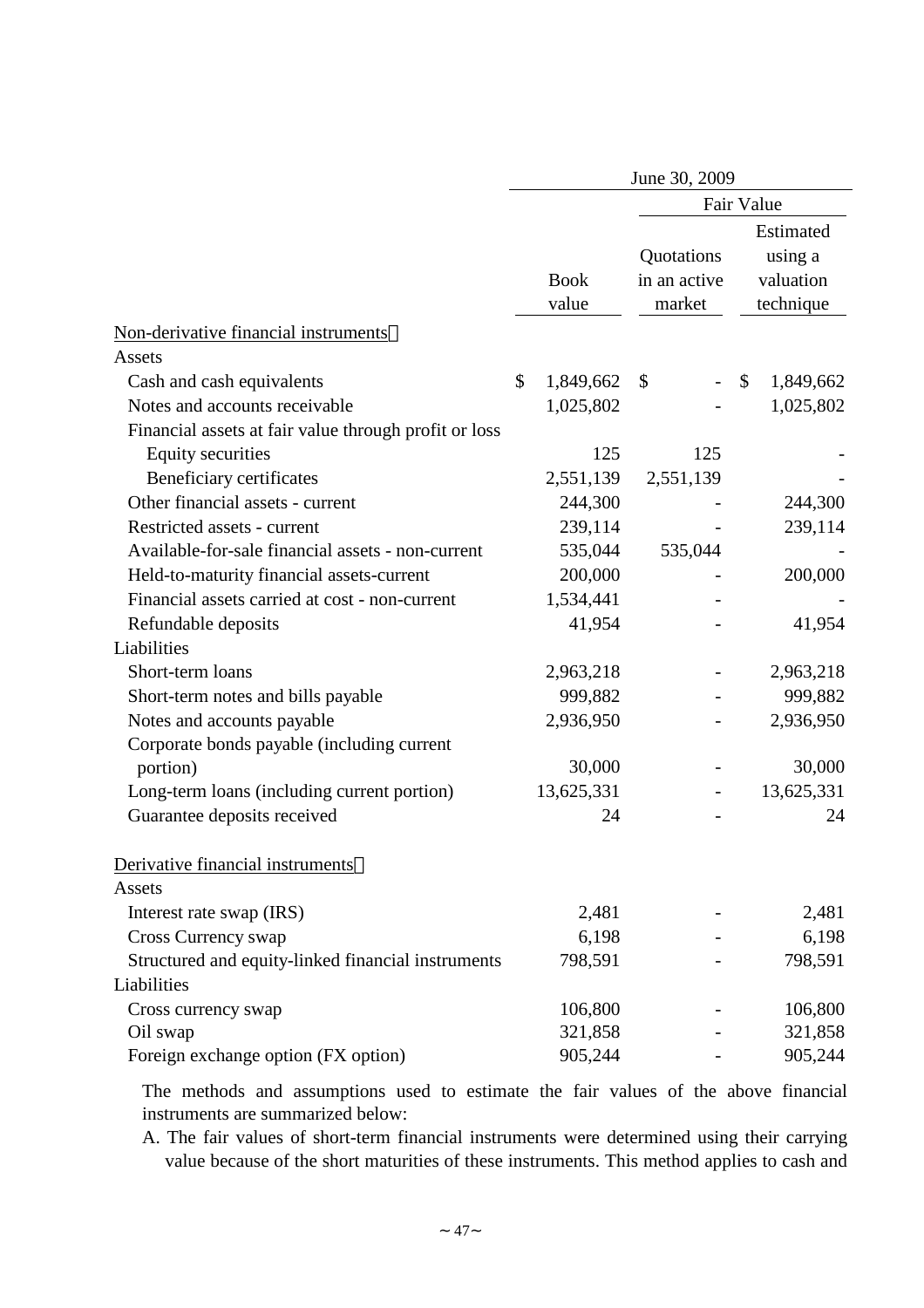| | June 30, 2009 | | |
|---|---|---|---|
| | | Fair Value | |
| | Book value | Quotations in an active market | Estimated using a valuation technique |
| Non-derivative financial instruments： | | | |
| Assets | | | |
| Cash and cash equivalents | $ 1,849,662 | $ - | $ 1,849,662 |
| Notes and accounts receivable | 1,025,802 | - | 1,025,802 |
| Financial assets at fair value through profit or loss | | | |
| Equity securities | 125 | 125 | - |
| Beneficiary certificates | 2,551,139 | 2,551,139 | - |
| Other financial assets - current | 244,300 | - | 244,300 |
| Restricted assets - current | 239,114 | - | 239,114 |
| Available-for-sale financial assets - non-current | 535,044 | 535,044 | - |
| Held-to-maturity financial assets-current | 200,000 | - | 200,000 |
| Financial assets carried at cost - non-current | 1,534,441 | - | - |
| Refundable deposits | 41,954 | - | 41,954 |
| Liabilities | | | |
| Short-term loans | 2,963,218 | - | 2,963,218 |
| Short-term notes and bills payable | 999,882 | - | 999,882 |
| Notes and accounts payable | 2,936,950 | - | 2,936,950 |
| Corporate bonds payable (including current portion) | 30,000 | - | 30,000 |
| Long-term loans (including current portion) | 13,625,331 | - | 13,625,331 |
| Guarantee deposits received | 24 | - | 24 |
| Derivative financial instruments： | | | |
| Assets | | | |
| Interest rate swap (IRS) | 2,481 | - | 2,481 |
| Cross Currency swap | 6,198 | - | 6,198 |
| Structured and equity-linked financial instruments | 798,591 | - | 798,591 |
| Liabilities | | | |
| Cross currency swap | 106,800 | - | 106,800 |
| Oil swap | 321,858 | - | 321,858 |
| Foreign exchange option (FX option) | 905,244 | - | 905,244 |

The methods and assumptions used to estimate the fair values of the above financial instruments are summarized below:

A. The fair values of short-term financial instruments were determined using their carrying value because of the short maturities of these instruments. This method applies to cash and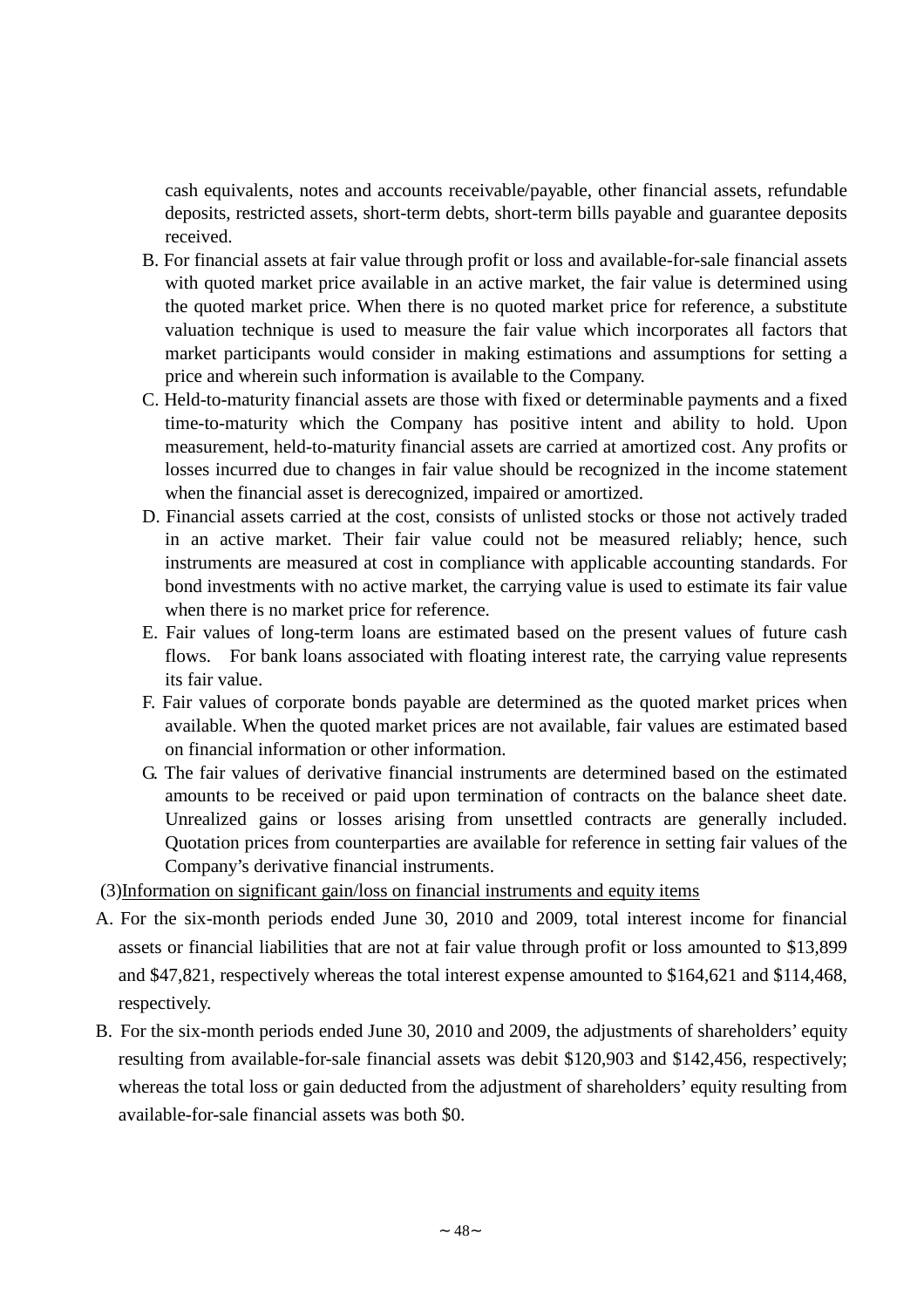cash equivalents, notes and accounts receivable/payable, other financial assets, refundable deposits, restricted assets, short-term debts, short-term bills payable and guarantee deposits received.

B. For financial assets at fair value through profit or loss and available-for-sale financial assets with quoted market price available in an active market, the fair value is determined using the quoted market price. When there is no quoted market price for reference, a substitute valuation technique is used to measure the fair value which incorporates all factors that market participants would consider in making estimations and assumptions for setting a price and wherein such information is available to the Company.

C. Held-to-maturity financial assets are those with fixed or determinable payments and a fixed time-to-maturity which the Company has positive intent and ability to hold. Upon measurement, held-to-maturity financial assets are carried at amortized cost. Any profits or losses incurred due to changes in fair value should be recognized in the income statement when the financial asset is derecognized, impaired or amortized.

D. Financial assets carried at the cost, consists of unlisted stocks or those not actively traded in an active market. Their fair value could not be measured reliably; hence, such instruments are measured at cost in compliance with applicable accounting standards. For bond investments with no active market, the carrying value is used to estimate its fair value when there is no market price for reference.

E. Fair values of long-term loans are estimated based on the present values of future cash flows. For bank loans associated with floating interest rate, the carrying value represents its fair value.

F. Fair values of corporate bonds payable are determined as the quoted market prices when available. When the quoted market prices are not available, fair values are estimated based on financial information or other information.

G. The fair values of derivative financial instruments are determined based on the estimated amounts to be received or paid upon termination of contracts on the balance sheet date. Unrealized gains or losses arising from unsettled contracts are generally included. Quotation prices from counterparties are available for reference in setting fair values of the Company's derivative financial instruments.

(3)Information on significant gain/loss on financial instruments and equity items

A. For the six-month periods ended June 30, 2010 and 2009, total interest income for financial assets or financial liabilities that are not at fair value through profit or loss amounted to $13,899 and $47,821, respectively whereas the total interest expense amounted to $164,621 and $114,468, respectively.

B. For the six-month periods ended June 30, 2010 and 2009, the adjustments of shareholders' equity resulting from available-for-sale financial assets was debit $120,903 and $142,456, respectively; whereas the total loss or gain deducted from the adjustment of shareholders' equity resulting from available-for-sale financial assets was both $0.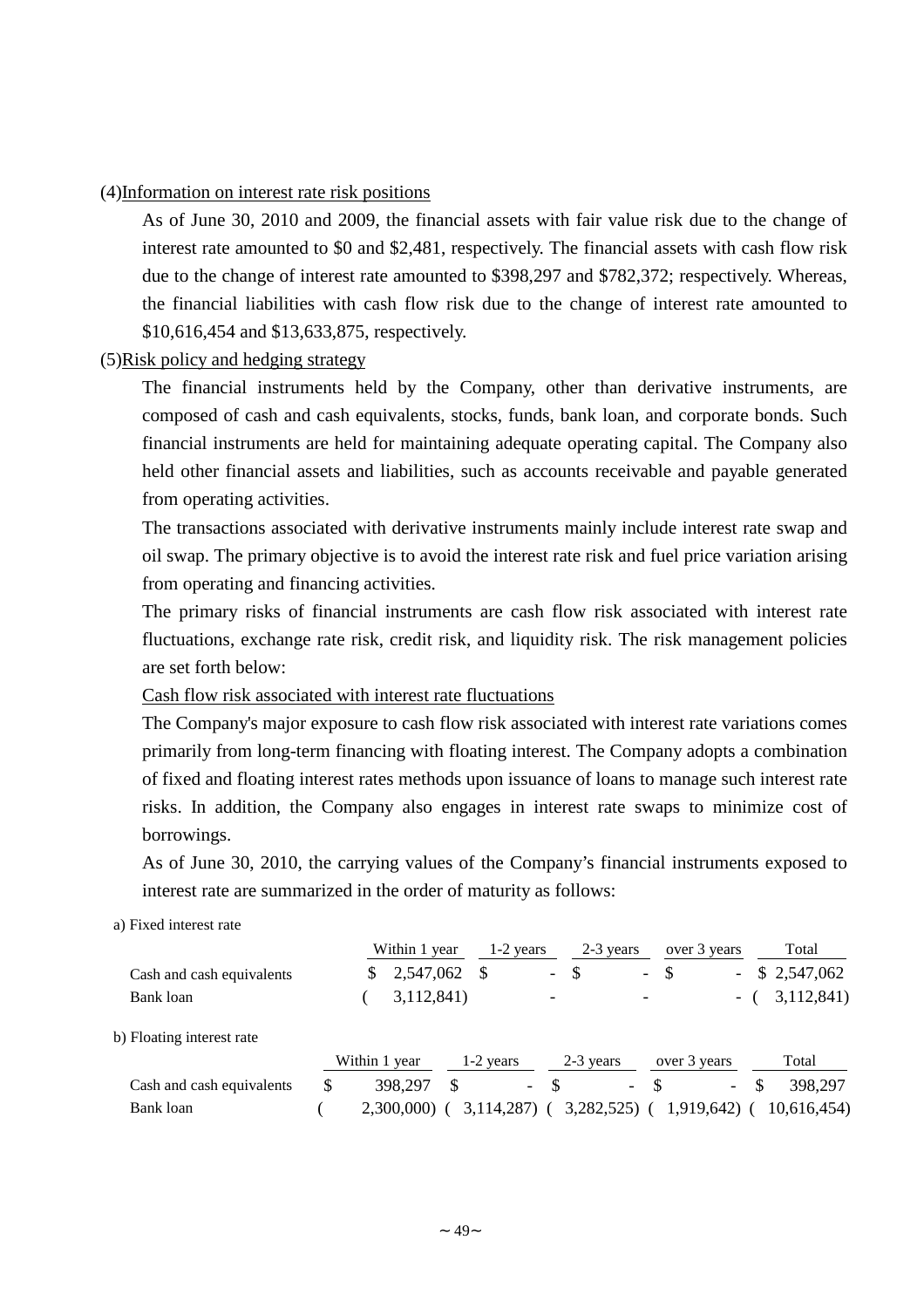(4)<u>Information on interest rate risk positions</u>

As of June 30, 2010 and 2009, the financial assets with fair value risk due to the change of interest rate amounted to $0 and $2,481, respectively. The financial assets with cash flow risk due to the change of interest rate amounted to $398,297 and $782,372; respectively. Whereas, the financial liabilities with cash flow risk due to the change of interest rate amounted to $10,616,454 and $13,633,875, respectively.

(5)<u>Risk policy and hedging strategy</u>

The financial instruments held by the Company, other than derivative instruments, are composed of cash and cash equivalents, stocks, funds, bank loan, and corporate bonds. Such financial instruments are held for maintaining adequate operating capital. The Company also held other financial assets and liabilities, such as accounts receivable and payable generated from operating activities.

The transactions associated with derivative instruments mainly include interest rate swap and oil swap. The primary objective is to avoid the interest rate risk and fuel price variation arising from operating and financing activities.

The primary risks of financial instruments are cash flow risk associated with interest rate fluctuations, exchange rate risk, credit risk, and liquidity risk. The risk management policies are set forth below:

<u>Cash flow risk associated with interest rate fluctuations</u>

The Company's major exposure to cash flow risk associated with interest rate variations comes primarily from long-term financing with floating interest. The Company adopts a combination of fixed and floating interest rates methods upon issuance of loans to manage such interest rate risks. In addition, the Company also engages in interest rate swaps to minimize cost of borrowings.

As of June 30, 2010, the carrying values of the Company's financial instruments exposed to interest rate are summarized in the order of maturity as follows:

a) Fixed interest rate

| | Within 1 year | 1-2 years | 2-3 years | over 3 years | Total |
|---|---|---|---|---|---|
| Cash and cash equivalents | $ 2,547,062 | $ - | $ - | $ - | $ 2,547,062 |
| Bank loan | ( 3,112,841) | - | - | - | ( 3,112,841) |

b) Floating interest rate

| | Within 1 year | 1-2 years | 2-3 years | over 3 years | Total |
|---|---|---|---|---|---|
| Cash and cash equivalents | $ 398,297 | $ - | $ - | $ - | $ 398,297 |
| Bank loan | ( 2,300,000) | ( 3,114,287) | ( 3,282,525) | ( 1,919,642) | ( 10,616,454) |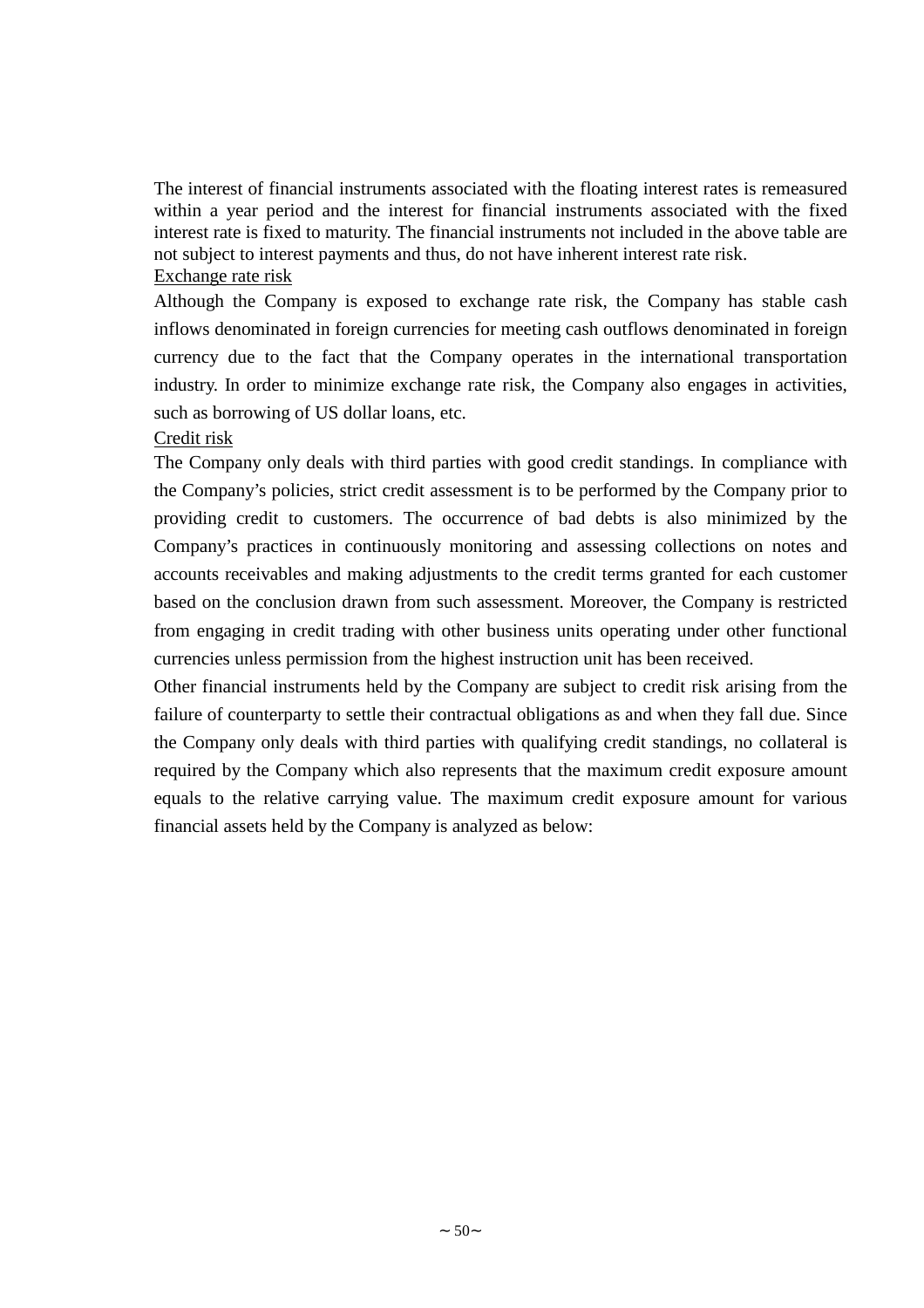The interest of financial instruments associated with the floating interest rates is remeasured within a year period and the interest for financial instruments associated with the fixed interest rate is fixed to maturity. The financial instruments not included in the above table are not subject to interest payments and thus, do not have inherent interest rate risk.

<u>Exchange rate risk</u>

Although the Company is exposed to exchange rate risk, the Company has stable cash inflows denominated in foreign currencies for meeting cash outflows denominated in foreign currency due to the fact that the Company operates in the international transportation industry. In order to minimize exchange rate risk, the Company also engages in activities, such as borrowing of US dollar loans, etc.

<u>Credit risk</u>

The Company only deals with third parties with good credit standings. In compliance with the Company's policies, strict credit assessment is to be performed by the Company prior to providing credit to customers. The occurrence of bad debts is also minimized by the Company's practices in continuously monitoring and assessing collections on notes and accounts receivables and making adjustments to the credit terms granted for each customer based on the conclusion drawn from such assessment. Moreover, the Company is restricted from engaging in credit trading with other business units operating under other functional currencies unless permission from the highest instruction unit has been received.

Other financial instruments held by the Company are subject to credit risk arising from the failure of counterparty to settle their contractual obligations as and when they fall due. Since the Company only deals with third parties with qualifying credit standings, no collateral is required by the Company which also represents that the maximum credit exposure amount equals to the relative carrying value. The maximum credit exposure amount for various financial assets held by the Company is analyzed as below: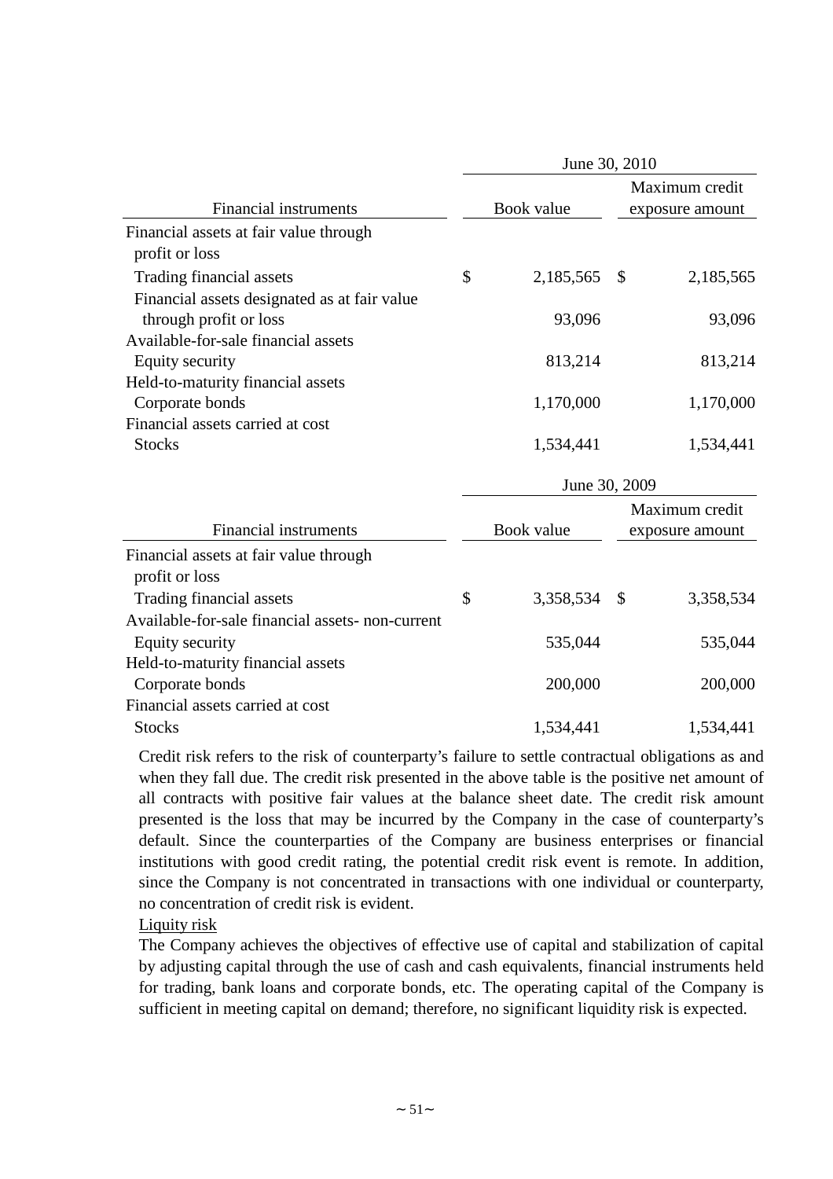| Financial instruments | June 30, 2010 | |
|---|---|---|
| | Book value | Maximum credit exposure amount |
| Financial assets at fair value through profit or loss | | |
| Trading financial assets | $ 2,185,565 | $ 2,185,565 |
| Financial assets designated as at fair value through profit or loss | 93,096 | 93,096 |
| Available-for-sale financial assets | | |
| Equity security | 813,214 | 813,214 |
| Held-to-maturity financial assets | | |
| Corporate bonds | 1,170,000 | 1,170,000 |
| Financial assets carried at cost | | |
| Stocks | 1,534,441 | 1,534,441 |

| Financial instruments | June 30, 2009 | |
|---|---|---|
| | Book value | Maximum credit exposure amount |
| Financial assets at fair value through profit or loss | | |
| Trading financial assets | $ 3,358,534 | $ 3,358,534 |
| Available-for-sale financial assets- non-current | | |
| Equity security | 535,044 | 535,044 |
| Held-to-maturity financial assets | | |
| Corporate bonds | 200,000 | 200,000 |
| Financial assets carried at cost | | |
| Stocks | 1,534,441 | 1,534,441 |

Credit risk refers to the risk of counterparty's failure to settle contractual obligations as and when they fall due. The credit risk presented in the above table is the positive net amount of all contracts with positive fair values at the balance sheet date. The credit risk amount presented is the loss that may be incurred by the Company in the case of counterparty's default. Since the counterparties of the Company are business enterprises or financial institutions with good credit rating, the potential credit risk event is remote. In addition, since the Company is not concentrated in transactions with one individual or counterparty, no concentration of credit risk is evident.

Liquity risk

The Company achieves the objectives of effective use of capital and stabilization of capital by adjusting capital through the use of cash and cash equivalents, financial instruments held for trading, bank loans and corporate bonds, etc. The operating capital of the Company is sufficient in meeting capital on demand; therefore, no significant liquidity risk is expected.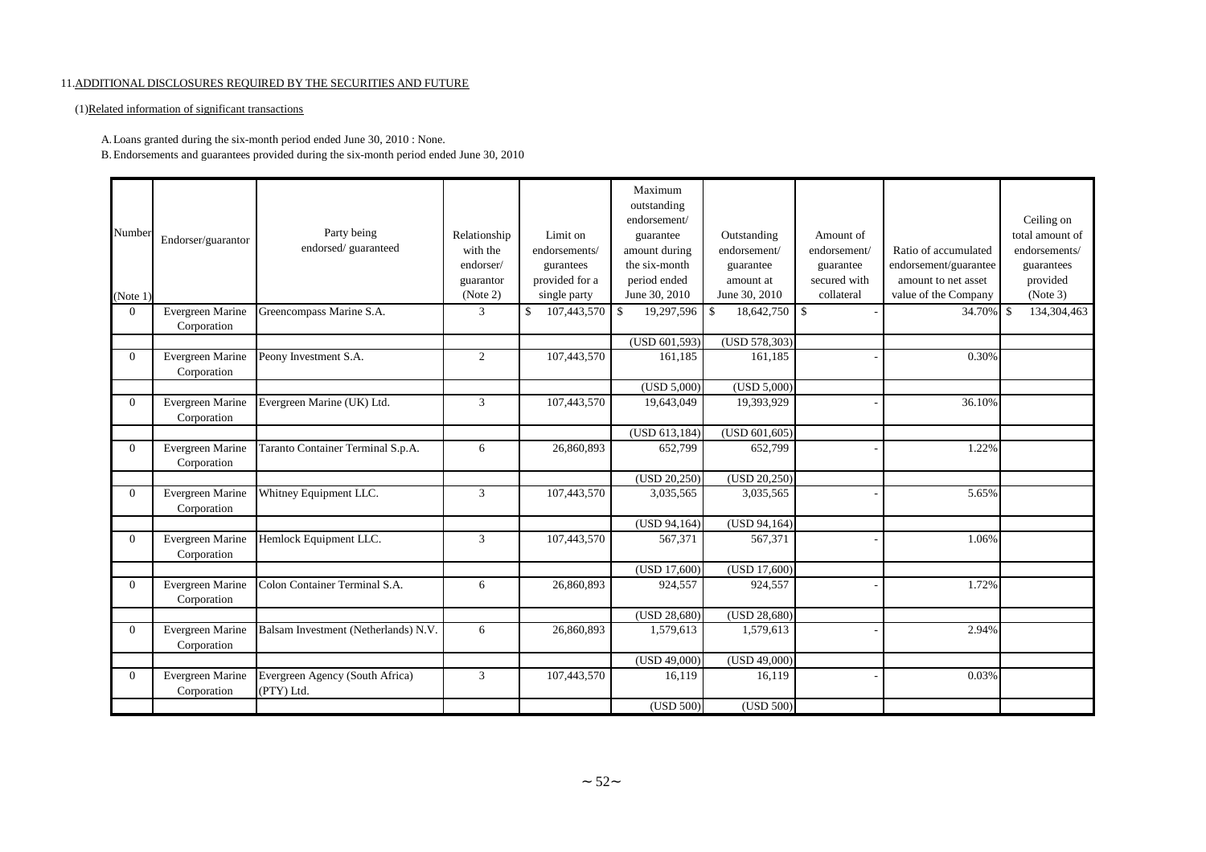11. ADDITIONAL DISCLOSURES REQUIRED BY THE SECURITIES AND FUTURE

(1) Related information of significant transactions

A. Loans granted during the six-month period ended June 30, 2010 : None.

B. Endorsements and guarantees provided during the six-month period ended June 30, 2010

| Number (Note 1) | Endorser/guarantor | Party being endorsed/ guaranteed | Relationship with the endorser/ guarantor (Note 2) | Limit on endorsements/ gurantees provided for a single party | Maximum outstanding endorsement/ guarantee amount during the six-month period ended June 30, 2010 | Outstanding endorsement/ guarantee amount at June 30, 2010 | Amount of endorsement/ guarantee secured with collateral | Ratio of accumulated endorsement/guarantee amount to net asset value of the Company | Ceiling on total amount of endorsements/ guarantees provided (Note 3) |
|---|---|---|---|---|---|---|---|---|---|
| 0 | Evergreen Marine Corporation | Greencompass Marine S.A. | 3 | $ 107,443,570 | $ 19,297,596 | $ 18,642,750 | $ - | 34.70% | $ 134,304,463 |
| | | | | | (USD 601,593) | (USD 578,303) | | | |
| 0 | Evergreen Marine Corporation | Peony Investment S.A. | 2 | 107,443,570 | 161,185 | 161,185 | - | 0.30% | |
| | | | | | (USD 5,000) | (USD 5,000) | | | |
| 0 | Evergreen Marine Corporation | Evergreen Marine (UK) Ltd. | 3 | 107,443,570 | 19,643,049 | 19,393,929 | - | 36.10% | |
| | | | | | (USD 613,184) | (USD 601,605) | | | |
| 0 | Evergreen Marine Corporation | Taranto Container Terminal S.p.A. | 6 | 26,860,893 | 652,799 | 652,799 | - | 1.22% | |
| | | | | | (USD 20,250) | (USD 20,250) | | | |
| 0 | Evergreen Marine Corporation | Whitney Equipment LLC. | 3 | 107,443,570 | 3,035,565 | 3,035,565 | - | 5.65% | |
| | | | | | (USD 94,164) | (USD 94,164) | | | |
| 0 | Evergreen Marine Corporation | Hemlock Equipment LLC. | 3 | 107,443,570 | 567,371 | 567,371 | - | 1.06% | |
| | | | | | (USD 17,600) | (USD 17,600) | | | |
| 0 | Evergreen Marine Corporation | Colon Container Terminal S.A. | 6 | 26,860,893 | 924,557 | 924,557 | - | 1.72% | |
| | | | | | (USD 28,680) | (USD 28,680) | | | |
| 0 | Evergreen Marine Corporation | Balsam Investment (Netherlands) N.V. | 6 | 26,860,893 | 1,579,613 | 1,579,613 | - | 2.94% | |
| | | | | | (USD 49,000) | (USD 49,000) | | | |
| 0 | Evergreen Marine Corporation | Evergreen Agency (South Africa) (PTY) Ltd. | 3 | 107,443,570 | 16,119 | 16,119 | - | 0.03% | |
| | | | | | (USD 500) | (USD 500) | | | |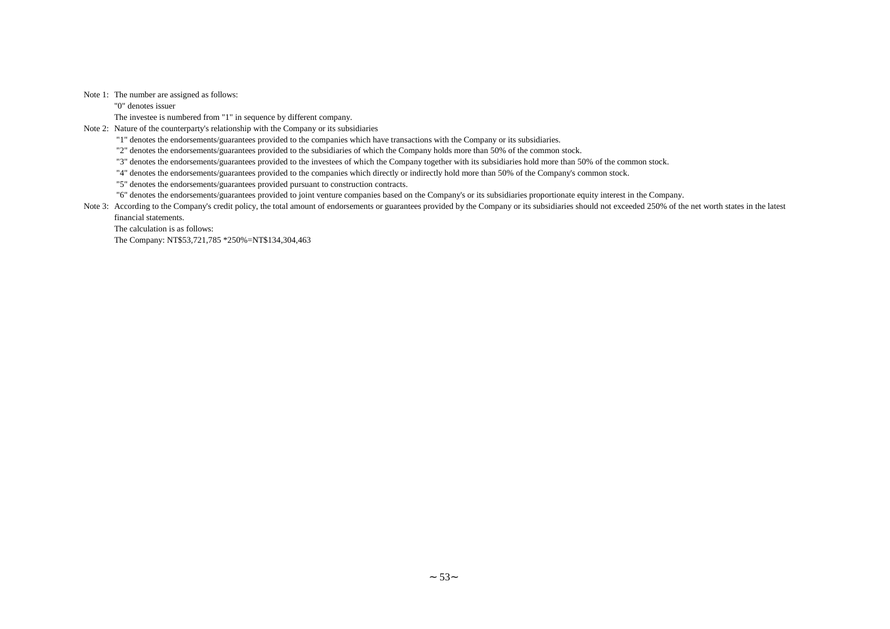Note 1: The number are assigned as follows:

"0" denotes issuer

The investee is numbered from "1" in sequence by different company.

Note 2: Nature of the counterparty's relationship with the Company or its subsidiaries

"1" denotes the endorsements/guarantees provided to the companies which have transactions with the Company or its subsidiaries.

"2" denotes the endorsements/guarantees provided to the subsidiaries of which the Company holds more than 50% of the common stock.

"3" denotes the endorsements/guarantees provided to the investees of which the Company together with its subsidiaries hold more than 50% of the common stock.

"4" denotes the endorsements/guarantees provided to the companies which directly or indirectly hold more than 50% of the Company's common stock.

"5" denotes the endorsements/guarantees provided pursuant to construction contracts.

"6" denotes the endorsements/guarantees provided to joint venture companies based on the Company's or its subsidiaries proportionate equity interest in the Company.

Note 3: According to the Company's credit policy, the total amount of endorsements or guarantees provided by the Company or its subsidiaries should not exceeded 250% of the net worth states in the latest financial statements.

The calculation is as follows:

The Company: NT$53,721,785 *250%=NT$134,304,463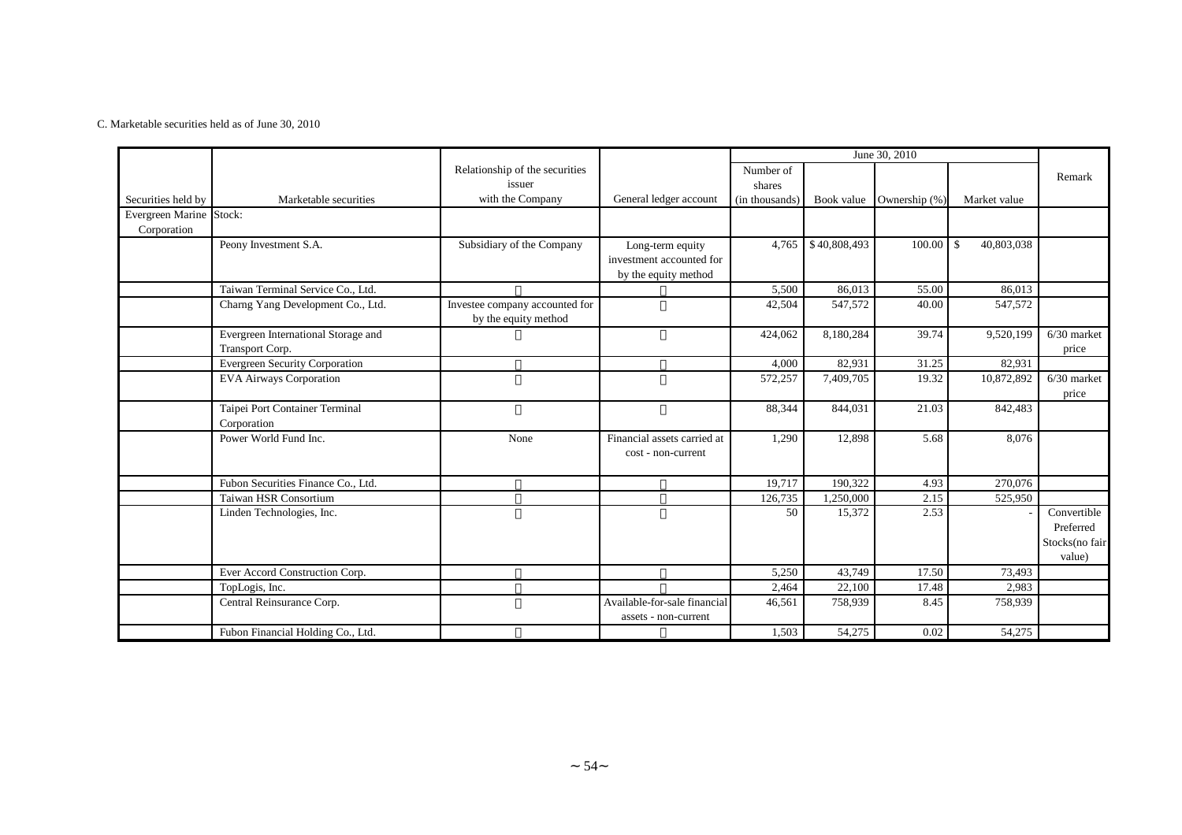C. Marketable securities held as of June 30, 2010

| Securities held by | Marketable securities | Relationship of the securities issuer with the Company | General ledger account | June 30, 2010 | | | | Remark |
|---|---|---|---|---|---|---|---|---|
| | | | | Number of shares (in thousands) | Book value | Ownership (%) | Market value | |
| Evergreen Marine Corporation | Stock: | | | | | | | |
| | Peony Investment S.A. | Subsidiary of the Company | Long-term equity investment accounted for by the equity method | 4,765 | $ 40,808,493 | 100.00 | $ 40,803,038 | |
| | Taiwan Terminal Service Co., Ltd. | 〃 | 〃 | 5,500 | 86,013 | 55.00 | 86,013 | |
| | Charng Yang Development Co., Ltd. | Investee company accounted for by the equity method | 〃 | 42,504 | 547,572 | 40.00 | 547,572 | |
| | Evergreen International Storage and Transport Corp. | 〃 | 〃 | 424,062 | 8,180,284 | 39.74 | 9,520,199 | 6/30 market price |
| | Evergreen Security Corporation | 〃 | 〃 | 4,000 | 82,931 | 31.25 | 82,931 | |
| | EVA Airways Corporation | 〃 | 〃 | 572,257 | 7,409,705 | 19.32 | 10,872,892 | 6/30 market price |
| | Taipei Port Container Terminal Corporation | 〃 | 〃 | 88,344 | 844,031 | 21.03 | 842,483 | |
| | Power World Fund Inc. | None | Financial assets carried at cost - non-current | 1,290 | 12,898 | 5.68 | 8,076 | |
| | Fubon Securities Finance Co., Ltd. | 〃 | 〃 | 19,717 | 190,322 | 4.93 | 270,076 | |
| | Taiwan HSR Consortium | 〃 | 〃 | 126,735 | 1,250,000 | 2.15 | 525,950 | |
| | Linden Technologies, Inc. | 〃 | 〃 | 50 | 15,372 | 2.53 | - | Convertible Preferred Stocks(no fair value) |
| | Ever Accord Construction Corp. | 〃 | 〃 | 5,250 | 43,749 | 17.50 | 73,493 | |
| | TopLogis, Inc. | 〃 | 〃 | 2,464 | 22,100 | 17.48 | 2,983 | |
| | Central Reinsurance Corp. | 〃 | Available-for-sale financial assets - non-current | 46,561 | 758,939 | 8.45 | 758,939 | |
| | Fubon Financial Holding Co., Ltd. | 〃 | 〃 | 1,503 | 54,275 | 0.02 | 54,275 | |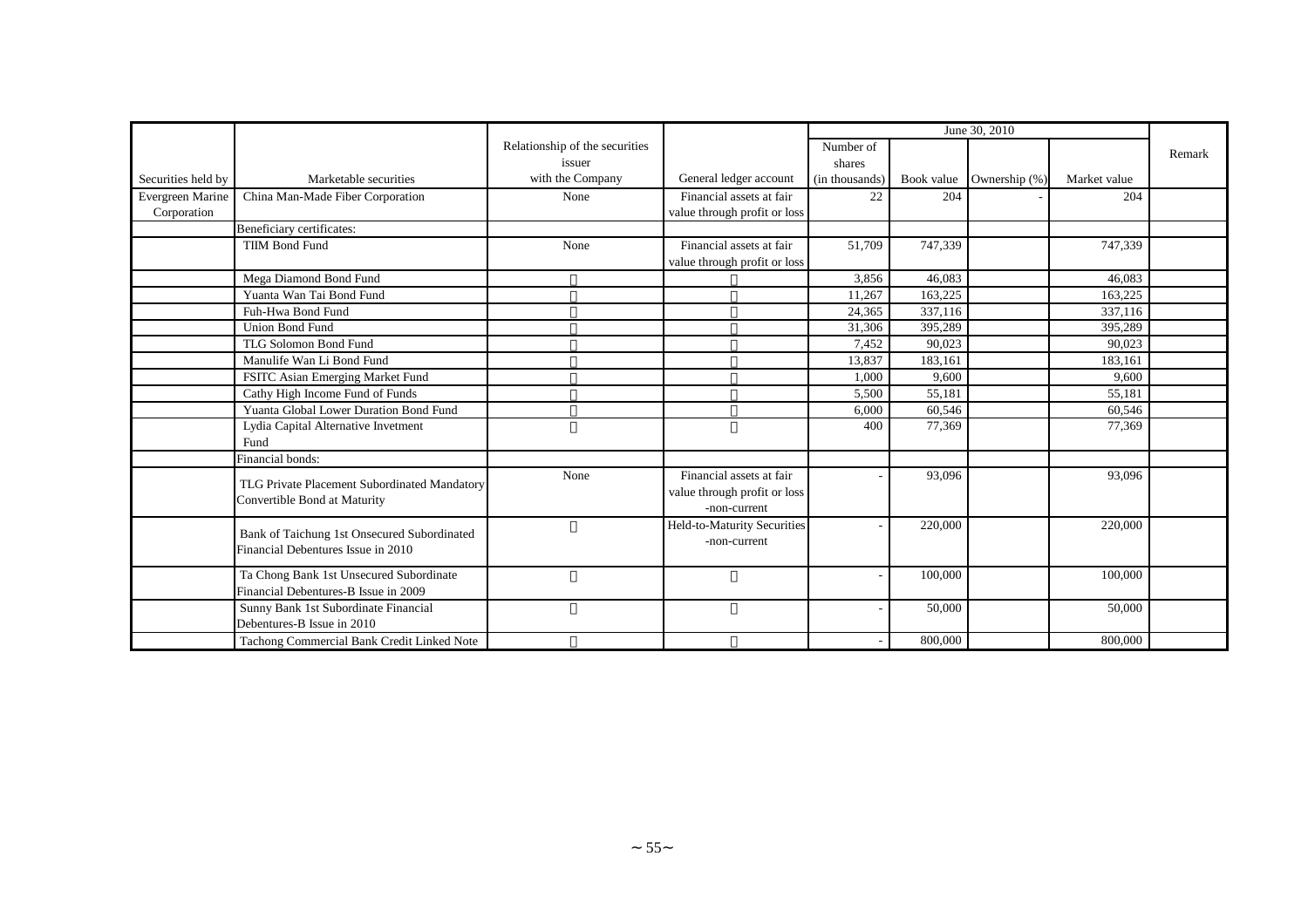| Securities held by | Marketable securities | Relationship of the securities issuer with the Company | General ledger account | June 30, 2010 | | | | Remark |
|---|---|---|---|---|---|---|---|---|
| | | | | Number of shares (in thousands) | Book value | Ownership (%) | Market value | |
| Evergreen Marine Corporation | China Man-Made Fiber Corporation | None | Financial assets at fair value through profit or loss | 22 | 204 | - | 204 | |
| | Beneficiary certificates: | | | | | | | |
| | TIIM Bond Fund | None | Financial assets at fair value through profit or loss | 51,709 | 747,339 | | 747,339 | |
| | Mega Diamond Bond Fund | 〃 | 〃 | 3,856 | 46,083 | | 46,083 | |
| | Yuanta Wan Tai Bond Fund | 〃 | 〃 | 11,267 | 163,225 | | 163,225 | |
| | Fuh-Hwa Bond Fund | 〃 | 〃 | 24,365 | 337,116 | | 337,116 | |
| | Union Bond Fund | 〃 | 〃 | 31,306 | 395,289 | | 395,289 | |
| | TLG Solomon Bond Fund | 〃 | 〃 | 7,452 | 90,023 | | 90,023 | |
| | Manulife Wan Li Bond Fund | 〃 | 〃 | 13,837 | 183,161 | | 183,161 | |
| | FSITC Asian Emerging Market Fund | 〃 | 〃 | 1,000 | 9,600 | | 9,600 | |
| | Cathy High Income Fund of Funds | 〃 | 〃 | 5,500 | 55,181 | | 55,181 | |
| | Yuanta Global Lower Duration Bond Fund | 〃 | 〃 | 6,000 | 60,546 | | 60,546 | |
| | Lydia Capital Alternative Invetment Fund | 〃 | 〃 | 400 | 77,369 | | 77,369 | |
| | Financial bonds: | | | | | | | |
| | TLG Private Placement Subordinated Mandatory Convertible Bond at Maturity | None | Financial assets at fair value through profit or loss -non-current | - | 93,096 | | 93,096 | |
| | Bank of Taichung 1st Onsecured Subordinated Financial Debentures Issue in 2010 | 〃 | Held-to-Maturity Securities -non-current | - | 220,000 | | 220,000 | |
| | Ta Chong Bank 1st Unsecured Subordinate Financial Debentures-B Issue in 2009 | 〃 | 〃 | - | 100,000 | | 100,000 | |
| | Sunny Bank 1st Subordinate Financial Debentures-B Issue in 2010 | 〃 | 〃 | - | 50,000 | | 50,000 | |
| | Tachong Commercial Bank Credit Linked Note | 〃 | 〃 | - | 800,000 | | 800,000 | |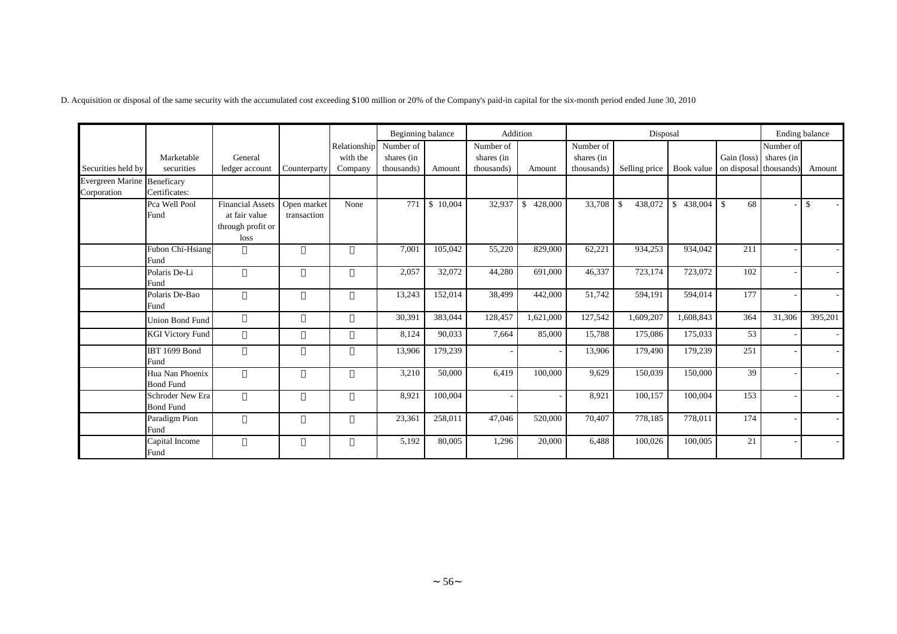D. Acquisition or disposal of the same security with the accumulated cost exceeding $100 million or 20% of the Company's paid-in capital for the six-month period ended June 30, 2010

| | | | | | Beginning balance | | Addition | | Disposal | | | | Ending balance | |
|---|---|---|---|---|---|---|---|---|---|---|---|---|---|---|
| Securities held by | Marketable securities | General ledger account | Counterparty | Relationship with the Company | Number of shares (in thousands) | Amount | Number of shares (in thousands) | Amount | Number of shares (in thousands) | Selling price | Book value | Gain (loss) on disposal | Number of shares (in thousands) | Amount |
| Evergreen Marine Corporation | Beneficary Certificates: | | | | | | | | | | | | | |
| | Pca Well Pool Fund | Financial Assets at fair value through profit or loss | Open market transaction | None | 771 | $ 10,004 | 32,937 | $ 428,000 | 33,708 | $ 438,072 | $ 438,004 | $ 68 | - | $ - |
| | Fubon Chi-Hsiang Fund | 〃 | 〃 | 〃 | 7,001 | 105,042 | 55,220 | 829,000 | 62,221 | 934,253 | 934,042 | 211 | - | - |
| | Polaris De-Li Fund | 〃 | 〃 | 〃 | 2,057 | 32,072 | 44,280 | 691,000 | 46,337 | 723,174 | 723,072 | 102 | - | - |
| | Polaris De-Bao Fund | 〃 | 〃 | 〃 | 13,243 | 152,014 | 38,499 | 442,000 | 51,742 | 594,191 | 594,014 | 177 | - | - |
| | Union Bond Fund | 〃 | 〃 | 〃 | 30,391 | 383,044 | 128,457 | 1,621,000 | 127,542 | 1,609,207 | 1,608,843 | 364 | 31,306 | 395,201 |
| | KGI Victory Fund | 〃 | 〃 | 〃 | 8,124 | 90,033 | 7,664 | 85,000 | 15,788 | 175,086 | 175,033 | 53 | - | - |
| | IBT 1699 Bond Fund | 〃 | 〃 | 〃 | 13,906 | 179,239 | - | - | 13,906 | 179,490 | 179,239 | 251 | - | - |
| | Hua Nan Phoenix Bond Fund | 〃 | 〃 | 〃 | 3,210 | 50,000 | 6,419 | 100,000 | 9,629 | 150,039 | 150,000 | 39 | - | - |
| | Schroder New Era Bond Fund | 〃 | 〃 | 〃 | 8,921 | 100,004 | - | - | 8,921 | 100,157 | 100,004 | 153 | - | - |
| | Paradigm Pion Fund | 〃 | 〃 | 〃 | 23,361 | 258,011 | 47,046 | 520,000 | 70,407 | 778,185 | 778,011 | 174 | - | - |
| | Capital Income Fund | 〃 | 〃 | 〃 | 5,192 | 80,005 | 1,296 | 20,000 | 6,488 | 100,026 | 100,005 | 21 | - | - |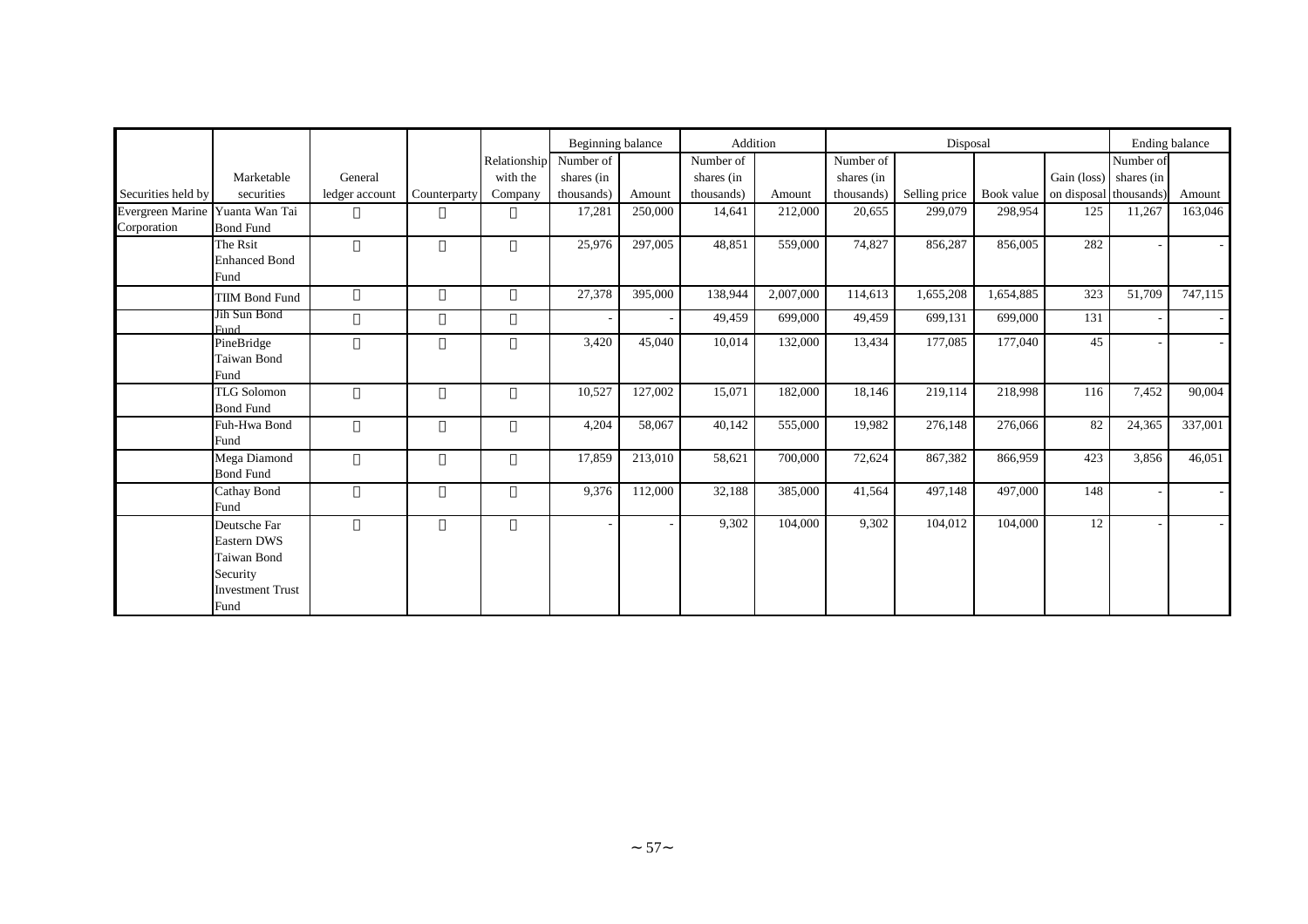| Securities held by | Marketable securities | General ledger account | Counterparty | Relationship with the Company | Beginning balance | | Addition | | Disposal | | | | Ending balance | |
|---|---|---|---|---|---|---|---|---|---|---|---|---|---|---|
| | | | | | Number of shares (in thousands) | Amount | Number of shares (in thousands) | Amount | Number of shares (in thousands) | Selling price | Book value | Gain (loss) on disposal | Number of shares (in thousands) | Amount |
| Evergreen Marine Corporation | Yuanta Wan Tai Bond Fund |  |  |  | 17,281 | 250,000 | 14,641 | 212,000 | 20,655 | 299,079 | 298,954 | 125 | 11,267 | 163,046 |
| | The Rsit Enhanced Bond Fund |  |  |  | 25,976 | 297,005 | 48,851 | 559,000 | 74,827 | 856,287 | 856,005 | 282 | - | - |
| | TIIM Bond Fund |  |  |  | 27,378 | 395,000 | 138,944 | 2,007,000 | 114,613 | 1,655,208 | 1,654,885 | 323 | 51,709 | 747,115 |
| | Jih Sun Bond Fund |  |  |  | - | - | 49,459 | 699,000 | 49,459 | 699,131 | 699,000 | 131 | - | - |
| | PineBridge Taiwan Bond Fund |  |  |  | 3,420 | 45,040 | 10,014 | 132,000 | 13,434 | 177,085 | 177,040 | 45 | - | - |
| | TLG Solomon Bond Fund |  |  |  | 10,527 | 127,002 | 15,071 | 182,000 | 18,146 | 219,114 | 218,998 | 116 | 7,452 | 90,004 |
| | Fuh-Hwa Bond Fund |  |  |  | 4,204 | 58,067 | 40,142 | 555,000 | 19,982 | 276,148 | 276,066 | 82 | 24,365 | 337,001 |
| | Mega Diamond Bond Fund |  |  |  | 17,859 | 213,010 | 58,621 | 700,000 | 72,624 | 867,382 | 866,959 | 423 | 3,856 | 46,051 |
| | Cathay Bond Fund |  |  |  | 9,376 | 112,000 | 32,188 | 385,000 | 41,564 | 497,148 | 497,000 | 148 | - | - |
| | Deutsche Far Eastern DWS Taiwan Bond Security Investment Trust Fund |  |  |  | - | - | 9,302 | 104,000 | 9,302 | 104,012 | 104,000 | 12 | - | - |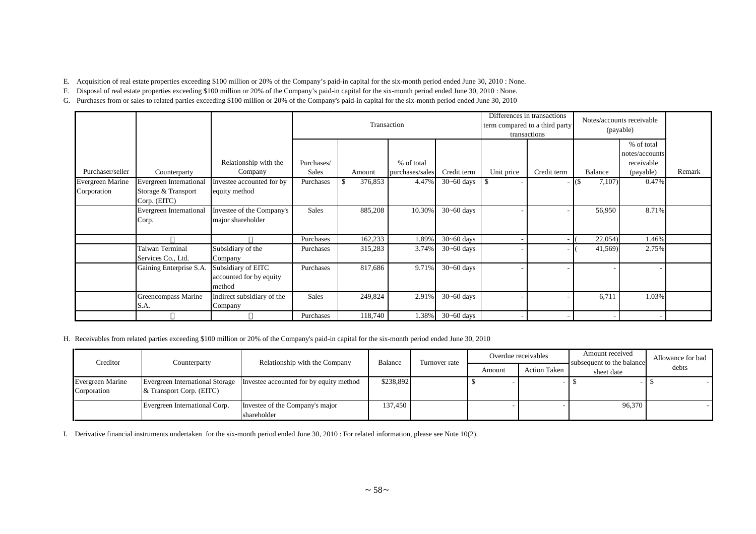E. Acquisition of real estate properties exceeding $100 million or 20% of the Company's paid-in capital for the six-month period ended June 30, 2010 : None.

F. Disposal of real estate properties exceeding $100 million or 20% of the Company's paid-in capital for the six-month period ended June 30, 2010 : None.

G. Purchases from or sales to related parties exceeding $100 million or 20% of the Company's paid-in capital for the six-month period ended June 30, 2010

| | | | Transaction | | | | Differences in transactions term compared to a third party transactions | | Notes/accounts receivable (payable) | | |
|---|---|---|---|---|---|---|---|---|---|---|---|
| Purchaser/seller | Counterparty | Relationship with the Company | Purchases/ Sales | Amount | % of total purchases/sales | Credit term | Unit price | Credit term | Balance | % of total notes/accounts receivable (payable) | Remark |
| Evergreen Marine Corporation | Evergreen International Storage & Transport Corp. (EITC) | Investee accounted for by equity method | Purchases | $ 376,853 | 4.47% | 30~60 days | $ - | - | ($ 7,107) | 0.47% | |
| | Evergreen International Corp. | Investee of the Company's major shareholder | Sales | 885,208 | 10.30% | 30~60 days | - | - | 56,950 | 8.71% | |
| | 〃 | 〃 | Purchases | 162,233 | 1.89% | 30~60 days | - | - | ( 22,054) | 1.46% | |
| | Taiwan Terminal Services Co., Ltd. | Subsidiary of the Company | Purchases | 315,283 | 3.74% | 30~60 days | - | - | ( 41,569) | 2.75% | |
| | Gaining Enterprise S.A. | Subsidiary of EITC accounted for by equity method | Purchases | 817,686 | 9.71% | 30~60 days | - | - | - | - | |
| | Greencompass Marine S.A. | Indirect subsidiary of the Company | Sales | 249,824 | 2.91% | 30~60 days | - | - | 6,711 | 1.03% | |
| | 〃 | 〃 | Purchases | 118,740 | 1.38% | 30~60 days | - | - | - | - | |

H. Receivables from related parties exceeding $100 million or 20% of the Company's paid-in capital for the six-month period ended June 30, 2010

| Creditor | Counterparty | Relationship with the Company | Balance | Turnover rate | Overdue receivables | | Amount received subsequent to the balance sheet date | Allowance for bad debts |
|---|---|---|---|---|---|---|---|---|
| | | | | | Amount | Action Taken | | |
| Evergreen Marine Corporation | Evergreen International Storage & Transport Corp. (EITC) | Investee accounted for by equity method | $238,892 | | $ - | - | $ - | $ - |
| | Evergreen International Corp. | Investee of the Company's major shareholder | 137,450 | | - | - | 96,370 | - |

I. Derivative financial instruments undertaken for the six-month period ended June 30, 2010 : For related information, please see Note 10(2).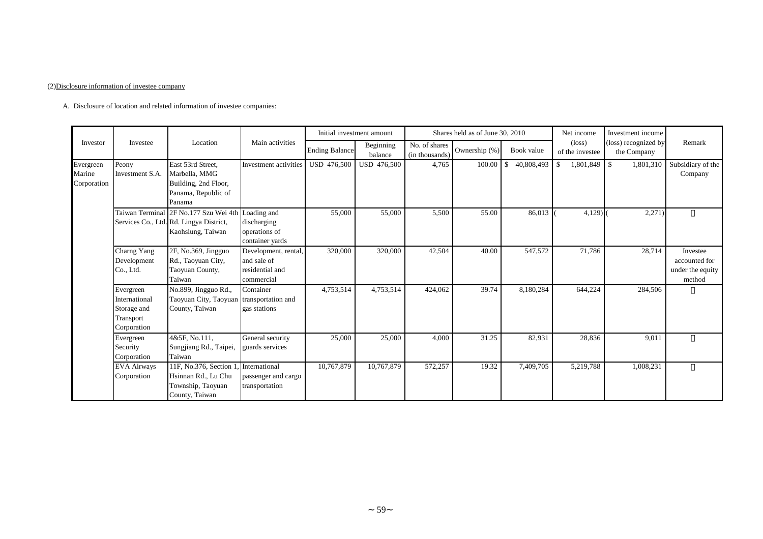(2)Disclosure information of investee company

A. Disclosure of location and related information of investee companies:

| Investor | Investee | Location | Main activities | Initial investment amount | | Shares held as of June 30, 2010 | | | Net income (loss) of the investee | Investment income (loss) recognized by the Company | Remark |
|---|---|---|---|---|---|---|---|---|---|---|---|
| | | | | Ending Balance | Beginning balance | No. of shares (in thousands) | Ownership (%) | Book value | | | |
| Evergreen Marine Corporation | Peony Investment S.A. | East 53rd Street, Marbella, MMG Building, 2nd Floor, Panama, Republic of Panama | Investment activities | USD 476,500 | USD 476,500 | 4,765 | 100.00 | $ 40,808,493 | $ 1,801,849 | $ 1,801,310 | Subsidiary of the Company |
| | Taiwan Terminal Services Co., Ltd. | 2F No.177 Szu Wei 4th Rd. Lingya District, Kaohsiung, Taiwan | Loading and discharging operations of container yards | 55,000 | 55,000 | 5,500 | 55.00 | 86,013 | ( 4,129) | ( 2,271) | 〃 |
| | Charng Yang Development Co., Ltd. | 2F, No.369, Jingguo Rd., Taoyuan City, Taoyuan County, Taiwan | Development, rental, and sale of residential and commercial | 320,000 | 320,000 | 42,504 | 40.00 | 547,572 | 71,786 | 28,714 | Investee accounted for under the equity method |
| | Evergreen International Storage and Transport Corporation | No.899, Jingguo Rd., Taoyuan City, Taoyuan County, Taiwan | Container transportation and gas stations | 4,753,514 | 4,753,514 | 424,062 | 39.74 | 8,180,284 | 644,224 | 284,506 | 〃 |
| | Evergreen Security Corporation | 4&5F, No.111, Sungjiang Rd., Taipei, Taiwan | General security guards services | 25,000 | 25,000 | 4,000 | 31.25 | 82,931 | 28,836 | 9,011 | 〃 |
| | EVA Airways Corporation | 11F, No.376, Section 1, Hsinnan Rd., Lu Chu Township, Taoyuan County, Taiwan | International passenger and cargo transportation | 10,767,879 | 10,767,879 | 572,257 | 19.32 | 7,409,705 | 5,219,788 | 1,008,231 | 〃 |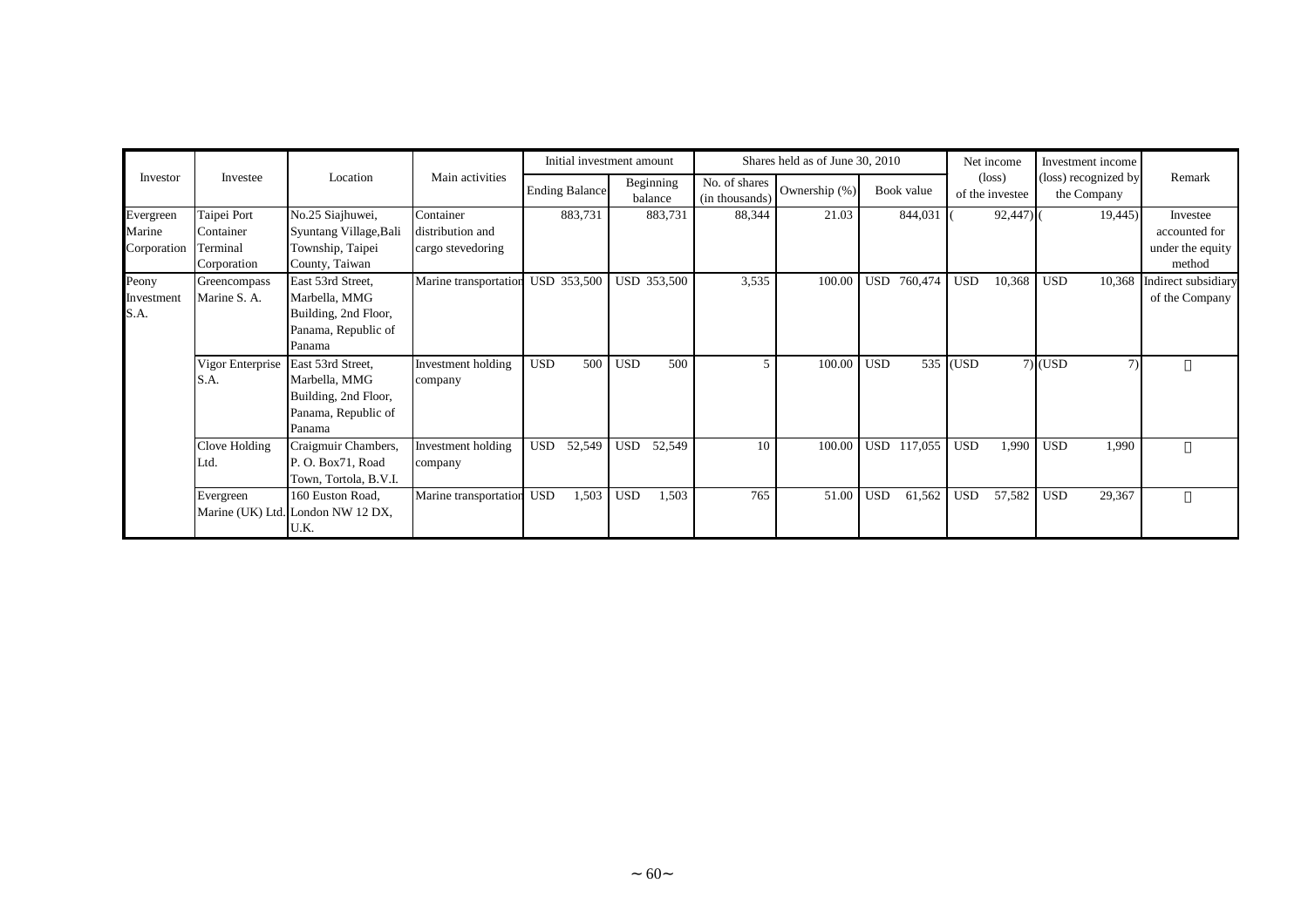| Investor | Investee | Location | Main activities | Initial investment amount | | Shares held as of June 30, 2010 | | | Net income (loss) of the investee | Investment income (loss) recognized by the Company | Remark |
|---|---|---|---|---|---|---|---|---|---|---|---|
| | | | | Ending Balance | Beginning balance | No. of shares (in thousands) | Ownership (%) | Book value | | | |
| Evergreen Marine Corporation | Taipei Port Container Terminal Corporation | No.25 Siajhuwei, Syuntang Village,Bali Township, Taipei County, Taiwan | Container distribution and cargo stevedoring | 883,731 | 883,731 | 88,344 | 21.03 | 844,031 | ( 92,447) | ( 19,445) | Investee accounted for under the equity method |
| Peony Investment S.A. | Greencompass Marine S. A. | East 53rd Street, Marbella, MMG Building, 2nd Floor, Panama, Republic of Panama | Marine transportation | USD 353,500 | USD 353,500 | 3,535 | 100.00 | USD 760,474 | USD 10,368 | USD 10,368 | Indirect subsidiary of the Company |
| | Vigor Enterprise S.A. | East 53rd Street, Marbella, MMG Building, 2nd Floor, Panama, Republic of Panama | Investment holding company | USD 500 | USD 500 | 5 | 100.00 | USD 535 | (USD 7) | (USD 7) | 〃 |
| | Clove Holding Ltd. | Craigmuir Chambers, P. O. Box71, Road Town, Tortola, B.V.I. | Investment holding company | USD 52,549 | USD 52,549 | 10 | 100.00 | USD 117,055 | USD 1,990 | USD 1,990 | 〃 |
| | Evergreen Marine (UK) Ltd. | 160 Euston Road, London NW 12 DX, U.K. | Marine transportation | USD 1,503 | USD 1,503 | 765 | 51.00 | USD 61,562 | USD 57,582 | USD 29,367 | 〃 |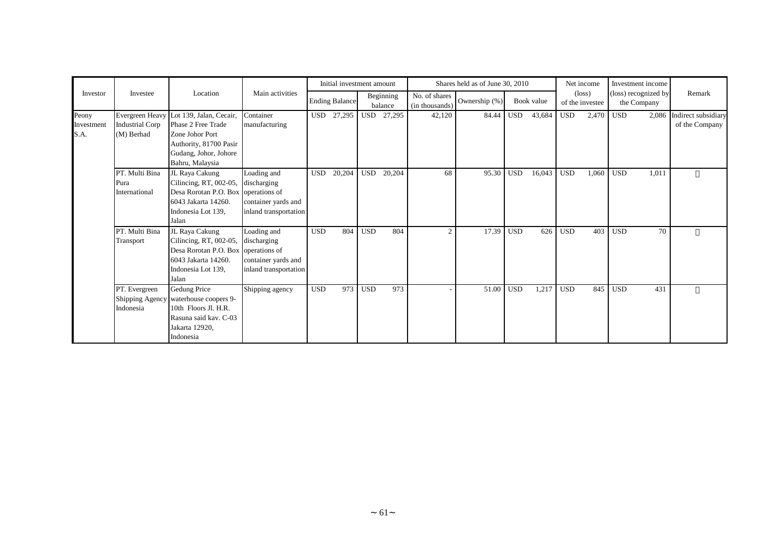| Investor | Investee | Location | Main activities | Initial investment amount | | Shares held as of June 30, 2010 | | | Net income (loss) of the investee | Investment income (loss) recognized by the Company | Remark |
|---|---|---|---|---|---|---|---|---|---|---|---|
| | | | | Ending Balance | Beginning balance | No. of shares (in thousands) | Ownership (%) | Book value | | | |
| Peony Investment S.A. | Evergreen Heavy Industrial Corp (M) Berhad | Lot 139, Jalan, Cecair, Phase 2 Free Trade Zone Johor Port Authority, 81700 Pasir Gudang, Johor, Johore Bahru, Malaysia | Container manufacturing | USD 27,295 | USD 27,295 | 42,120 | 84.44 | USD 43,684 | USD 2,470 | USD 2,086 | Indirect subsidiary of the Company |
| | PT. Multi Bina Pura International | JL Raya Cakung Cilincing, RT, 002-05, Desa Rorotan P.O. Box 6043 Jakarta 14260. Indonesia Lot 139, Jalan | Loading and discharging operations of container yards and inland transportation | USD 20,204 | USD 20,204 | 68 | 95.30 | USD 16,043 | USD 1,060 | USD 1,011 | 〃 |
| | PT. Multi Bina Transport | JL Raya Cakung Cilincing, RT, 002-05, Desa Rorotan P.O. Box 6043 Jakarta 14260. Indonesia Lot 139, Jalan | Loading and discharging operations of container yards and inland transportation | USD 804 | USD 804 | 2 | 17.39 | USD 626 | USD 403 | USD 70 | 〃 |
| | PT. Evergreen Shipping Agency Indonesia | Gedung Price waterhouse coopers 9-10th Floors Jl. H.R. Rasuna said kav. C-03 Jakarta 12920, Indonesia | Shipping agency | USD 973 | USD 973 | - | 51.00 | USD 1,217 | USD 845 | USD 431 | 〃 |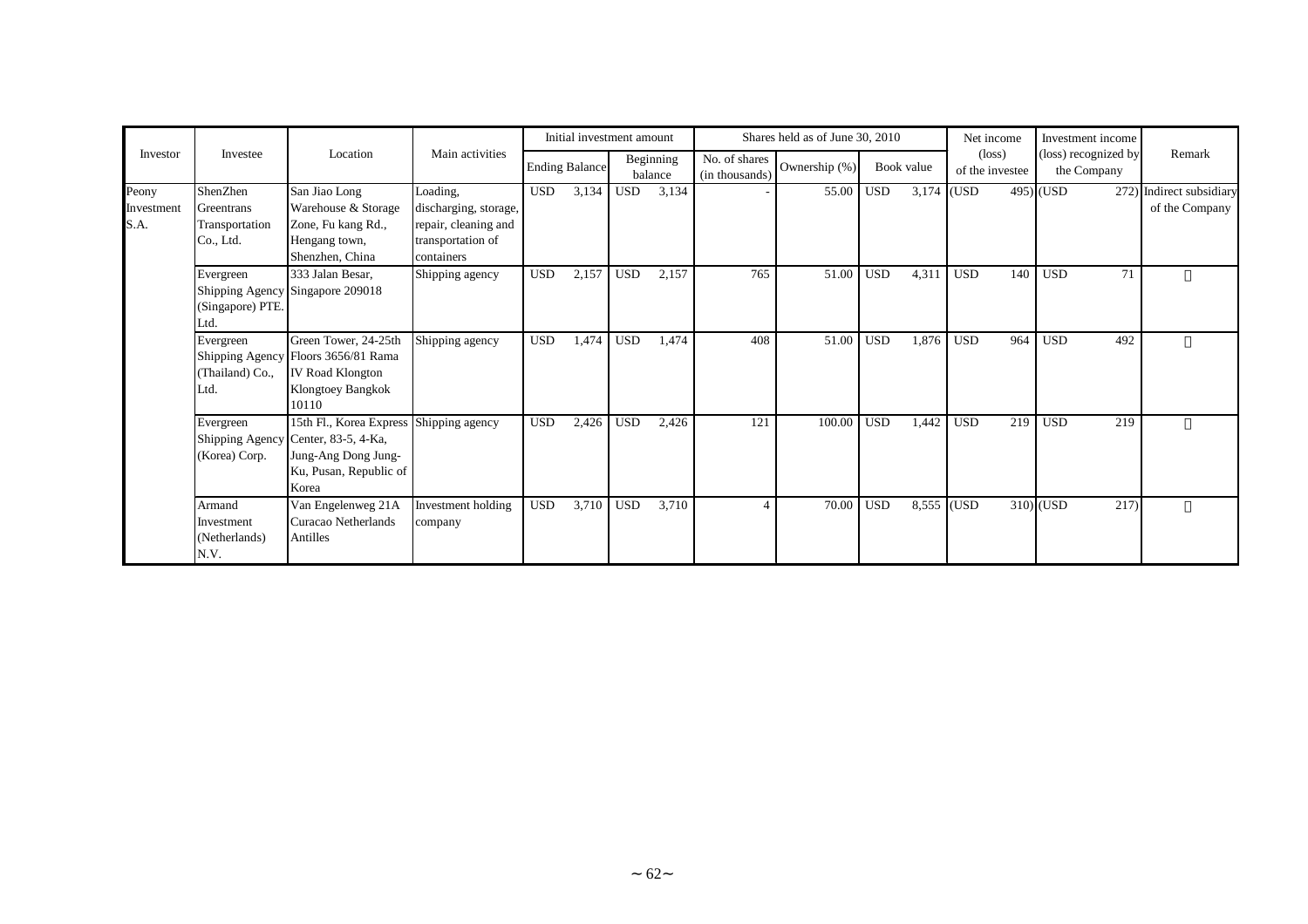| Investor | Investee | Location | Main activities | Initial investment amount | | Shares held as of June 30, 2010 | | | Net income (loss) of the investee | Investment income (loss) recognized by the Company | Remark |
|---|---|---|---|---|---|---|---|---|---|---|---|
| | | | | Ending Balance | Beginning balance | No. of shares (in thousands) | Ownership (%) | Book value | | | |
| Peony Investment S.A. | ShenZhen Greentrans Transportation Co., Ltd. | San Jiao Long Warehouse & Storage Zone, Fu kang Rd., Hengang town, Shenzhen, China | Loading, discharging, storage, repair, cleaning and transportation of containers | USD 3,134 | USD 3,134 | - | 55.00 | USD 3,174 | (USD 495) | (USD 272) | Indirect subsidiary of the Company |
| | Evergreen Shipping Agency (Singapore) PTE. Ltd. | 333 Jalan Besar, Singapore 209018 | Shipping agency | USD 2,157 | USD 2,157 | 765 | 51.00 | USD 4,311 | USD 140 | USD 71 | 〃 |
| | Evergreen Shipping Agency (Thailand) Co., Ltd. | Green Tower, 24-25th Floors 3656/81 Rama IV Road Klongton Klongtoey Bangkok 10110 | Shipping agency | USD 1,474 | USD 1,474 | 408 | 51.00 | USD 1,876 | USD 964 | USD 492 | 〃 |
| | Evergreen Shipping Agency (Korea) Corp. | 15th Fl., Korea Express Center, 83-5, 4-Ka, Jung-Ang Dong Jung-Ku, Pusan, Republic of Korea | Shipping agency | USD 2,426 | USD 2,426 | 121 | 100.00 | USD 1,442 | USD 219 | USD 219 | 〃 |
| | Armand Investment (Netherlands) N.V. | Van Engelenweg 21A Curacao Netherlands Antilles | Investment holding company | USD 3,710 | USD 3,710 | 4 | 70.00 | USD 8,555 | (USD 310) | (USD 217) | 〃 |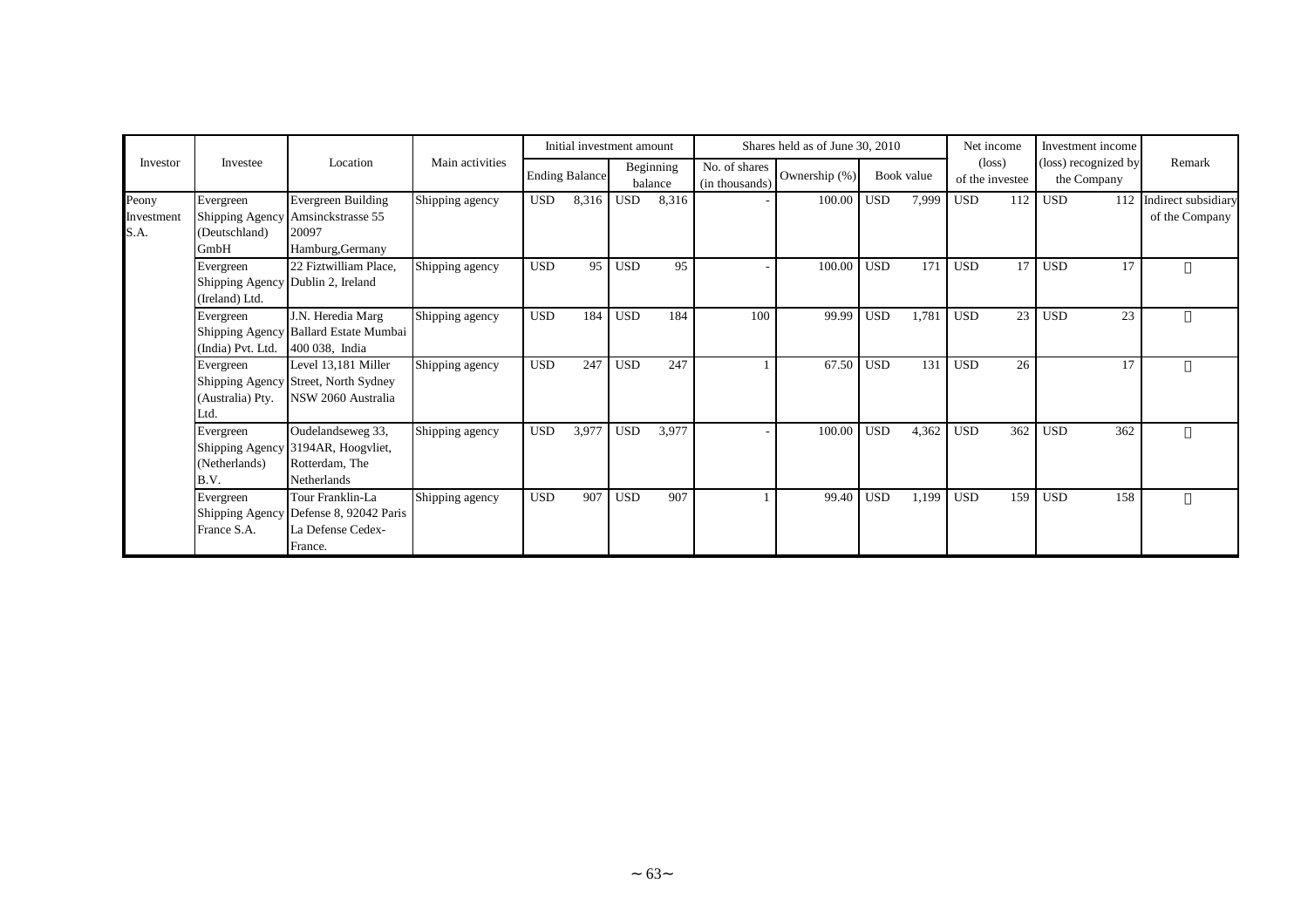| Investor | Investee | Location | Main activities | Initial investment amount | | Shares held as of June 30, 2010 | | | Net income (loss) of the investee | Investment income (loss) recognized by the Company | Remark |
|---|---|---|---|---|---|---|---|---|---|---|---|
| | | | | Ending Balance | Beginning balance | No. of shares (in thousands) | Ownership (%) | Book value | | | |
| Peony Investment S.A. | Evergreen Shipping Agency (Deutschland) GmbH | Evergreen Building Amsinckstrasse 55 20097 Hamburg,Germany | Shipping agency | USD 8,316 | USD 8,316 | - | 100.00 | USD 7,999 | USD 112 | USD 112 | Indirect subsidiary of the Company |
| | Evergreen Shipping Agency (Ireland) Ltd. | 22 Fiztwilliam Place, Dublin 2, Ireland | Shipping agency | USD 95 | USD 95 | - | 100.00 | USD 171 | USD 17 | USD 17 | 〃 |
| | Evergreen Shipping Agency (India) Pvt. Ltd. | J.N. Heredia Marg Ballard Estate Mumbai 400 038, India | Shipping agency | USD 184 | USD 184 | 100 | 99.99 | USD 1,781 | USD 23 | USD 23 | 〃 |
| | Evergreen Shipping Agency (Australia) Pty. Ltd. | Level 13,181 Miller Street, North Sydney NSW 2060 Australia | Shipping agency | USD 247 | USD 247 | 1 | 67.50 | USD 131 | USD 26 | 17 | 〃 |
| | Evergreen Shipping Agency (Netherlands) B.V. | Oudelandseweg 33, 3194AR, Hoogvliet, Rotterdam, The Netherlands | Shipping agency | USD 3,977 | USD 3,977 | - | 100.00 | USD 4,362 | USD 362 | USD 362 | 〃 |
| | Evergreen Shipping Agency France S.A. | Tour Franklin-La Defense 8, 92042 Paris La Defense Cedex-France. | Shipping agency | USD 907 | USD 907 | 1 | 99.40 | USD 1,199 | USD 159 | USD 158 | 〃 |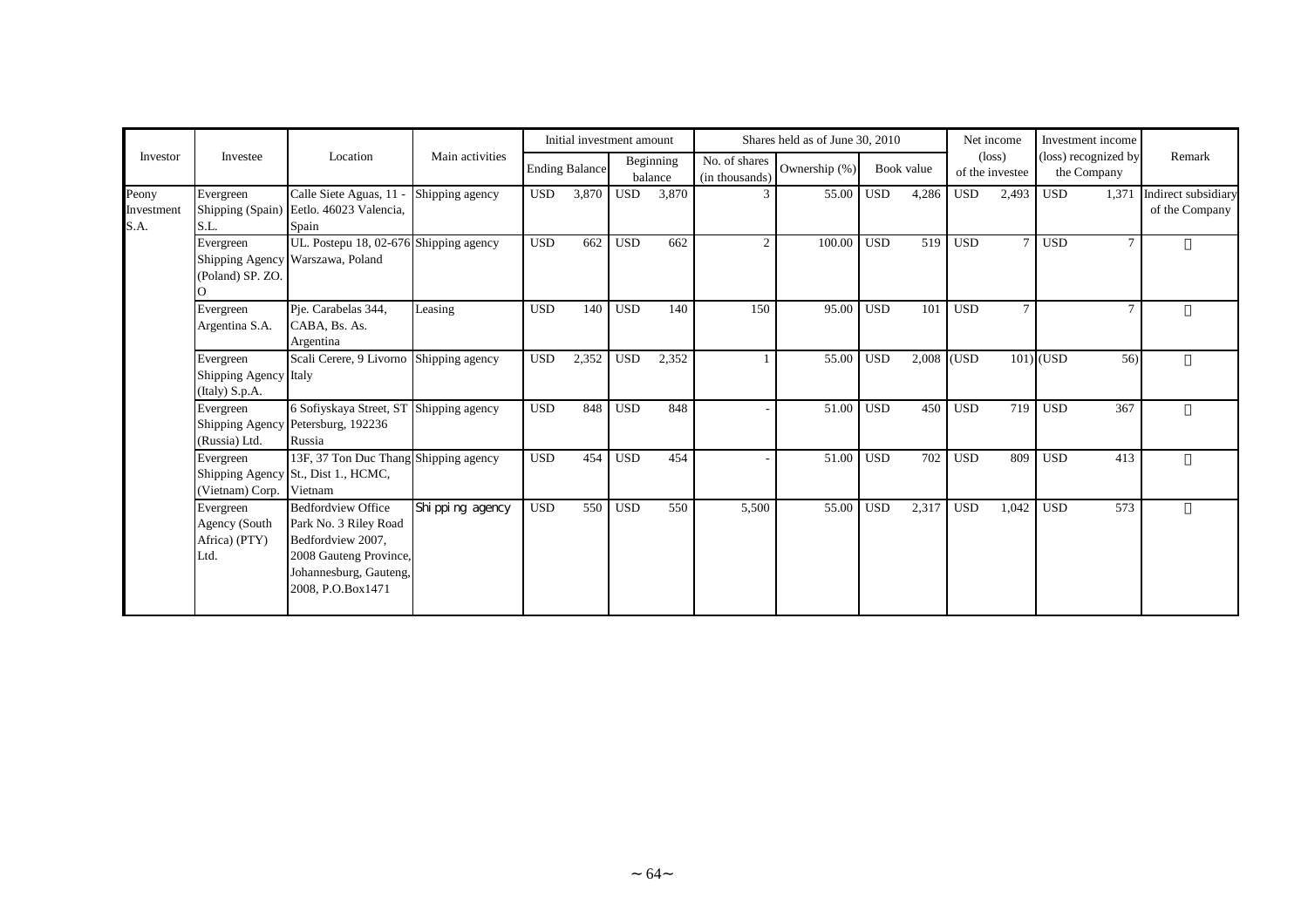| Investor | Investee | Location | Main activities | Initial investment amount | | | | Shares held as of June 30, 2010 | | | | Net income (loss) of the investee | | Investment income (loss) recognized by the Company | | Remark |
|---|---|---|---|---|---|---|---|---|---|---|---|---|---|---|---|---|
| | | | | Ending Balance | | Beginning balance | | No. of shares (in thousands) | Ownership (%) | Book value | | | | | | |
| Peony Investment S.A. | Evergreen Shipping (Spain) S.L. | Calle Siete Aguas, 11 - Eetlo. 46023 Valencia, Spain | Shipping agency | USD | 3,870 | USD | 3,870 | 3 | 55.00 | USD | 4,286 | USD | 2,493 | USD | 1,371 | Indirect subsidiary of the Company |
| | Evergreen Shipping Agency (Poland) SP. ZO. O | UL. Postepu 18, 02-676 Warszawa, Poland | Shipping agency | USD | 662 | USD | 662 | 2 | 100.00 | USD | 519 | USD | 7 | USD | 7 | 〃 |
| | Evergreen Argentina S.A. | Pje. Carabelas 344, CABA, Bs. As. Argentina | Leasing | USD | 140 | USD | 140 | 150 | 95.00 | USD | 101 | USD | 7 | | 7 | 〃 |
| | Evergreen Shipping Agency (Italy) S.p.A. | Scali Cerere, 9 Livorno Italy | Shipping agency | USD | 2,352 | USD | 2,352 | 1 | 55.00 | USD | 2,008 | (USD | 101) | (USD | 56) | 〃 |
| | Evergreen Shipping Agency (Russia) Ltd. | 6 Sofiyskaya Street, ST Petersburg, 192236 Russia | Shipping agency | USD | 848 | USD | 848 | - | 51.00 | USD | 450 | USD | 719 | USD | 367 | 〃 |
| | Evergreen Shipping Agency (Vietnam) Corp. | 13F, 37 Ton Duc Thang St., Dist 1., HCMC, Vietnam | Shipping agency | USD | 454 | USD | 454 | - | 51.00 | USD | 702 | USD | 809 | USD | 413 | 〃 |
| | Evergreen Agency (South Africa) (PTY) Ltd. | Bedfordview Office Park No. 3 Riley Road Bedfordview 2007, 2008 Gauteng Province, Johannesburg, Gauteng, 2008, P.O.Box1471 | Shipping agency | USD | 550 | USD | 550 | 5,500 | 55.00 | USD | 2,317 | USD | 1,042 | USD | 573 | 〃 |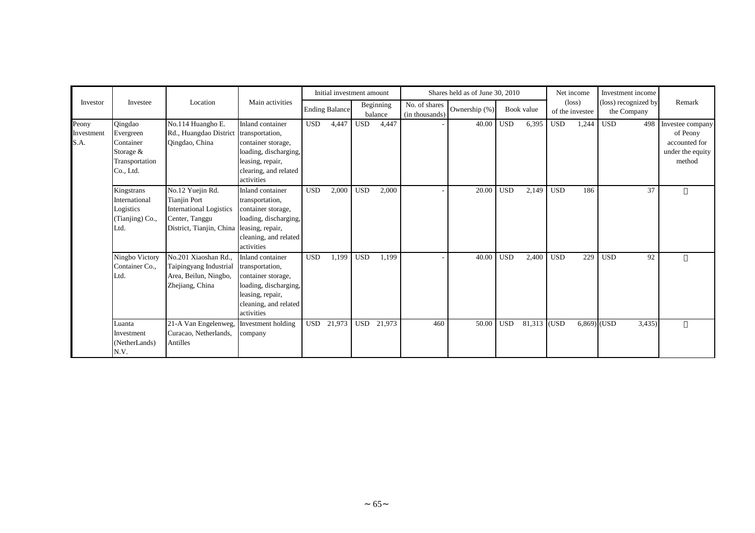| Investor | Investee | Location | Main activities | Initial investment amount | | Shares held as of June 30, 2010 | | | Net income (loss) of the investee | Investment income (loss) recognized by the Company | Remark |
|---|---|---|---|---|---|---|---|---|---|---|---|
| | | | | Ending Balance | Beginning balance | No. of shares (in thousands) | Ownership (%) | Book value | | | |
| Peony Investment S.A. | Qingdao Evergreen Container Storage & Transportation Co., Ltd. | No.114 Huangho E. Rd., Huangdao District Qingdao, China | Inland container transportation, container storage, loading, discharging, leasing, repair, clearing, and related activities | USD 4,447 | USD 4,447 | - | 40.00 | USD 6,395 | USD 1,244 | USD 498 | Investee company of Peony accounted for under the equity method |
| | Kingstrans International Logistics (Tianjing) Co., Ltd. | No.12 Yuejin Rd. Tianjin Port International Logistics Center, Tanggu District, Tianjin, China | Inland container transportation, container storage, loading, discharging, leasing, repair, cleaning, and related activities | USD 2,000 | USD 2,000 | - | 20.00 | USD 2,149 | USD 186 | 37 | 〃 |
| | Ningbo Victory Container Co., Ltd. | No.201 Xiaoshan Rd., Taipingyang Industrial Area, Beilun, Ningbo, Zhejiang, China | Inland container transportation, container storage, loading, discharging, leasing, repair, cleaning, and related activities | USD 1,199 | USD 1,199 | - | 40.00 | USD 2,400 | USD 229 | USD 92 | 〃 |
| | Luanta Investment (NetherLands) N.V. | 21-A Van Engelenweg, Curacao, Netherlands, Antilles | Investment holding company | USD 21,973 | USD 21,973 | 460 | 50.00 | USD 81,313 | (USD 6,869) | (USD 3,435) | 〃 |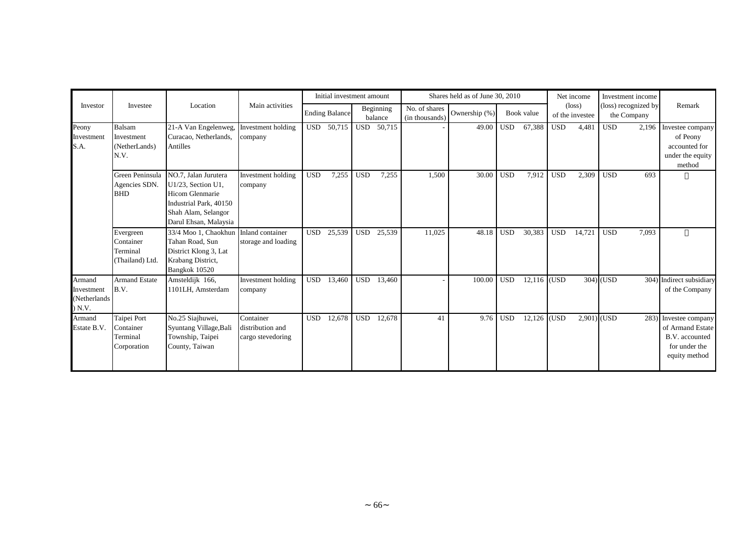| Investor | Investee | Location | Main activities | Initial investment amount | | Shares held as of June 30, 2010 | | | Net income (loss) of the investee | Investment income (loss) recognized by the Company | Remark |
|---|---|---|---|---|---|---|---|---|---|---|---|
| | | | | Ending Balance | Beginning balance | No. of shares (in thousands) | Ownership (%) | Book value | | | |
| Peony Investment S.A. | Balsam Investment (NetherLands) N.V. | 21-A Van Engelenweg, Curacao, Netherlands, Antilles | Investment holding company | USD 50,715 | USD 50,715 | - | 49.00 | USD 67,388 | USD 4,481 | USD 2,196 | Investee company of Peony accounted for under the equity method |
| | Green Peninsula Agencies SDN. BHD | NO.7, Jalan Jurutera U1/23, Section U1, Hicom Glenmarie Industrial Park, 40150 Shah Alam, Selangor Darul Ehsan, Malaysia | Investment holding company | USD 7,255 | USD 7,255 | 1,500 | 30.00 | USD 7,912 | USD 2,309 | USD 693 | 〃 |
| | Evergreen Container Terminal (Thailand) Ltd. | 33/4 Moo 1, Chaokhun Tahan Road, Sun District Klong 3, Lat Krabang District, Bangkok 10520 | Inland container storage and loading | USD 25,539 | USD 25,539 | 11,025 | 48.18 | USD 30,383 | USD 14,721 | USD 7,093 | 〃 |
| Armand Investment (Netherlands) N.V. | Armand Estate B.V. | Amsteldijk 166, 1101LH, Amsterdam | Investment holding company | USD 13,460 | USD 13,460 | - | 100.00 | USD 12,116 | (USD 304) | (USD 304) | Indirect subsidiary of the Company |
| Armand Estate B.V. | Taipei Port Container Terminal Corporation | No.25 Siajhuwei, Syuntang Village,Bali Township, Taipei County, Taiwan | Container distribution and cargo stevedoring | USD 12,678 | USD 12,678 | 41 | 9.76 | USD 12,126 | (USD 2,901) | (USD 283) | Investee company of Armand Estate B.V. accounted for under the equity method |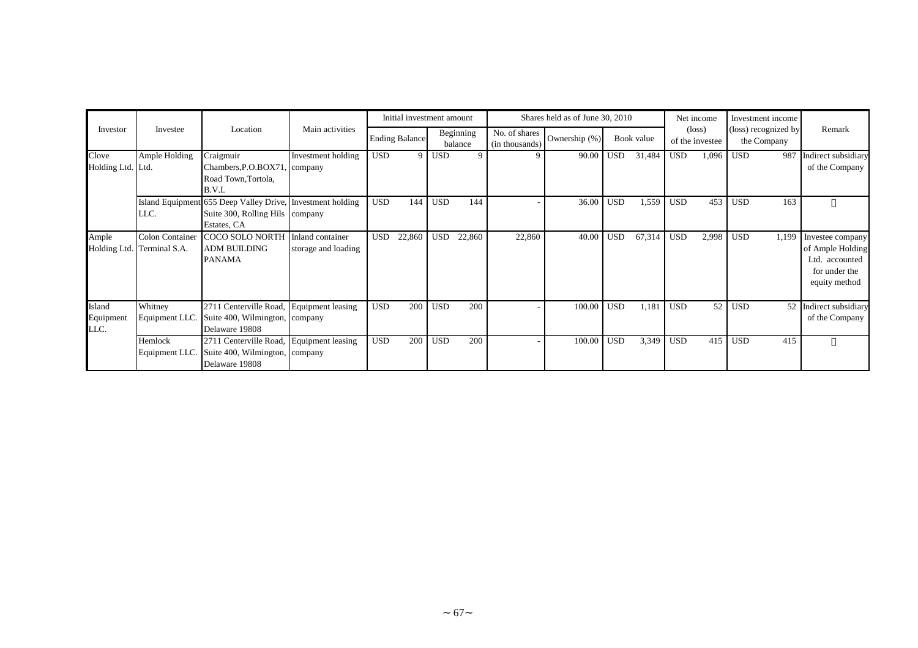| Investor | Investee | Location | Main activities | Initial investment amount | | Shares held as of June 30, 2010 | | | Net income (loss) of the investee | Investment income (loss) recognized by the Company | Remark |
|---|---|---|---|---|---|---|---|---|---|---|---|
| | | | | Ending Balance | Beginning balance | No. of shares (in thousands) | Ownership (%) | Book value | | | |
| Clove Holding Ltd. | Ample Holding Ltd. | Craigmuir Chambers,P.O.BOX71, Road Town,Tortola, B.V.I. | Investment holding company | USD 9 | USD 9 | 9 | 90.00 | USD 31,484 | USD 1,096 | USD 987 | Indirect subsidiary of the Company |
| | Island Equipment LLC. | 655 Deep Valley Drive, Suite 300, Rolling Hils Estates, CA | Investment holding company | USD 144 | USD 144 | - | 36.00 | USD 1,559 | USD 453 | USD 163 | 〃 |
| Ample Holding Ltd. | Colon Container Terminal S.A. | COCO SOLO NORTH ADM BUILDING PANAMA | Inland container storage and loading | USD 22,860 | USD 22,860 | 22,860 | 40.00 | USD 67,314 | USD 2,998 | USD 1,199 | Investee company of Ample Holding Ltd. accounted for under the equity method |
| Island Equipment LLC. | Whitney Equipment LLC. | 2711 Centerville Road, Suite 400, Wilmington, Delaware 19808 | Equipment leasing company | USD 200 | USD 200 | - | 100.00 | USD 1,181 | USD 52 | USD 52 | Indirect subsidiary of the Company |
| | Hemlock Equipment LLC. | 2711 Centerville Road, Suite 400, Wilmington, Delaware 19808 | Equipment leasing company | USD 200 | USD 200 | - | 100.00 | USD 3,349 | USD 415 | USD 415 | 〃 |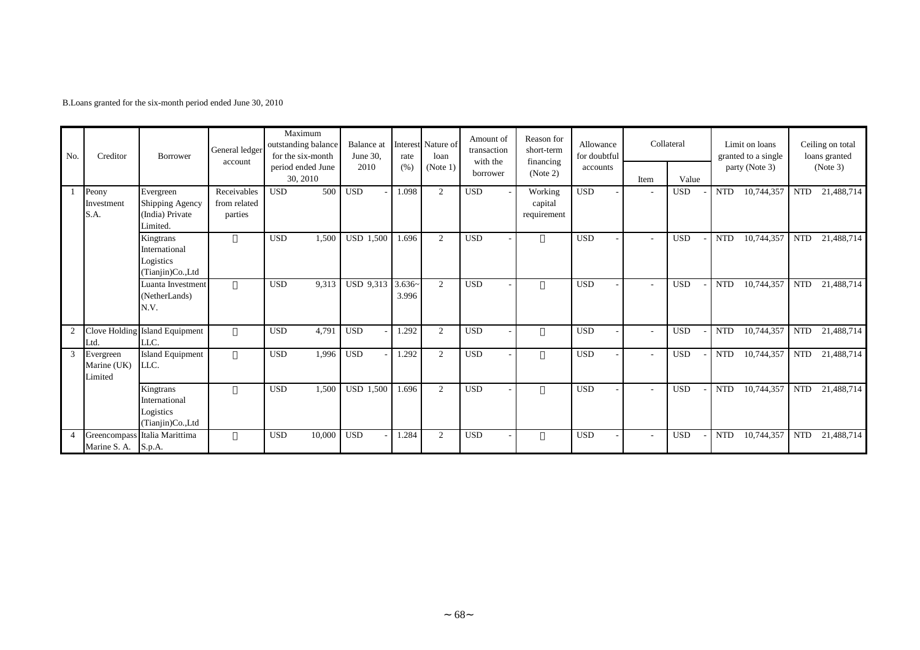B.Loans granted for the six-month period ended June 30, 2010

| No. | Creditor | Borrower | General ledger account | Maximum outstanding balance for the six-month period ended June 30, 2010 | Balance at June 30, 2010 | Interest rate (%) | Nature of loan (Note 1) | Amount of transaction with the borrower | Reason for short-term financing (Note 2) | Allowance for doubtful accounts | Collateral | | Limit on loans granted to a single party (Note 3) | Ceiling on total loans granted (Note 3) |
|---|---|---|---|---|---|---|---|---|---|---|---|---|---|---|
| | | | | | | | | | | | Item | Value | | |
| 1 | Peony Investment S.A. | Evergreen Shipping Agency (India) Private Limited. | Receivables from related parties | USD 500 | USD - | 1.098 | 2 | USD - | Working capital requirement | USD - | - | USD - | NTD 10,744,357 | NTD 21,488,714 |
| | | Kingtrans International Logistics (Tianjin)Co.,Ltd | 〃 | USD 1,500 | USD 1,500 | 1.696 | 2 | USD - | 〃 | USD - | - | USD - | NTD 10,744,357 | NTD 21,488,714 |
| | | Luanta Investment (NetherLands) N.V. | 〃 | USD 9,313 | USD 9,313 | 3.636~3.996 | 2 | USD - | 〃 | USD - | - | USD - | NTD 10,744,357 | NTD 21,488,714 |
| 2 | Clove Holding Ltd. | Island Equipment LLC. | 〃 | USD 4,791 | USD - | 1.292 | 2 | USD - | 〃 | USD - | - | USD - | NTD 10,744,357 | NTD 21,488,714 |
| 3 | Evergreen Marine (UK) Limited | Island Equipment LLC. | 〃 | USD 1,996 | USD - | 1.292 | 2 | USD - | 〃 | USD - | - | USD - | NTD 10,744,357 | NTD 21,488,714 |
| | | Kingtrans International Logistics (Tianjin)Co.,Ltd | 〃 | USD 1,500 | USD 1,500 | 1.696 | 2 | USD - | 〃 | USD - | - | USD - | NTD 10,744,357 | NTD 21,488,714 |
| 4 | Greencompass Marine S. A. | Italia Marittima S.p.A. | 〃 | USD 10,000 | USD - | 1.284 | 2 | USD - | 〃 | USD - | - | USD - | NTD 10,744,357 | NTD 21,488,714 |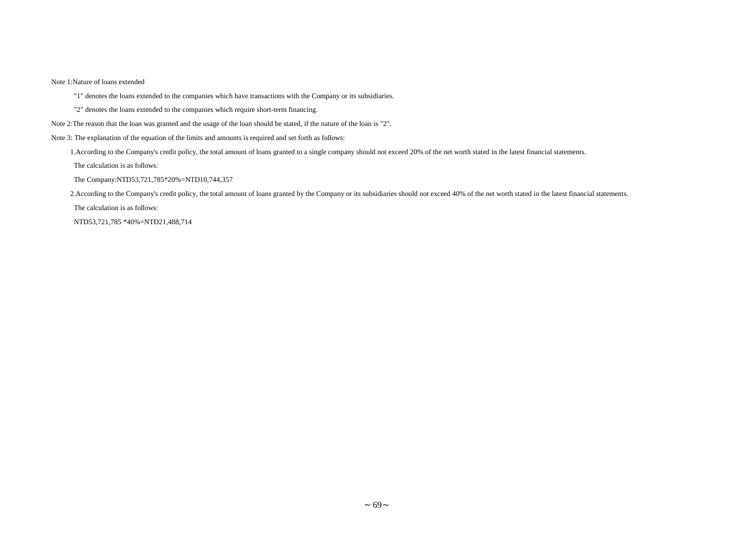Note 1:Nature of loans extended

"1" denotes the loans extended to the companies which have transactions with the Company or its subsidiaries.

"2" denotes the loans extended to the companies which require short-term financing.

Note 2:The reason that the loan was granted and the usage of the loan should be stated, if the nature of the loan is "2".

Note 3: The explanation of the equation of the limits and amounts is required and set forth as follows:

1.According to the Company's credit policy, the total amount of loans granted to a single company should not exceed 20% of the net worth stated in the latest financial statements.

The calculation is as follows:

The Company:NTD53,721,785*20%=NTD10,744,357

2.According to the Company's credit policy, the total amount of loans granted by the Company or its subsidiaries should not exceed 40% of the net worth stated in the latest financial statements.

The calculation is as follows:

NTD53,721,785 *40%=NTD21,488,714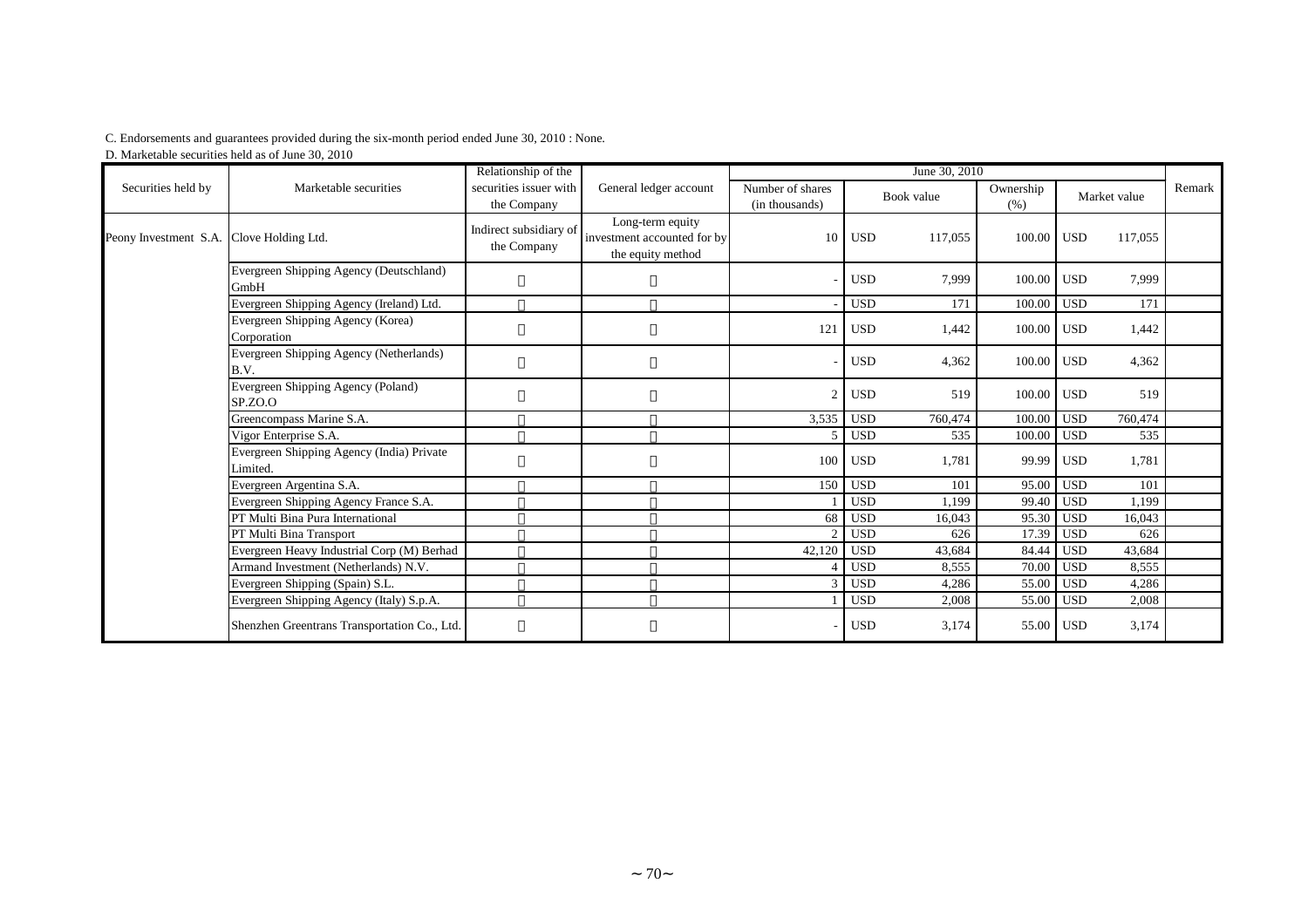C. Endorsements and guarantees provided during the six-month period ended June 30, 2010 : None.

D. Marketable securities held as of June 30, 2010

| Securities held by | Marketable securities | Relationship of the securities issuer with the Company | General ledger account | June 30, 2010 | | | | | | Remark |
|---|---|---|---|---|---|---|---|---|---|---|
| | | | | Number of shares (in thousands) | Book value | | Ownership (%) | Market value | | |
| Peony Investment S.A. | Clove Holding Ltd. | Indirect subsidiary of the Company | Long-term equity investment accounted for by the equity method | 10 | USD | 117,055 | 100.00 | USD | 117,055 | |
| | Evergreen Shipping Agency (Deutschland) GmbH | 〃 | 〃 | - | USD | 7,999 | 100.00 | USD | 7,999 | |
| | Evergreen Shipping Agency (Ireland) Ltd. | 〃 | 〃 | - | USD | 171 | 100.00 | USD | 171 | |
| | Evergreen Shipping Agency (Korea) Corporation | 〃 | 〃 | 121 | USD | 1,442 | 100.00 | USD | 1,442 | |
| | Evergreen Shipping Agency (Netherlands) B.V. | 〃 | 〃 | - | USD | 4,362 | 100.00 | USD | 4,362 | |
| | Evergreen Shipping Agency (Poland) SP.ZO.O | 〃 | 〃 | 2 | USD | 519 | 100.00 | USD | 519 | |
| | Greencompass Marine S.A. | 〃 | 〃 | 3,535 | USD | 760,474 | 100.00 | USD | 760,474 | |
| | Vigor Enterprise S.A. | 〃 | 〃 | 5 | USD | 535 | 100.00 | USD | 535 | |
| | Evergreen Shipping Agency (India) Private Limited. | 〃 | 〃 | 100 | USD | 1,781 | 99.99 | USD | 1,781 | |
| | Evergreen Argentina S.A. | 〃 | 〃 | 150 | USD | 101 | 95.00 | USD | 101 | |
| | Evergreen Shipping Agency France S.A. | 〃 | 〃 | 1 | USD | 1,199 | 99.40 | USD | 1,199 | |
| | PT Multi Bina Pura International | 〃 | 〃 | 68 | USD | 16,043 | 95.30 | USD | 16,043 | |
| | PT Multi Bina Transport | 〃 | 〃 | 2 | USD | 626 | 17.39 | USD | 626 | |
| | Evergreen Heavy Industrial Corp (M) Berhad | 〃 | 〃 | 42,120 | USD | 43,684 | 84.44 | USD | 43,684 | |
| | Armand Investment (Netherlands) N.V. | 〃 | 〃 | 4 | USD | 8,555 | 70.00 | USD | 8,555 | |
| | Evergreen Shipping (Spain) S.L. | 〃 | 〃 | 3 | USD | 4,286 | 55.00 | USD | 4,286 | |
| | Evergreen Shipping Agency (Italy) S.p.A. | 〃 | 〃 | 1 | USD | 2,008 | 55.00 | USD | 2,008 | |
| | Shenzhen Greentrans Transportation Co., Ltd. | 〃 | 〃 | - | USD | 3,174 | 55.00 | USD | 3,174 | |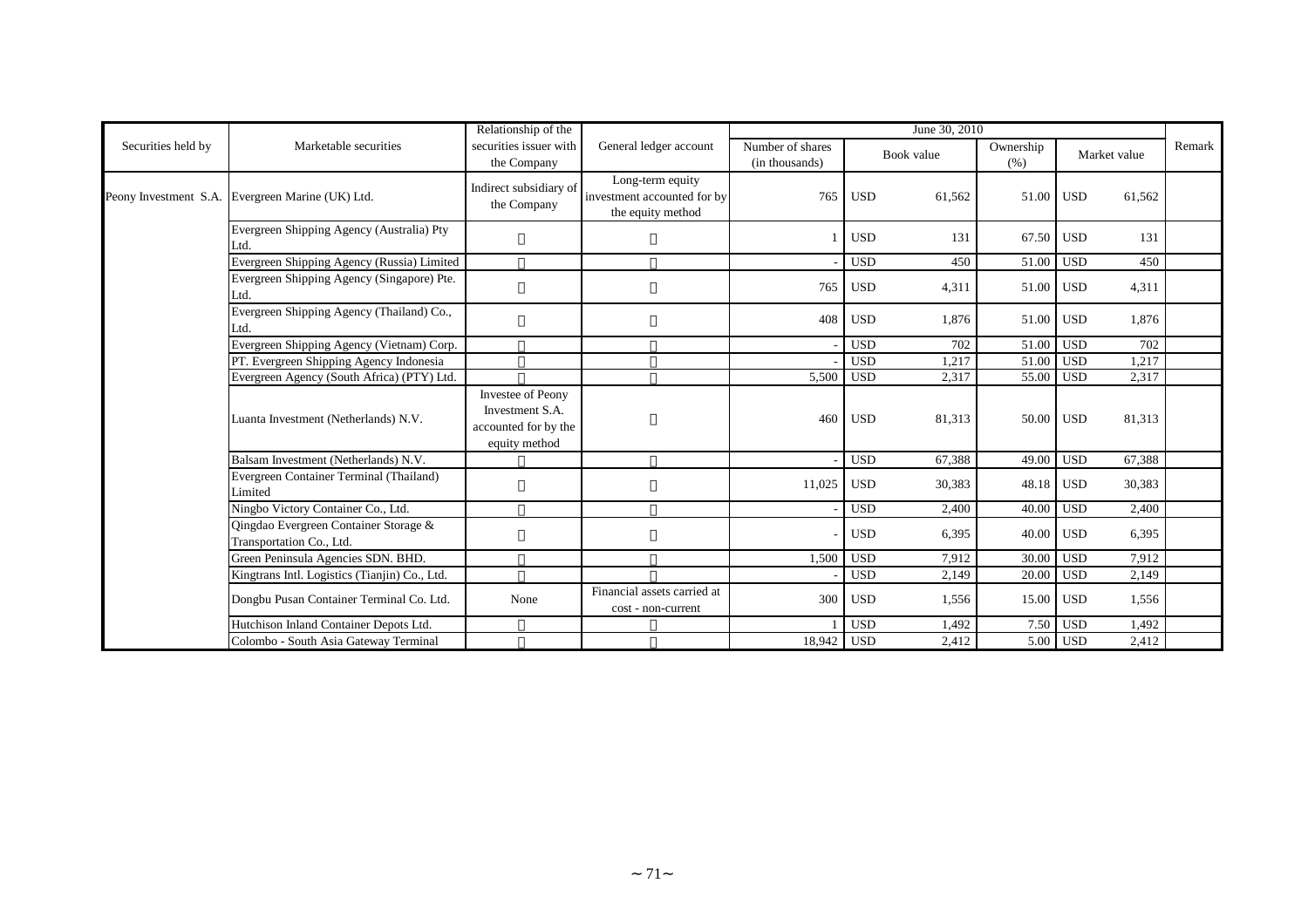| Securities held by | Marketable securities | Relationship of the securities issuer with the Company | General ledger account | June 30, 2010 | | | | | | | Remark |
|---|---|---|---|---|---|---|---|---|---|---|---|
| | | | | Number of shares (in thousands) | Book value | | Ownership (%) | Market value | | | |
| Peony Investment S.A. | Evergreen Marine (UK) Ltd. | Indirect subsidiary of the Company | Long-term equity investment accounted for by the equity method | 765 | USD | 61,562 | 51.00 | USD | 61,562 | | |
| | Evergreen Shipping Agency (Australia) Pty Ltd. | 〃 | 〃 | 1 | USD | 131 | 67.50 | USD | 131 | | |
| | Evergreen Shipping Agency (Russia) Limited | 〃 | 〃 | - | USD | 450 | 51.00 | USD | 450 | | |
| | Evergreen Shipping Agency (Singapore) Pte. Ltd. | 〃 | 〃 | 765 | USD | 4,311 | 51.00 | USD | 4,311 | | |
| | Evergreen Shipping Agency (Thailand) Co., Ltd. | 〃 | 〃 | 408 | USD | 1,876 | 51.00 | USD | 1,876 | | |
| | Evergreen Shipping Agency (Vietnam) Corp. | 〃 | 〃 | - | USD | 702 | 51.00 | USD | 702 | | |
| | PT. Evergreen Shipping Agency Indonesia | 〃 | 〃 | - | USD | 1,217 | 51.00 | USD | 1,217 | | |
| | Evergreen Agency (South Africa) (PTY) Ltd. | 〃 | 〃 | 5,500 | USD | 2,317 | 55.00 | USD | 2,317 | | |
| | Luanta Investment (Netherlands) N.V. | Investee of Peony Investment S.A. accounted for by the equity method | 〃 | 460 | USD | 81,313 | 50.00 | USD | 81,313 | | |
| | Balsam Investment (Netherlands) N.V. | 〃 | 〃 | - | USD | 67,388 | 49.00 | USD | 67,388 | | |
| | Evergreen Container Terminal (Thailand) Limited | 〃 | 〃 | 11,025 | USD | 30,383 | 48.18 | USD | 30,383 | | |
| | Ningbo Victory Container Co., Ltd. | 〃 | 〃 | - | USD | 2,400 | 40.00 | USD | 2,400 | | |
| | Qingdao Evergreen Container Storage & Transportation Co., Ltd. | 〃 | 〃 | - | USD | 6,395 | 40.00 | USD | 6,395 | | |
| | Green Peninsula Agencies SDN. BHD. | 〃 | 〃 | 1,500 | USD | 7,912 | 30.00 | USD | 7,912 | | |
| | Kingtrans Intl. Logistics (Tianjin) Co., Ltd. | 〃 | 〃 | - | USD | 2,149 | 20.00 | USD | 2,149 | | |
| | Dongbu Pusan Container Terminal Co. Ltd. | None | Financial assets carried at cost - non-current | 300 | USD | 1,556 | 15.00 | USD | 1,556 | | |
| | Hutchison Inland Container Depots Ltd. | 〃 | 〃 | 1 | USD | 1,492 | 7.50 | USD | 1,492 | | |
| | Colombo - South Asia Gateway Terminal | 〃 | 〃 | 18,942 | USD | 2,412 | 5.00 | USD | 2,412 | | |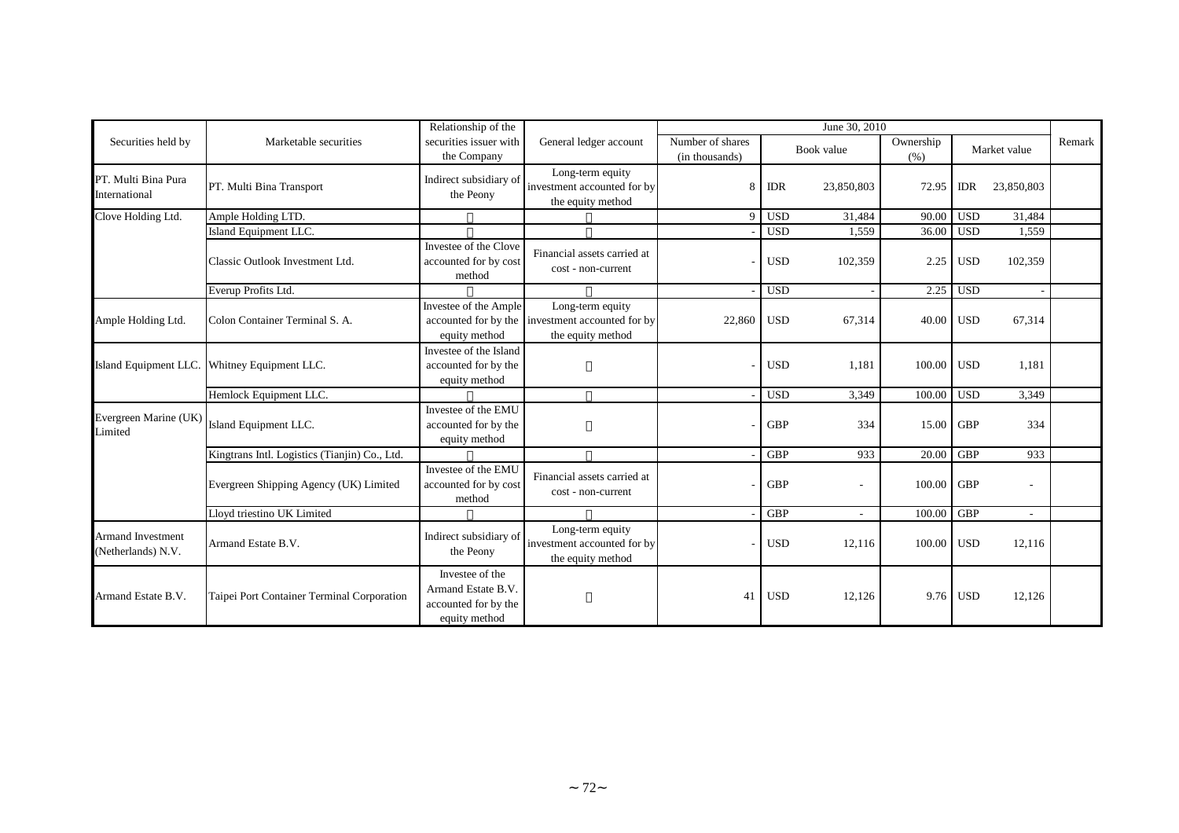| Securities held by | Marketable securities | Relationship of the securities issuer with the Company | General ledger account | June 30, 2010 | | | | | | | Remark |
|---|---|---|---|---|---|---|---|---|---|---|---|
| | | | | Number of shares (in thousands) | Book value | | Ownership (%) | Market value | | | |
| PT. Multi Bina Pura International | PT. Multi Bina Transport | Indirect subsidiary of the Peony | Long-term equity investment accounted for by the equity method | 8 | IDR | 23,850,803 | 72.95 | IDR | 23,850,803 | | |
| Clove Holding Ltd. | Ample Holding LTD. | 〃 | 〃 | 9 | USD | 31,484 | 90.00 | USD | 31,484 | | |
| | Island Equipment LLC. | 〃 | 〃 | - | USD | 1,559 | 36.00 | USD | 1,559 | | |
| | Classic Outlook Investment Ltd. | Investee of the Clove accounted for by cost method | Financial assets carried at cost - non-current | - | USD | 102,359 | 2.25 | USD | 102,359 | | |
| | Everup Profits Ltd. | 〃 | 〃 | - | USD | - | 2.25 | USD | - | | |
| Ample Holding Ltd. | Colon Container Terminal S. A. | Investee of the Ample accounted for by the equity method | Long-term equity investment accounted for by the equity method | 22,860 | USD | 67,314 | 40.00 | USD | 67,314 | | |
| Island Equipment LLC. | Whitney Equipment LLC. | Investee of the Island accounted for by the equity method | 〃 | - | USD | 1,181 | 100.00 | USD | 1,181 | | |
| | Hemlock Equipment LLC. | 〃 | 〃 | - | USD | 3,349 | 100.00 | USD | 3,349 | | |
| Evergreen Marine (UK) Limited | Island Equipment LLC. | Investee of the EMU accounted for by the equity method | 〃 | - | GBP | 334 | 15.00 | GBP | 334 | | |
| | Kingtrans Intl. Logistics (Tianjin) Co., Ltd. | 〃 | 〃 | - | GBP | 933 | 20.00 | GBP | 933 | | |
| | Evergreen Shipping Agency (UK) Limited | Investee of the EMU accounted for by cost method | Financial assets carried at cost - non-current | - | GBP | - | 100.00 | GBP | - | | |
| | Lloyd triestino UK Limited | 〃 | 〃 | - | GBP | - | 100.00 | GBP | - | | |
| Armand Investment (Netherlands) N.V. | Armand Estate B.V. | Indirect subsidiary of the Peony | Long-term equity investment accounted for by the equity method | - | USD | 12,116 | 100.00 | USD | 12,116 | | |
| Armand Estate B.V. | Taipei Port Container Terminal Corporation | Investee of the Armand Estate B.V. accounted for by the equity method | 〃 | 41 | USD | 12,126 | 9.76 | USD | 12,126 | | |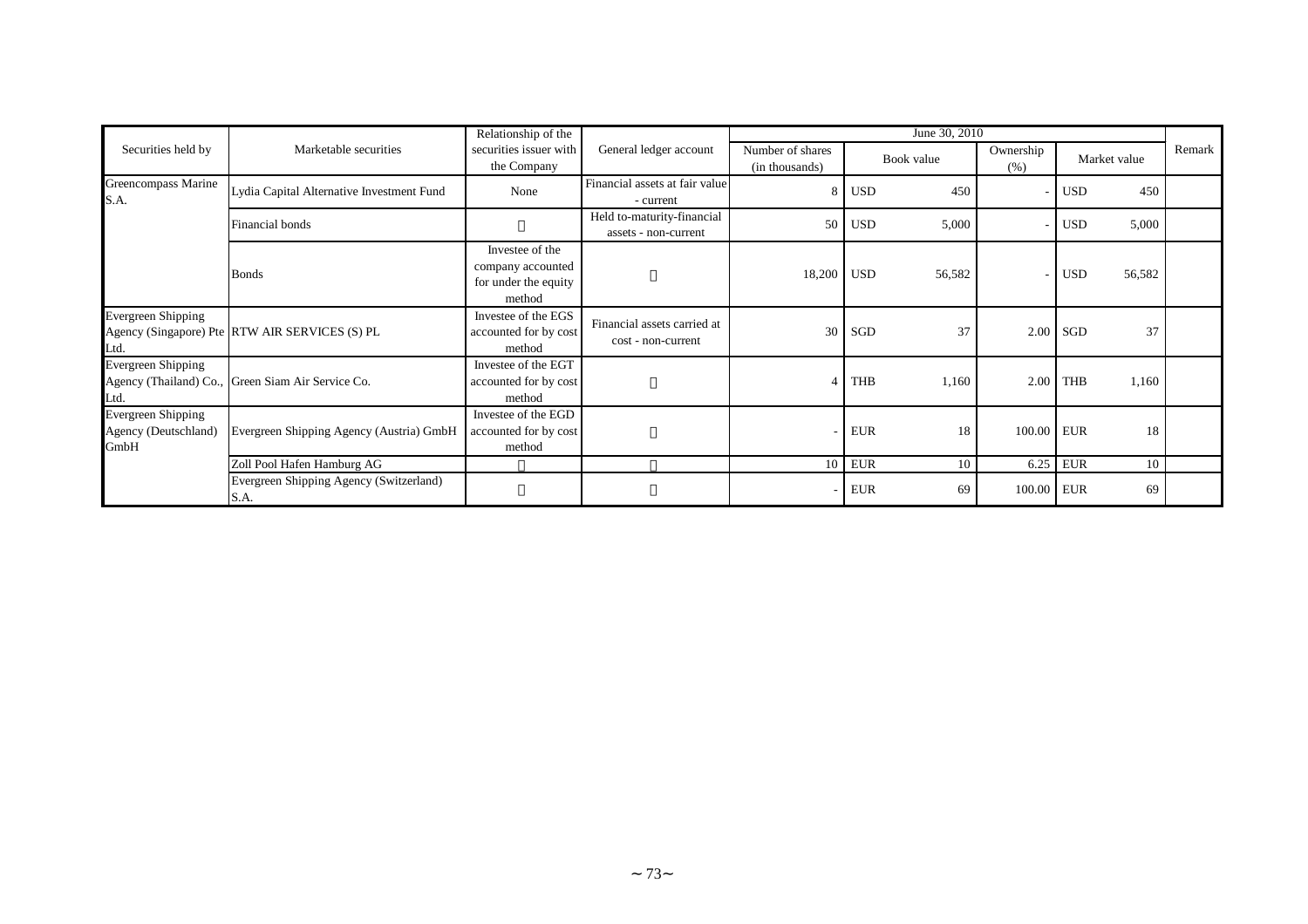| Securities held by | Marketable securities | Relationship of the securities issuer with the Company | General ledger account | June 30, 2010 | | | | | | | Remark |
|---|---|---|---|---|---|---|---|---|---|---|---|
| | | | | Number of shares (in thousands) | Book value | | Ownership (%) | Market value | | | |
| Greencompass Marine S.A. | Lydia Capital Alternative Investment Fund | None | Financial assets at fair value - current | 8 | USD | 450 | - | USD | 450 | | |
| | Financial bonds | 〃 | Held to-maturity-financial assets - non-current | 50 | USD | 5,000 | - | USD | 5,000 | | |
| | Bonds | Investee of the company accounted for under the equity method | 〃 | 18,200 | USD | 56,582 | - | USD | 56,582 | | |
| Evergreen Shipping Agency (Singapore) Pte Ltd. | RTW AIR SERVICES (S) PL | Investee of the EGS accounted for by cost method | Financial assets carried at cost - non-current | 30 | SGD | 37 | 2.00 | SGD | 37 | | |
| Evergreen Shipping Agency (Thailand) Co., Ltd. | Green Siam Air Service Co. | Investee of the EGT accounted for by cost method | 〃 | 4 | THB | 1,160 | 2.00 | THB | 1,160 | | |
| Evergreen Shipping Agency (Deutschland) GmbH | Evergreen Shipping Agency (Austria) GmbH | Investee of the EGD accounted for by cost method | 〃 | - | EUR | 18 | 100.00 | EUR | 18 | | |
| | Zoll Pool Hafen Hamburg AG | 〃 | 〃 | 10 | EUR | 10 | 6.25 | EUR | 10 | | |
| | Evergreen Shipping Agency (Switzerland) S.A. | 〃 | 〃 | - | EUR | 69 | 100.00 | EUR | 69 | | |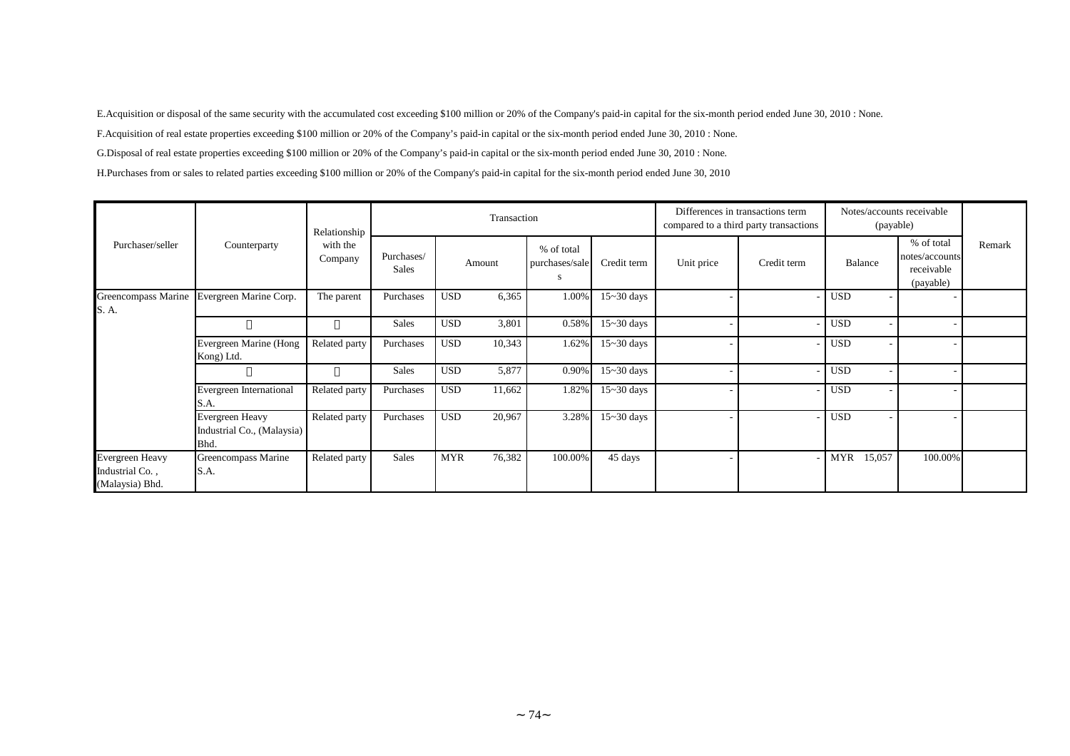E.Acquisition or disposal of the same security with the accumulated cost exceeding $100 million or 20% of the Company's paid-in capital for the six-month period ended June 30, 2010 : None.

F.Acquisition of real estate properties exceeding $100 million or 20% of the Company's paid-in capital or the six-month period ended June 30, 2010 : None.

G.Disposal of real estate properties exceeding $100 million or 20% of the Company's paid-in capital or the six-month period ended June 30, 2010 : None.

H.Purchases from or sales to related parties exceeding $100 million or 20% of the Company's paid-in capital for the six-month period ended June 30, 2010

| Purchaser/seller | Counterparty | Relationship with the Company | Transaction | | | | Differences in transactions term compared to a third party transactions | | Notes/accounts receivable (payable) | | Remark |
|---|---|---|---|---|---|---|---|---|---|---|---|
| | | | Purchases/ Sales | Amount | % of total purchases/sales | Credit term | Unit price | Credit term | Balance | % of total notes/accounts receivable (payable) | |
| Greencompass Marine S. A. | Evergreen Marine Corp. | The parent | Purchases | USD 6,365 | 1.00% | 15~30 days | - | - | USD - | - | |
| | 〃 | 〃 | Sales | USD 3,801 | 0.58% | 15~30 days | - | - | USD - | - | |
| | Evergreen Marine (Hong Kong) Ltd. | Related party | Purchases | USD 10,343 | 1.62% | 15~30 days | - | - | USD - | - | |
| | 〃 | 〃 | Sales | USD 5,877 | 0.90% | 15~30 days | - | - | USD - | - | |
| | Evergreen International S.A. | Related party | Purchases | USD 11,662 | 1.82% | 15~30 days | - | - | USD - | - | |
| | Evergreen Heavy Industrial Co., (Malaysia) Bhd. | Related party | Purchases | USD 20,967 | 3.28% | 15~30 days | - | - | USD - | - | |
| Evergreen Heavy Industrial Co. , (Malaysia) Bhd. | Greencompass Marine S.A. | Related party | Sales | MYR 76,382 | 100.00% | 45 days | - | - | MYR 15,057 | 100.00% | |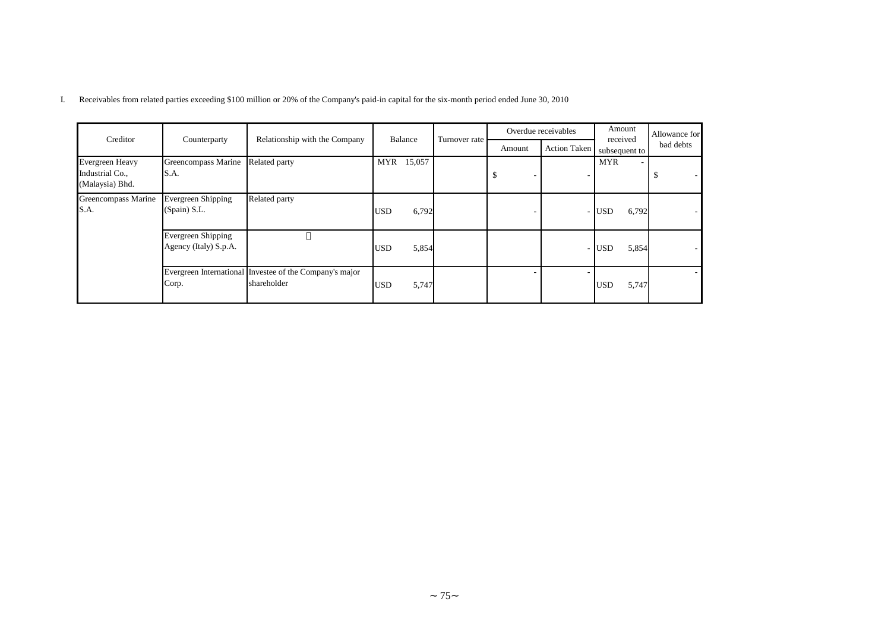I. Receivables from related parties exceeding $100 million or 20% of the Company's paid-in capital for the six-month period ended June 30, 2010

| Creditor | Counterparty | Relationship with the Company | Balance | Turnover rate | Overdue receivables | | Amount received subsequent to | Allowance for bad debts |
|---|---|---|---|---|---|---|---|---|
| | | | | | Amount | Action Taken | | |
| Evergreen Heavy Industrial Co., (Malaysia) Bhd. | Greencompass Marine S.A. | Related party | MYR 15,057 | | $ - | - | MYR - | $ - |
| Greencompass Marine S.A. | Evergreen Shipping (Spain) S.L. | Related party | USD 6,792 | | - | - | USD 6,792 | - |
| | Evergreen Shipping Agency (Italy) S.p.A. | 〃 | USD 5,854 | | | - | USD 5,854 | - |
| | Evergreen International Corp. | Investee of the Company's major shareholder | USD 5,747 | | - | - | USD 5,747 | - |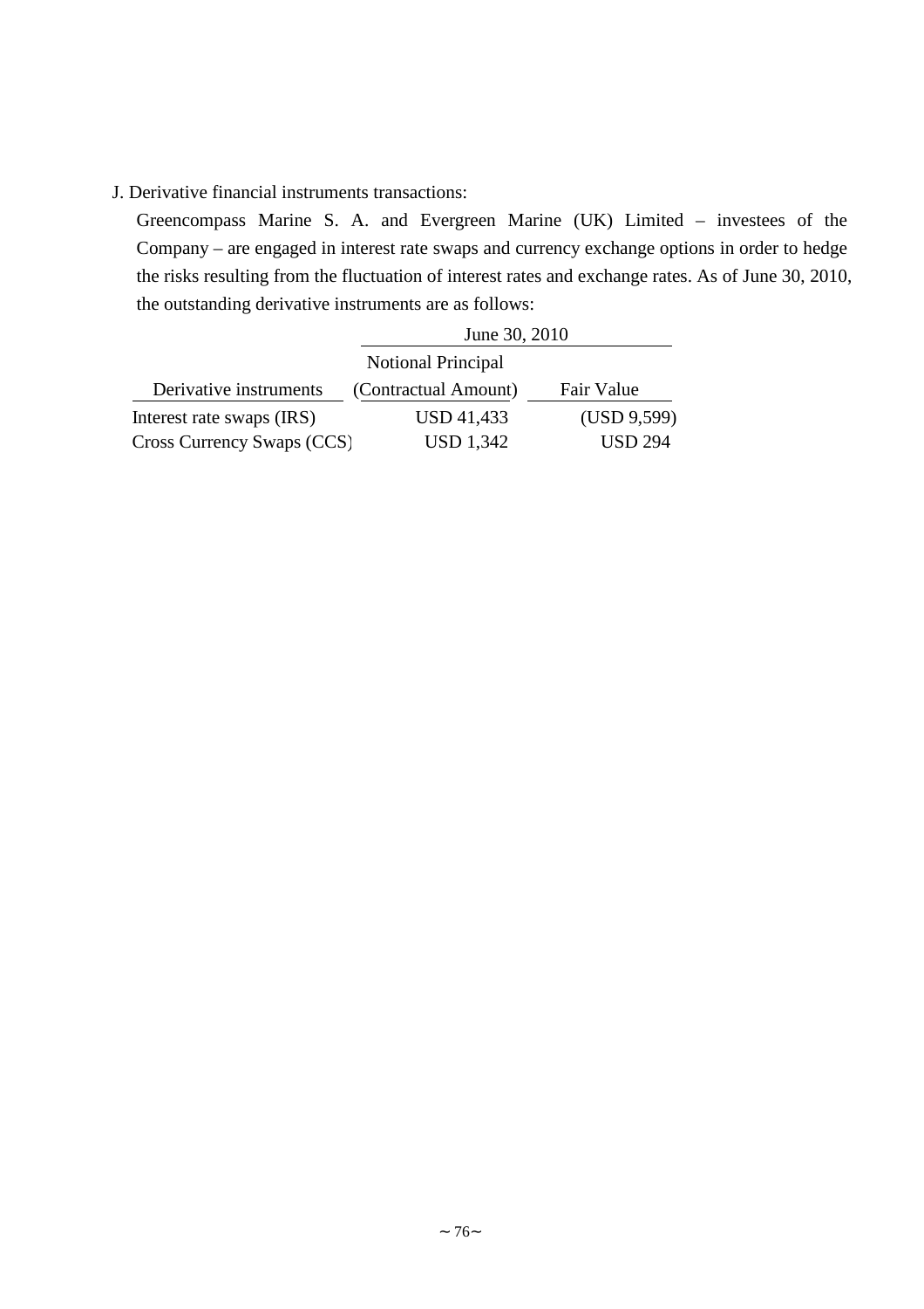J. Derivative financial instruments transactions:

Greencompass Marine S. A. and Evergreen Marine (UK) Limited – investees of the Company – are engaged in interest rate swaps and currency exchange options in order to hedge the risks resulting from the fluctuation of interest rates and exchange rates. As of June 30, 2010, the outstanding derivative instruments are as follows:

| | June 30, 2010 | |
|---|---|---|
| Derivative instruments | Notional Principal (Contractual Amount) | Fair Value |
| Interest rate swaps (IRS) | USD 41,433 | (USD 9,599) |
| Cross Currency Swaps (CCS) | USD 1,342 | USD 294 |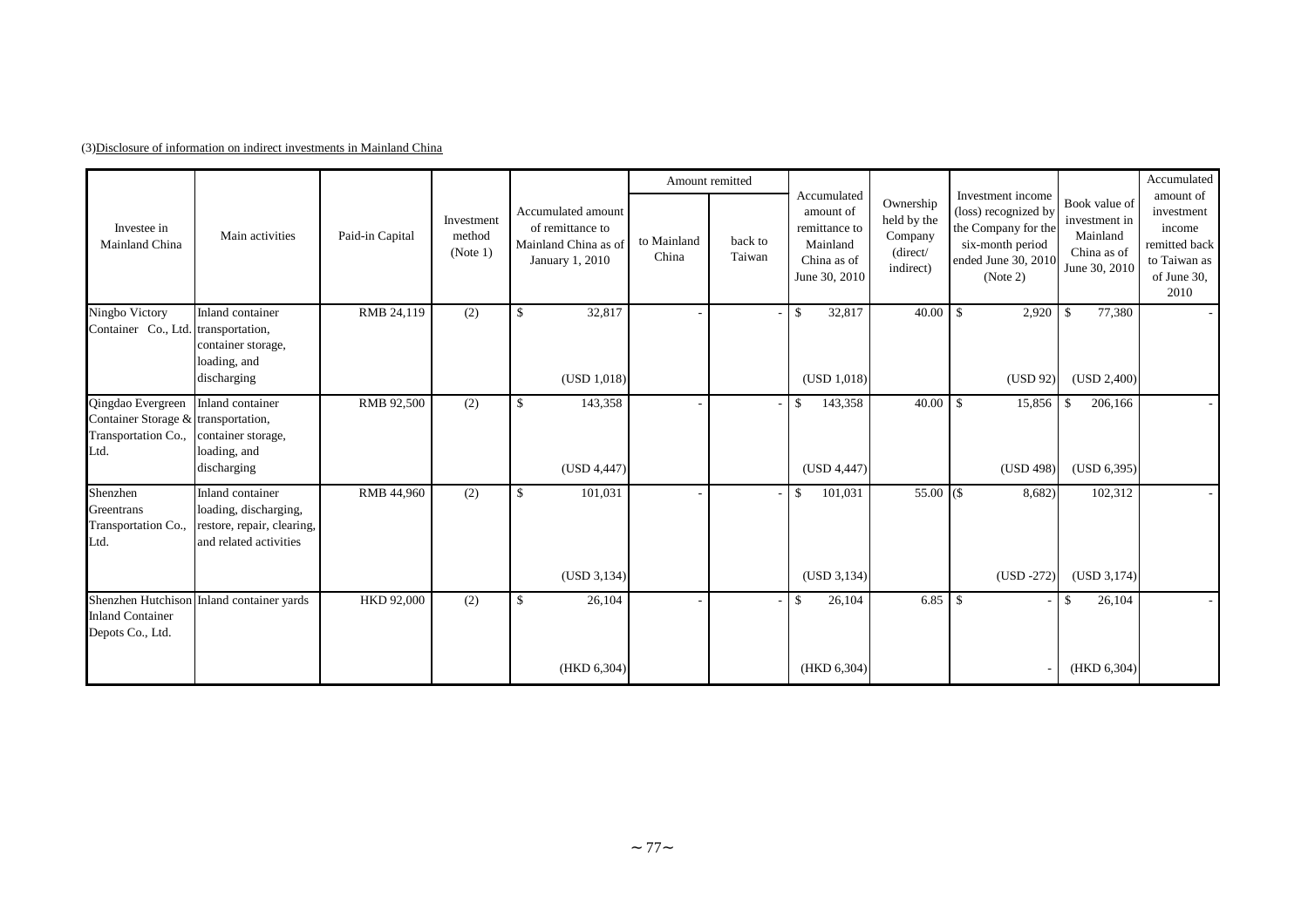(3)Disclosure of information on indirect investments in Mainland China

| Investee in Mainland China | Main activities | Paid-in Capital | Investment method (Note 1) | Accumulated amount of remittance to Mainland China as of January 1, 2010 | Amount remitted | | Accumulated amount of remittance to Mainland China as of June 30, 2010 | Ownership held by the Company (direct/ indirect) | Investment income (loss) recognized by the Company for the six-month period ended June 30, 2010 (Note 2) | Book value of investment in Mainland China as of June 30, 2010 | Accumulated amount of investment income remitted back to Taiwan as of June 30, 2010 |
|---|---|---|---|---|---|---|---|---|---|---|---|
| | | | | | to Mainland China | back to Taiwan | | | | | |
| Ningbo Victory Container Co., Ltd. | Inland container transportation, container storage, loading, and discharging | RMB 24,119 | (2) | $ 32,817 (USD 1,018) | - | - | $ 32,817 (USD 1,018) | 40.00 | $ 2,920 (USD 92) | $ 77,380 (USD 2,400) | - |
| Qingdao Evergreen Container Storage & Transportation Co., Ltd. | Inland container transportation, container storage, loading, and discharging | RMB 92,500 | (2) | $ 143,358 (USD 4,447) | - | - | $ 143,358 (USD 4,447) | 40.00 | $ 15,856 (USD 498) | $ 206,166 (USD 6,395) | - |
| Shenzhen Greentrans Transportation Co., Ltd. | Inland container loading, discharging, restore, repair, clearing, and related activities | RMB 44,960 | (2) | $ 101,031 (USD 3,134) | - | - | $ 101,031 (USD 3,134) | 55.00 | ($ 8,682) (USD -272) | 102,312 (USD 3,174) | - |
| Shenzhen Hutchison Inland Container Depots Co., Ltd. | Inland container yards | HKD 92,000 | (2) | $ 26,104 (HKD 6,304) | - | - | $ 26,104 (HKD 6,304) | 6.85 | $ - | $ 26,104 (HKD 6,304) | - |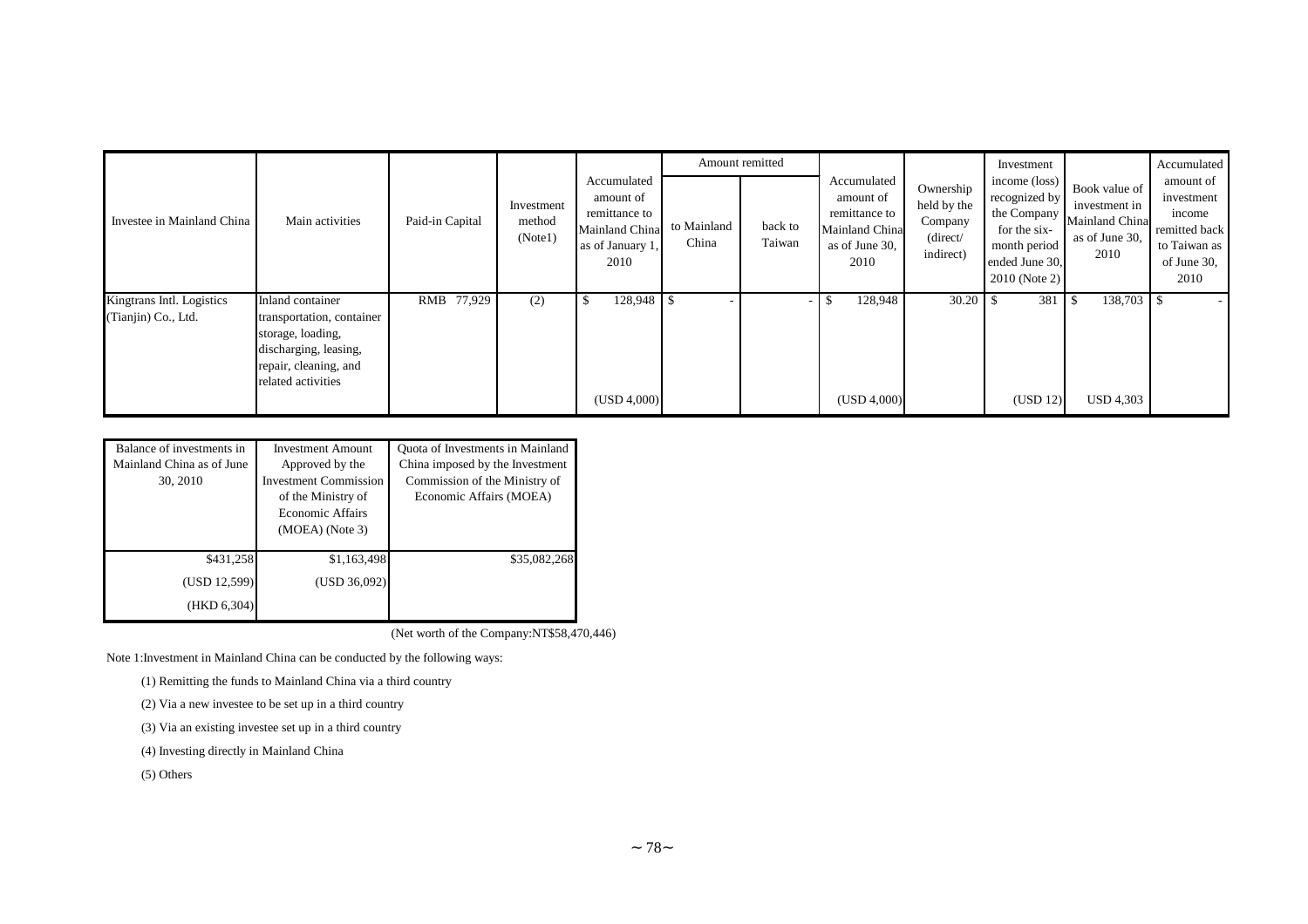| Investee in Mainland China | Main activities | Paid-in Capital | Investment method (Note1) | Accumulated amount of remittance to Mainland China as of January 1, 2010 | Amount remitted | | Accumulated amount of remittance to Mainland China as of June 30, 2010 | Ownership held by the Company (direct/ indirect) | Investment income (loss) recognized by the Company for the six-month period ended June 30, 2010 (Note 2) | Book value of investment in Mainland China as of June 30, 2010 | Accumulated amount of investment income remitted back to Taiwan as of June 30, 2010 |
|---|---|---|---|---|---|---|---|---|---|---|---|
| | | | | | to Mainland China | back to Taiwan | | | | | |
| Kingtrans Intl. Logistics (Tianjin) Co., Ltd. | Inland container transportation, container storage, loading, discharging, leasing, repair, cleaning, and related activities | RMB 77,929 | (2) | $ 128,948 | $ - | - | $ 128,948 | 30.20 | $ 381 | $ 138,703 | $ - |
| | | | | (USD 4,000) | | | (USD 4,000) | | (USD 12) | USD 4,303 | |

| Balance of investments in Mainland China as of June 30, 2010 | Investment Amount Approved by the Investment Commission of the Ministry of Economic Affairs (MOEA) (Note 3) | Quota of Investments in Mainland China imposed by the Investment Commission of the Ministry of Economic Affairs (MOEA) |
|---|---|---|
| $431,258 | $1,163,498 | $35,082,268 |
| (USD 12,599) | (USD 36,092) | |
| (HKD 6,304) | | |

(Net worth of the Company:NT$58,470,446)

Note 1:Investment in Mainland China can be conducted by the following ways:

(1) Remitting the funds to Mainland China via a third country

(2) Via a new investee to be set up in a third country

(3) Via an existing investee set up in a third country

(4) Investing directly in Mainland China

(5) Others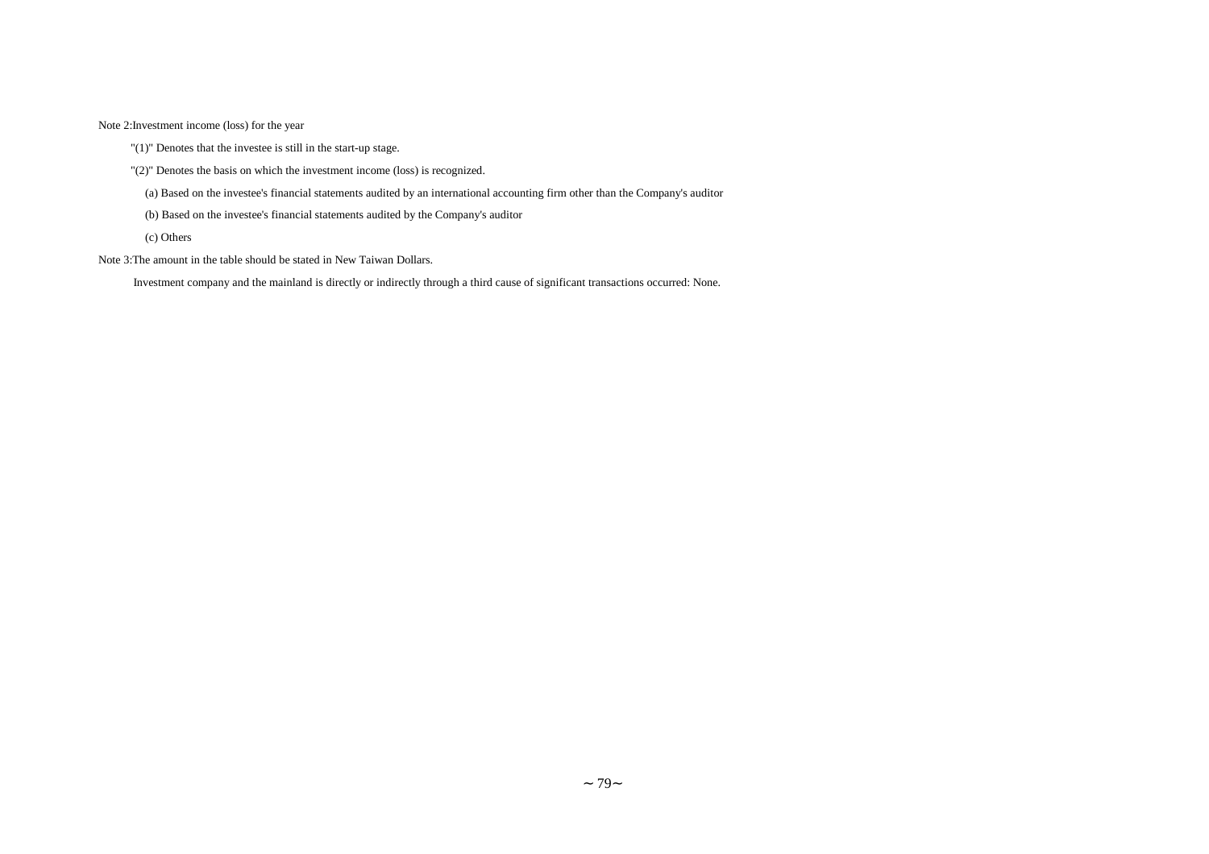Note 2:Investment income (loss) for the year

"(1)" Denotes that the investee is still in the start-up stage.

"(2)" Denotes the basis on which the investment income (loss) is recognized.

(a) Based on the investee's financial statements audited by an international accounting firm other than the Company's auditor

(b) Based on the investee's financial statements audited by the Company's auditor

(c) Others

Note 3:The amount in the table should be stated in New Taiwan Dollars.

Investment company and the mainland is directly or indirectly through a third cause of significant transactions occurred: None.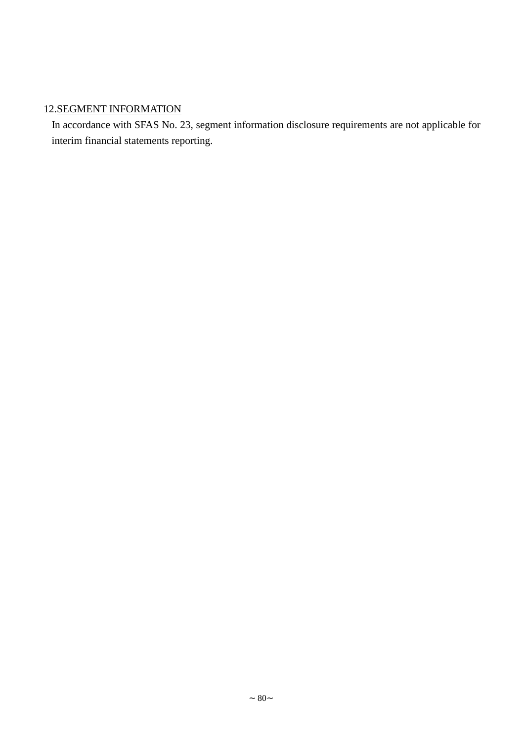12. SEGMENT INFORMATION

In accordance with SFAS No. 23, segment information disclosure requirements are not applicable for interim financial statements reporting.